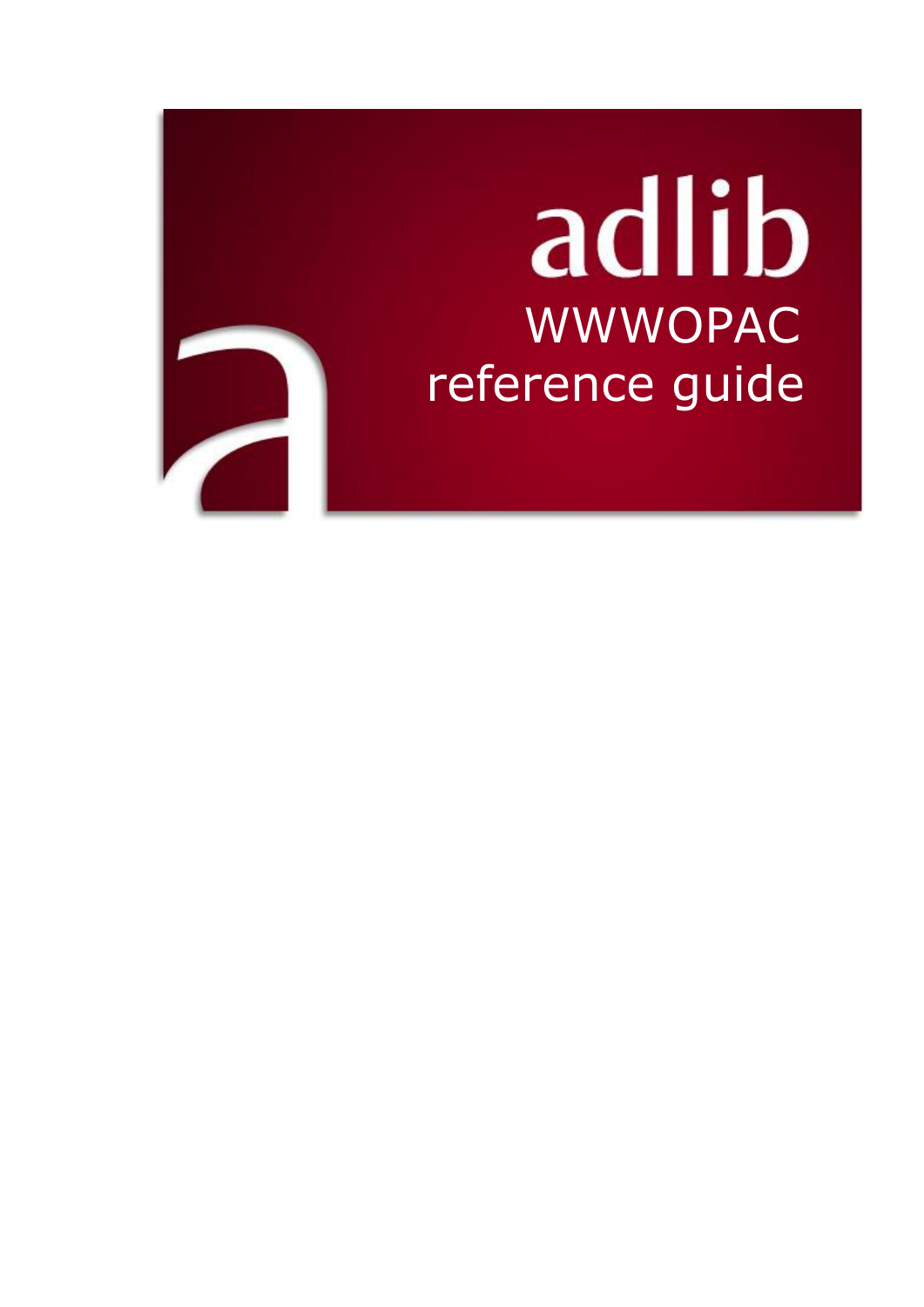# adlib

# WWWOPAC reference guide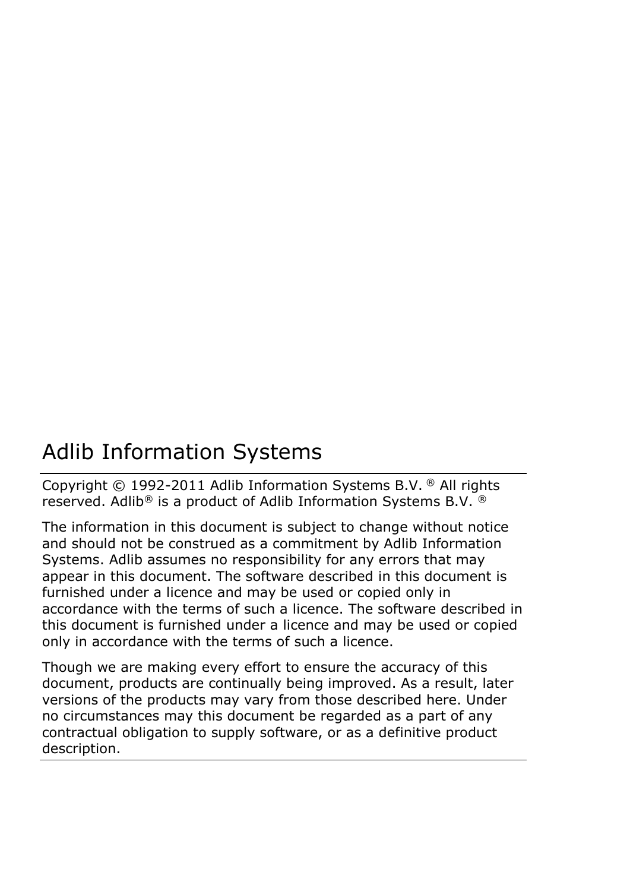# Adlib Information Systems

Copyright © 1992-2011 Adlib Information Systems B.V. ® All rights reserved. Adlib® is a product of Adlib Information Systems B.V. ®

The information in this document is subject to change without notice and should not be construed as a commitment by Adlib Information Systems. Adlib assumes no responsibility for any errors that may appear in this document. The software described in this document is furnished under a licence and may be used or copied only in accordance with the terms of such a licence. The software described in this document is furnished under a licence and may be used or copied only in accordance with the terms of such a licence.

Though we are making every effort to ensure the accuracy of this document, products are continually being improved. As a result, later versions of the products may vary from those described here. Under no circumstances may this document be regarded as a part of any contractual obligation to supply software, or as a definitive product description.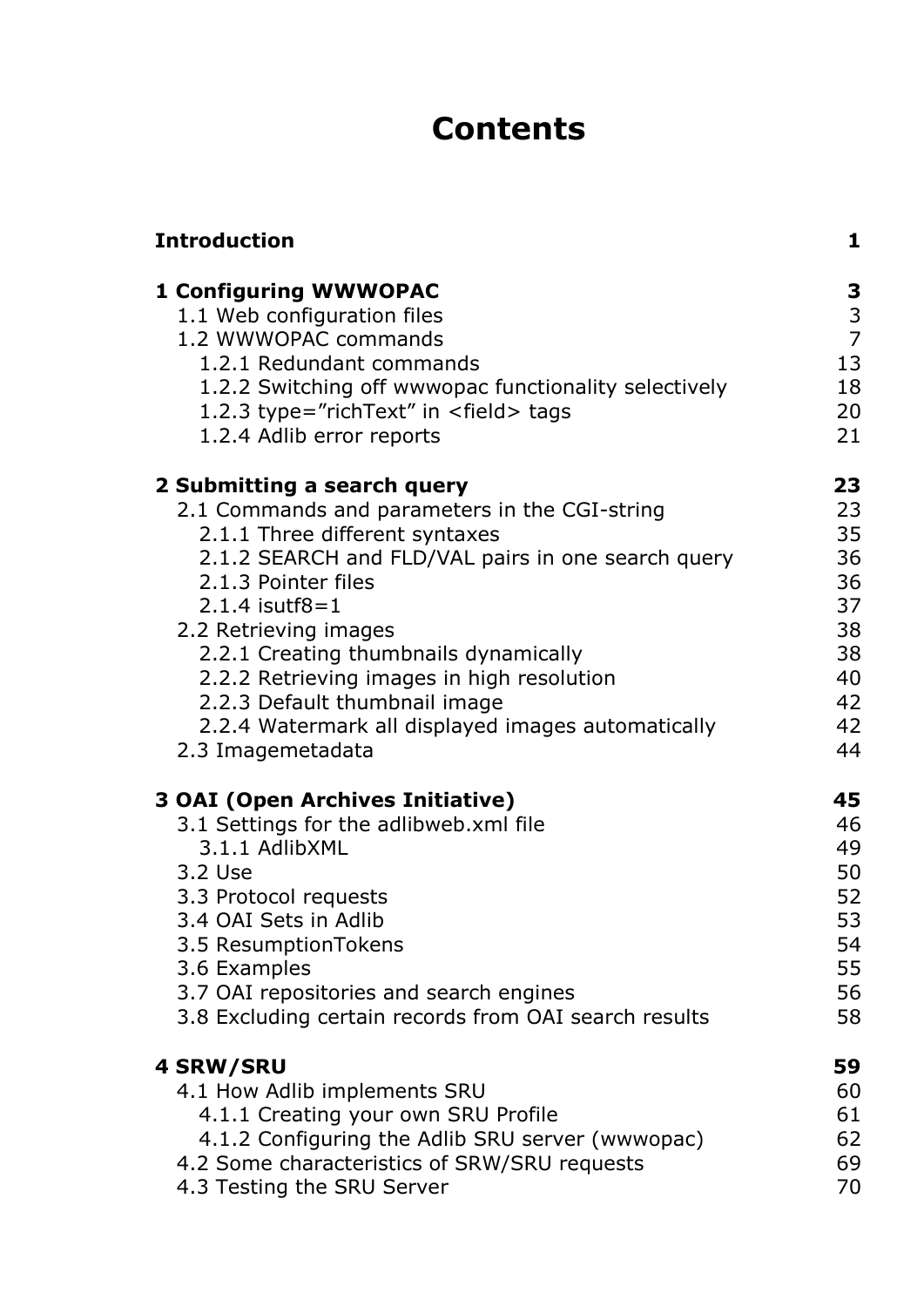# Contents

| | |
|---|---|
| **Introduction** | **1** |
| **1 Configuring WWWOPAC** | **3** |
| 1.1 Web configuration files | 3 |
| 1.2 WWWOPAC commands | 7 |
| 1.2.1 Redundant commands | 13 |
| 1.2.2 Switching off wwwopac functionality selectively | 18 |
| 1.2.3 type="richText" in <field> tags | 20 |
| 1.2.4 Adlib error reports | 21 |
| **2 Submitting a search query** | **23** |
| 2.1 Commands and parameters in the CGI-string | 23 |
| 2.1.1 Three different syntaxes | 35 |
| 2.1.2 SEARCH and FLD/VAL pairs in one search query | 36 |
| 2.1.3 Pointer files | 36 |
| 2.1.4 isutf8=1 | 37 |
| 2.2 Retrieving images | 38 |
| 2.2.1 Creating thumbnails dynamically | 38 |
| 2.2.2 Retrieving images in high resolution | 40 |
| 2.2.3 Default thumbnail image | 42 |
| 2.2.4 Watermark all displayed images automatically | 42 |
| 2.3 Imagemetadata | 44 |
| **3 OAI (Open Archives Initiative)** | **45** |
| 3.1 Settings for the adlibweb.xml file | 46 |
| 3.1.1 AdlibXML | 49 |
| 3.2 Use | 50 |
| 3.3 Protocol requests | 52 |
| 3.4 OAI Sets in Adlib | 53 |
| 3.5 ResumptionTokens | 54 |
| 3.6 Examples | 55 |
| 3.7 OAI repositories and search engines | 56 |
| 3.8 Excluding certain records from OAI search results | 58 |
| **4 SRW/SRU** | **59** |
| 4.1 How Adlib implements SRU | 60 |
| 4.1.1 Creating your own SRU Profile | 61 |
| 4.1.2 Configuring the Adlib SRU server (wwwopac) | 62 |
| 4.2 Some characteristics of SRW/SRU requests | 69 |
| 4.3 Testing the SRU Server | 70 |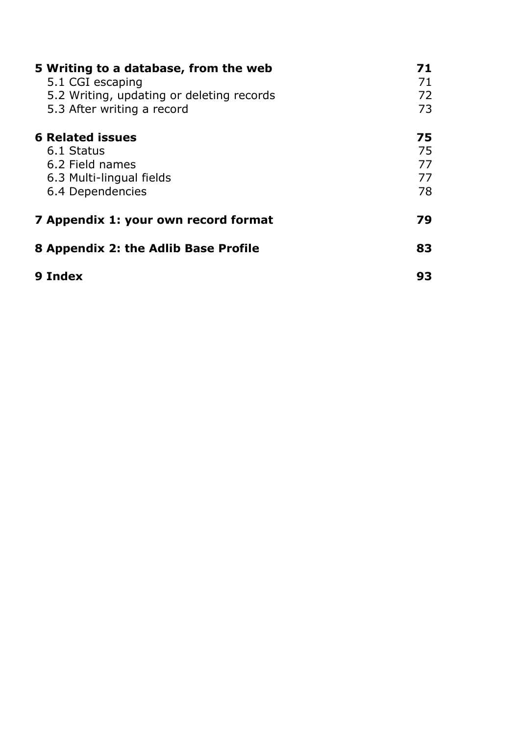**5 Writing to a database, from the web** **71**

5.1 CGI escaping 71

5.2 Writing, updating or deleting records 72

5.3 After writing a record 73

**6 Related issues** **75**

6.1 Status 75

6.2 Field names 77

6.3 Multi-lingual fields 77

6.4 Dependencies 78

**7 Appendix 1: your own record format** **79**

**8 Appendix 2: the Adlib Base Profile** **83**

**9 Index** **93**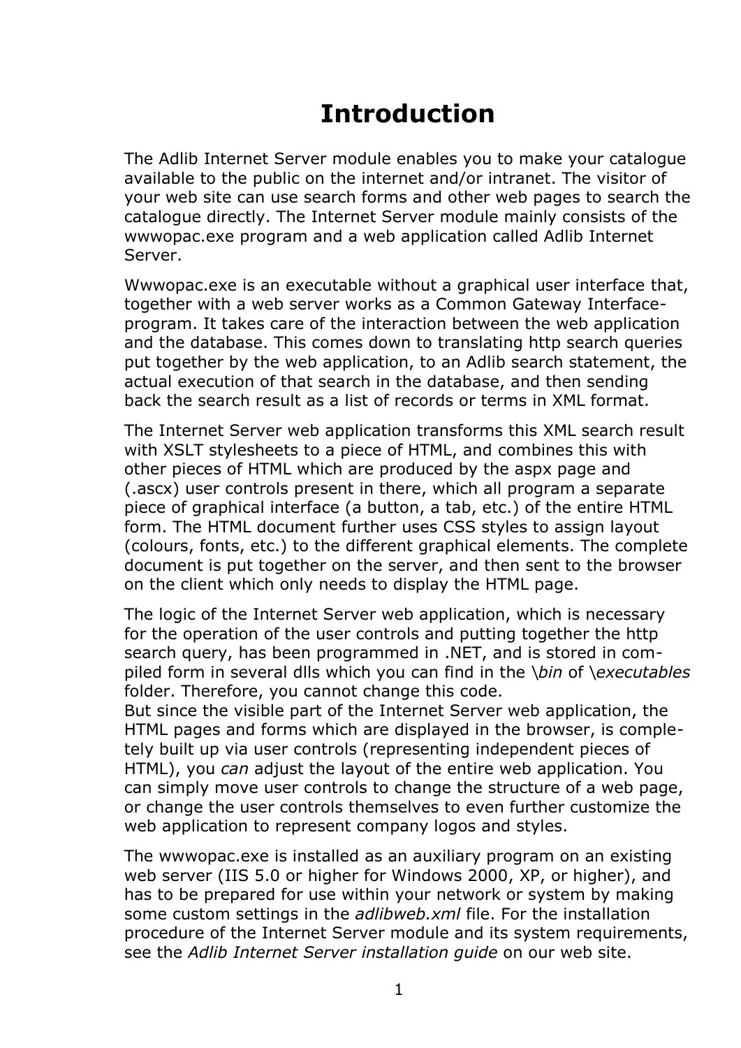# Introduction

The Adlib Internet Server module enables you to make your catalogue available to the public on the internet and/or intranet. The visitor of your web site can use search forms and other web pages to search the catalogue directly. The Internet Server module mainly consists of the wwwopac.exe program and a web application called Adlib Internet Server.

Wwwopac.exe is an executable without a graphical user interface that, together with a web server works as a Common Gateway Interface-program. It takes care of the interaction between the web application and the database. This comes down to translating http search queries put together by the web application, to an Adlib search statement, the actual execution of that search in the database, and then sending back the search result as a list of records or terms in XML format.

The Internet Server web application transforms this XML search result with XSLT stylesheets to a piece of HTML, and combines this with other pieces of HTML which are produced by the aspx page and (.ascx) user controls present in there, which all program a separate piece of graphical interface (a button, a tab, etc.) of the entire HTML form. The HTML document further uses CSS styles to assign layout (colours, fonts, etc.) to the different graphical elements. The complete document is put together on the server, and then sent to the browser on the client which only needs to display the HTML page.

The logic of the Internet Server web application, which is necessary for the operation of the user controls and putting together the http search query, has been programmed in .NET, and is stored in compiled form in several dlls which you can find in the *\bin* of *\executables* folder. Therefore, you cannot change this code.
But since the visible part of the Internet Server web application, the HTML pages and forms which are displayed in the browser, is completely built up via user controls (representing independent pieces of HTML), you *can* adjust the layout of the entire web application. You can simply move user controls to change the structure of a web page, or change the user controls themselves to even further customize the web application to represent company logos and styles.

The wwwopac.exe is installed as an auxiliary program on an existing web server (IIS 5.0 or higher for Windows 2000, XP, or higher), and has to be prepared for use within your network or system by making some custom settings in the *adlibweb.xml* file. For the installation procedure of the Internet Server module and its system requirements, see the *Adlib Internet Server installation guide* on our web site.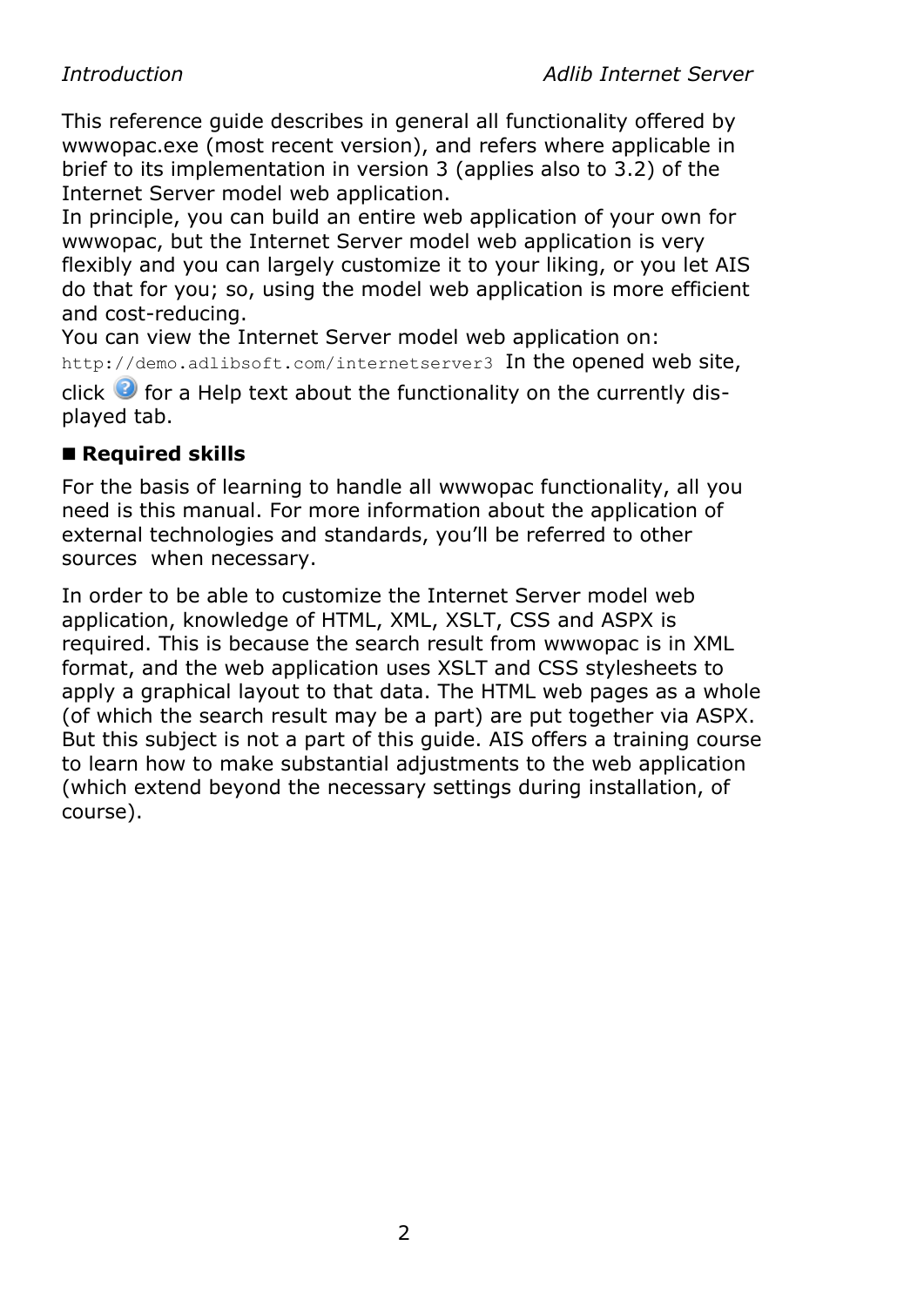This reference guide describes in general all functionality offered by wwwopac.exe (most recent version), and refers where applicable in brief to its implementation in version 3 (applies also to 3.2) of the Internet Server model web application.
In principle, you can build an entire web application of your own for wwwopac, but the Internet Server model web application is very flexibly and you can largely customize it to your liking, or you let AIS do that for you; so, using the model web application is more efficient and cost-reducing.
You can view the Internet Server model web application on: `http://demo.adlibsoft.com/internetserver3` In the opened web site, click ? for a Help text about the functionality on the currently displayed tab.

## ■ Required skills

For the basis of learning to handle all wwwopac functionality, all you need is this manual. For more information about the application of external technologies and standards, you'll be referred to other sources when necessary.

In order to be able to customize the Internet Server model web application, knowledge of HTML, XML, XSLT, CSS and ASPX is required. This is because the search result from wwwopac is in XML format, and the web application uses XSLT and CSS stylesheets to apply a graphical layout to that data. The HTML web pages as a whole (of which the search result may be a part) are put together via ASPX. But this subject is not a part of this guide. AIS offers a training course to learn how to make substantial adjustments to the web application (which extend beyond the necessary settings during installation, of course).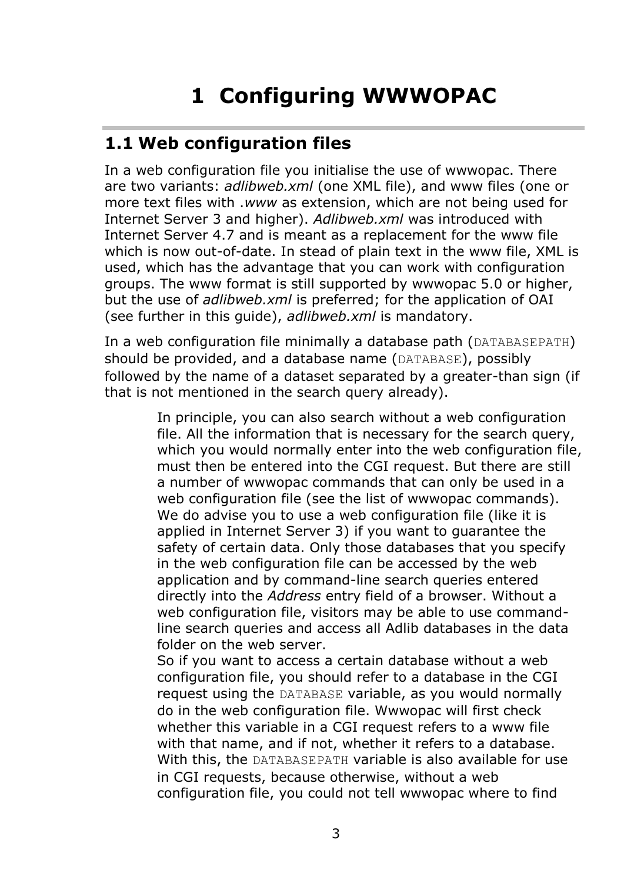# 1 Configuring WWWOPAC

## 1.1 Web configuration files

In a web configuration file you initialise the use of wwwopac. There are two variants: *adlibweb.xml* (one XML file), and www files (one or more text files with *.www* as extension, which are not being used for Internet Server 3 and higher). *Adlibweb.xml* was introduced with Internet Server 4.7 and is meant as a replacement for the www file which is now out-of-date. In stead of plain text in the www file, XML is used, which has the advantage that you can work with configuration groups. The www format is still supported by wwwopac 5.0 or higher, but the use of *adlibweb.xml* is preferred; for the application of OAI (see further in this guide), *adlibweb.xml* is mandatory.

In a web configuration file minimally a database path (`DATABASEPATH`) should be provided, and a database name (`DATABASE`), possibly followed by the name of a dataset separated by a greater-than sign (if that is not mentioned in the search query already).

> In principle, you can also search without a web configuration file. All the information that is necessary for the search query, which you would normally enter into the web configuration file, must then be entered into the CGI request. But there are still a number of wwwopac commands that can only be used in a web configuration file (see the list of wwwopac commands). We do advise you to use a web configuration file (like it is applied in Internet Server 3) if you want to guarantee the safety of certain data. Only those databases that you specify in the web configuration file can be accessed by the web application and by command-line search queries entered directly into the *Address* entry field of a browser. Without a web configuration file, visitors may be able to use command-line search queries and access all Adlib databases in the data folder on the web server.
> So if you want to access a certain database without a web configuration file, you should refer to a database in the CGI request using the `DATABASE` variable, as you would normally do in the web configuration file. Wwwopac will first check whether this variable in a CGI request refers to a www file with that name, and if not, whether it refers to a database. With this, the `DATABASEPATH` variable is also available for use in CGI requests, because otherwise, without a web configuration file, you could not tell wwwopac where to find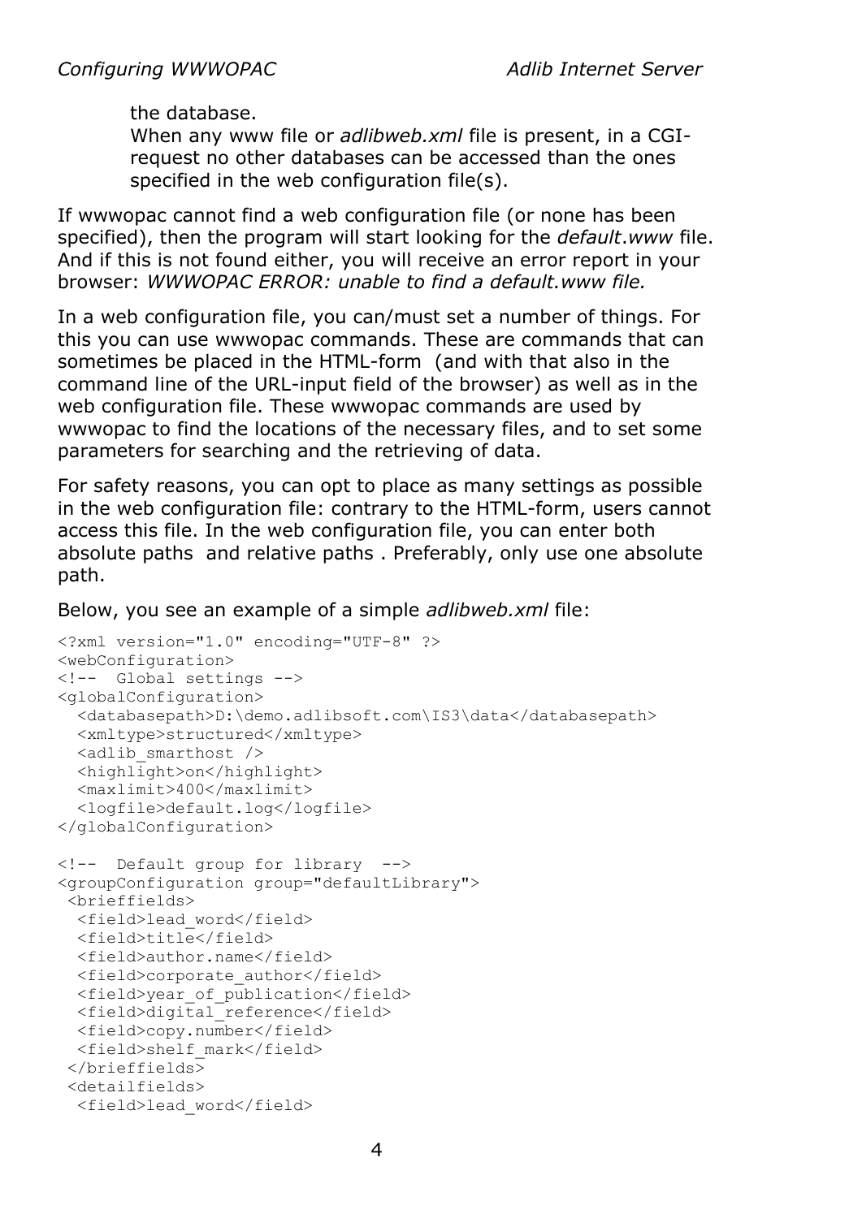the database.
When any www file or *adlibweb.xml* file is present, in a CGI-request no other databases can be accessed than the ones specified in the web configuration file(s).

If wwwopac cannot find a web configuration file (or none has been specified), then the program will start looking for the *default.www* file. And if this is not found either, you will receive an error report in your browser: *WWWOPAC ERROR: unable to find a default.www file.*

In a web configuration file, you can/must set a number of things. For this you can use wwwopac commands. These are commands that can sometimes be placed in the HTML-form (and with that also in the command line of the URL-input field of the browser) as well as in the web configuration file. These wwwopac commands are used by wwwopac to find the locations of the necessary files, and to set some parameters for searching and the retrieving of data.

For safety reasons, you can opt to place as many settings as possible in the web configuration file: contrary to the HTML-form, users cannot access this file. In the web configuration file, you can enter both absolute paths and relative paths . Preferably, only use one absolute path.

Below, you see an example of a simple *adlibweb.xml* file:

```
<?xml version="1.0" encoding="UTF-8" ?>
<webConfiguration>
<!--  Global settings -->
<globalConfiguration>
  <databasepath>D:\demo.adlibsoft.com\IS3\data</databasepath>
  <xmltype>structured</xmltype>
  <adlib_smarthost />
  <highlight>on</highlight>
  <maxlimit>400</maxlimit>
  <logfile>default.log</logfile>
</globalConfiguration>

<!--  Default group for library  -->
<groupConfiguration group="defaultLibrary">
 <brieffields>
  <field>lead_word</field>
  <field>title</field>
  <field>author.name</field>
  <field>corporate_author</field>
  <field>year_of_publication</field>
  <field>digital_reference</field>
  <field>copy.number</field>
  <field>shelf_mark</field>
 </brieffields>
 <detailfields>
  <field>lead_word</field>
```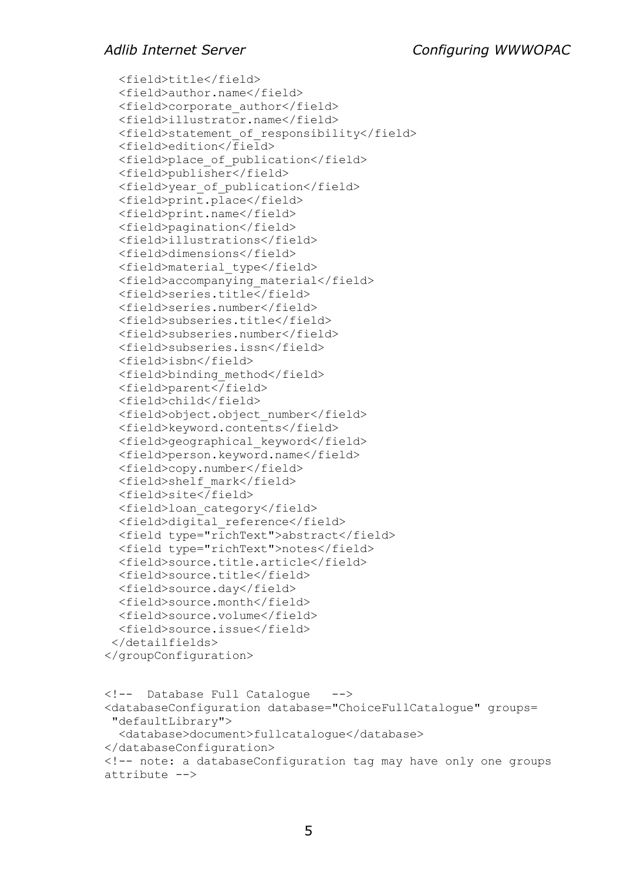```
  <field>title</field>
  <field>author.name</field>
  <field>corporate_author</field>
  <field>illustrator.name</field>
  <field>statement_of_responsibility</field>
  <field>edition</field>
  <field>place_of_publication</field>
  <field>publisher</field>
  <field>year_of_publication</field>
  <field>print.place</field>
  <field>print.name</field>
  <field>pagination</field>
  <field>illustrations</field>
  <field>dimensions</field>
  <field>material_type</field>
  <field>accompanying_material</field>
  <field>series.title</field>
  <field>series.number</field>
  <field>subseries.title</field>
  <field>subseries.number</field>
  <field>subseries.issn</field>
  <field>isbn</field>
  <field>binding_method</field>
  <field>parent</field>
  <field>child</field>
  <field>object.object_number</field>
  <field>keyword.contents</field>
  <field>geographical_keyword</field>
  <field>person.keyword.name</field>
  <field>copy.number</field>
  <field>shelf_mark</field>
  <field>site</field>
  <field>loan_category</field>
  <field>digital_reference</field>
  <field type="richText">abstract</field>
  <field type="richText">notes</field>
  <field>source.title.article</field>
  <field>source.title</field>
  <field>source.day</field>
  <field>source.month</field>
  <field>source.volume</field>
  <field>source.issue</field>
 </detailfields>
</groupConfiguration>


<!--  Database Full Catalogue   -->
<databaseConfiguration database="ChoiceFullCatalogue" groups=
 "defaultLibrary">
  <database>document>fullcatalogue</database>
</databaseConfiguration>
<!-- note: a databaseConfiguration tag may have only one groups
attribute -->
```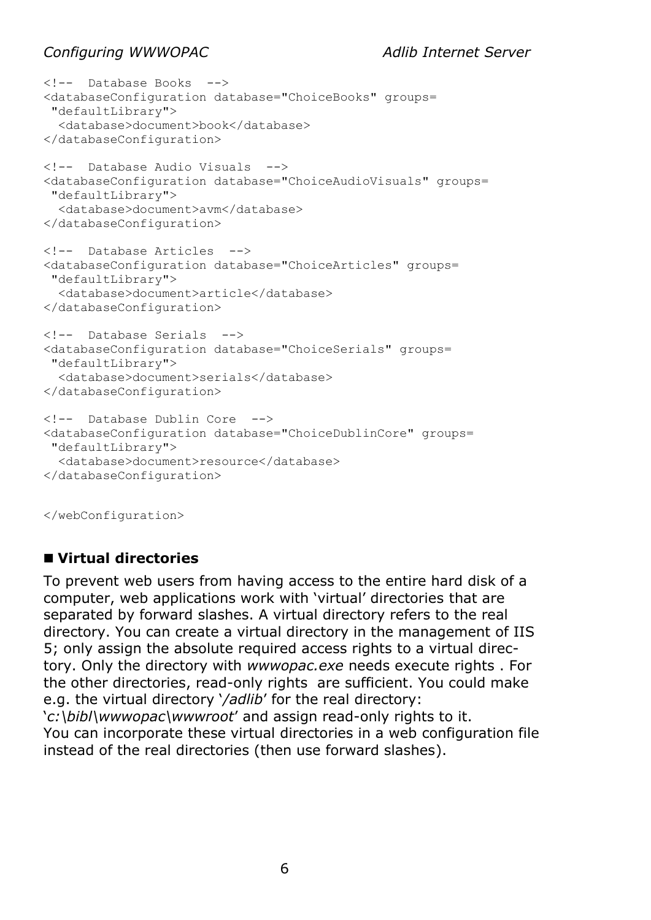```
<!--  Database Books  -->
<databaseConfiguration database="ChoiceBooks" groups=
 "defaultLibrary">
  <database>document>book</database>
</databaseConfiguration>

<!--  Database Audio Visuals  -->
<databaseConfiguration database="ChoiceAudioVisuals" groups=
 "defaultLibrary">
  <database>document>avm</database>
</databaseConfiguration>

<!--  Database Articles  -->
<databaseConfiguration database="ChoiceArticles" groups=
 "defaultLibrary">
  <database>document>article</database>
</databaseConfiguration>

<!--  Database Serials  -->
<databaseConfiguration database="ChoiceSerials" groups=
 "defaultLibrary">
  <database>document>serials</database>
</databaseConfiguration>

<!--  Database Dublin Core  -->
<databaseConfiguration database="ChoiceDublinCore" groups=
 "defaultLibrary">
  <database>document>resource</database>
</databaseConfiguration>


</webConfiguration>
```

## ■ Virtual directories

To prevent web users from having access to the entire hard disk of a computer, web applications work with 'virtual' directories that are separated by forward slashes. A virtual directory refers to the real directory. You can create a virtual directory in the management of IIS 5; only assign the absolute required access rights to a virtual directory. Only the directory with *wwwopac.exe* needs execute rights . For the other directories, read-only rights are sufficient. You could make e.g. the virtual directory '*/adlib*' for the real directory: '*c:\bibl\wwwopac\wwwroot*' and assign read-only rights to it.
You can incorporate these virtual directories in a web configuration file instead of the real directories (then use forward slashes).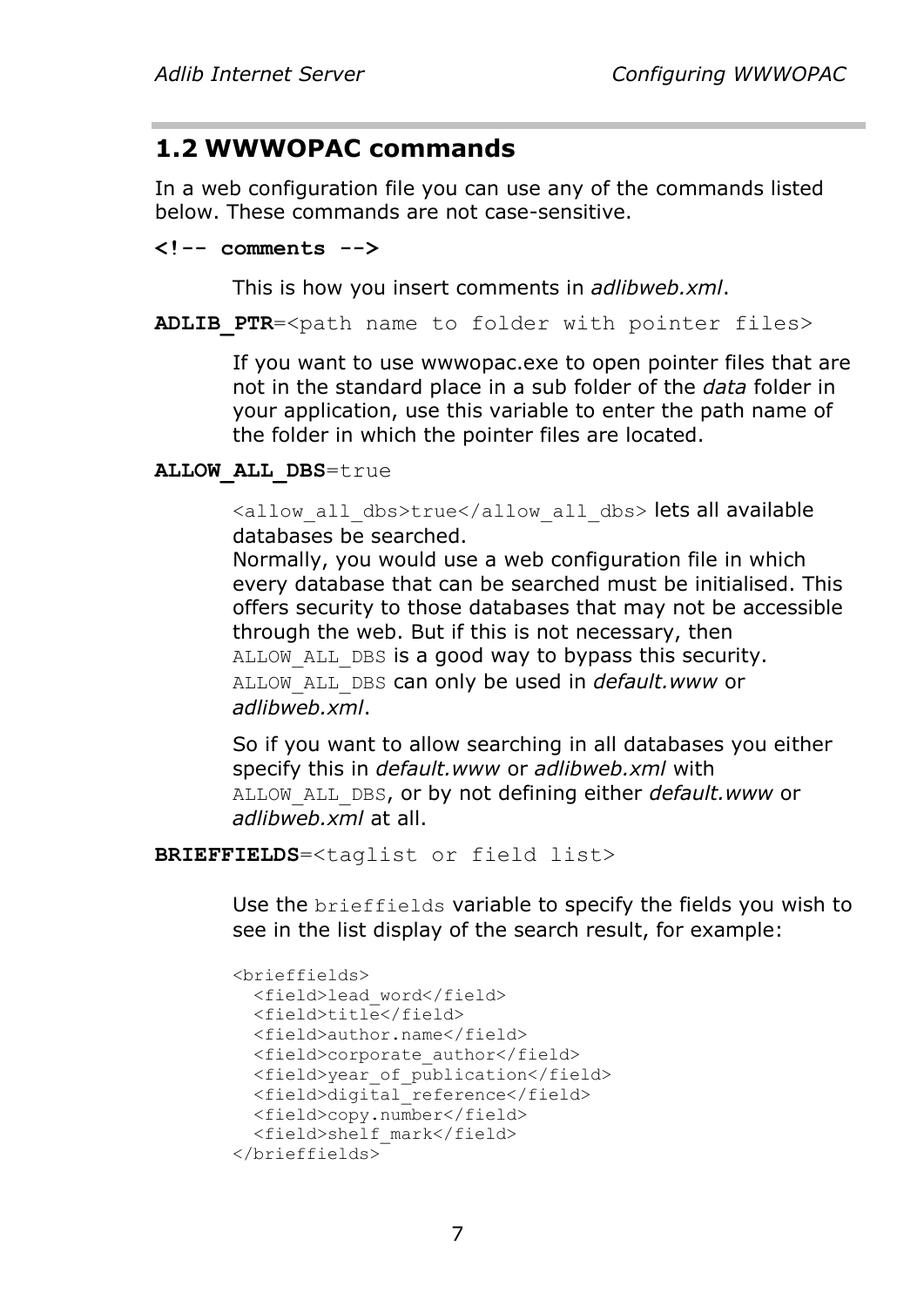## 1.2 WWWOPAC commands

In a web configuration file you can use any of the commands listed below. These commands are not case-sensitive.

**<!-- comments -->**

This is how you insert comments in *adlibweb.xml*.

**ADLIB_PTR**=`<path name to folder with pointer files>`

If you want to use wwwopac.exe to open pointer files that are not in the standard place in a sub folder of the *data* folder in your application, use this variable to enter the path name of the folder in which the pointer files are located.

**ALLOW_ALL_DBS**=`true`

`<allow_all_dbs>true</allow_all_dbs>` lets all available databases be searched.
Normally, you would use a web configuration file in which every database that can be searched must be initialised. This offers security to those databases that may not be accessible through the web. But if this is not necessary, then `ALLOW_ALL_DBS` is a good way to bypass this security. `ALLOW_ALL_DBS` can only be used in *default.www* or *adlibweb.xml*.

So if you want to allow searching in all databases you either specify this in *default.www* or *adlibweb.xml* with `ALLOW_ALL_DBS`, or by not defining either *default.www* or *adlibweb.xml* at all.

**BRIEFFIELDS**=`<taglist or field list>`

Use the `brieffields` variable to specify the fields you wish to see in the list display of the search result, for example:

```
<brieffields>
  <field>lead_word</field>
  <field>title</field>
  <field>author.name</field>
  <field>corporate_author</field>
  <field>year_of_publication</field>
  <field>digital_reference</field>
  <field>copy.number</field>
  <field>shelf_mark</field>
</brieffields>
```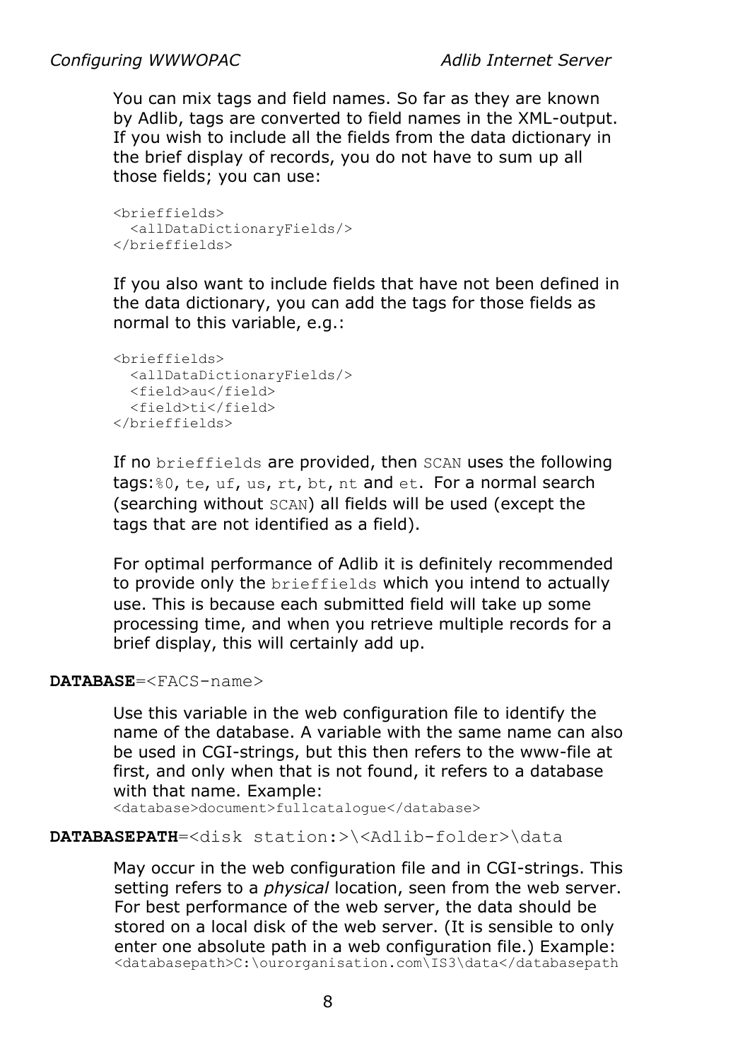You can mix tags and field names. So far as they are known by Adlib, tags are converted to field names in the XML-output. If you wish to include all the fields from the data dictionary in the brief display of records, you do not have to sum up all those fields; you can use:

```
<brieffields>
  <allDataDictionaryFields/>
</brieffields>
```

If you also want to include fields that have not been defined in the data dictionary, you can add the tags for those fields as normal to this variable, e.g.:

```
<brieffields>
  <allDataDictionaryFields/>
  <field>au</field>
  <field>ti</field>
</brieffields>
```

If no `brieffields` are provided, then `SCAN` uses the following tags:`%0`, `te`, `uf`, `us`, `rt`, `bt`, `nt` and `et`. For a normal search (searching without `SCAN`) all fields will be used (except the tags that are not identified as a field).

For optimal performance of Adlib it is definitely recommended to provide only the `brieffields` which you intend to actually use. This is because each submitted field will take up some processing time, and when you retrieve multiple records for a brief display, this will certainly add up.

**DATABASE**=<FACS-name>

Use this variable in the web configuration file to identify the name of the database. A variable with the same name can also be used in CGI-strings, but this then refers to the www-file at first, and only when that is not found, it refers to a database with that name. Example:
`<database>document>fullcatalogue</database>`

**DATABASEPATH**=<disk station:>\<Adlib-folder>\data

May occur in the web configuration file and in CGI-strings. This setting refers to a *physical* location, seen from the web server. For best performance of the web server, the data should be stored on a local disk of the web server. (It is sensible to only enter one absolute path in a web configuration file.) Example:
`<databasepath>C:\ourorganisation.com\IS3\data</databasepath`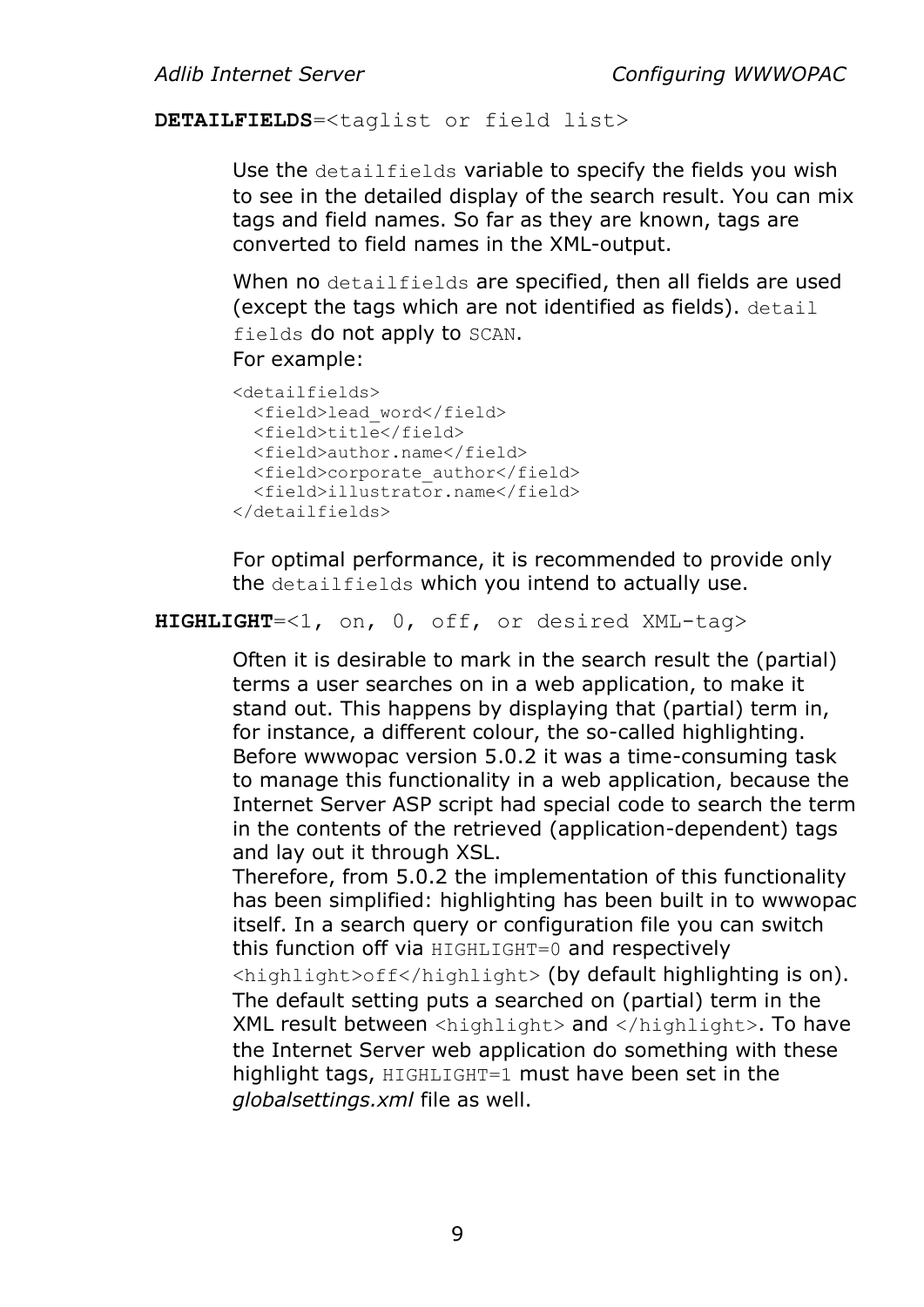**DETAILFIELDS**=<taglist or field list>

Use the `detailfields` variable to specify the fields you wish to see in the detailed display of the search result. You can mix tags and field names. So far as they are known, tags are converted to field names in the XML-output.

When no `detailfields` are specified, then all fields are used (except the tags which are not identified as fields). `detail fields` do not apply to `SCAN`.
For example:

```
<detailfields>
  <field>lead_word</field>
  <field>title</field>
  <field>author.name</field>
  <field>corporate_author</field>
  <field>illustrator.name</field>
</detailfields>
```

For optimal performance, it is recommended to provide only the `detailfields` which you intend to actually use.

**HIGHLIGHT**=<1, on, 0, off, or desired XML-tag>

Often it is desirable to mark in the search result the (partial) terms a user searches on in a web application, to make it stand out. This happens by displaying that (partial) term in, for instance, a different colour, the so-called highlighting. Before wwwopac version 5.0.2 it was a time-consuming task to manage this functionality in a web application, because the Internet Server ASP script had special code to search the term in the contents of the retrieved (application-dependent) tags and lay out it through XSL.
Therefore, from 5.0.2 the implementation of this functionality has been simplified: highlighting has been built in to wwwopac itself. In a search query or configuration file you can switch this function off via `HIGHLIGHT=0` and respectively `<highlight>off</highlight>` (by default highlighting is on). The default setting puts a searched on (partial) term in the XML result between `<highlight>` and `</highlight>`. To have the Internet Server web application do something with these highlight tags, `HIGHLIGHT=1` must have been set in the *globalsettings.xml* file as well.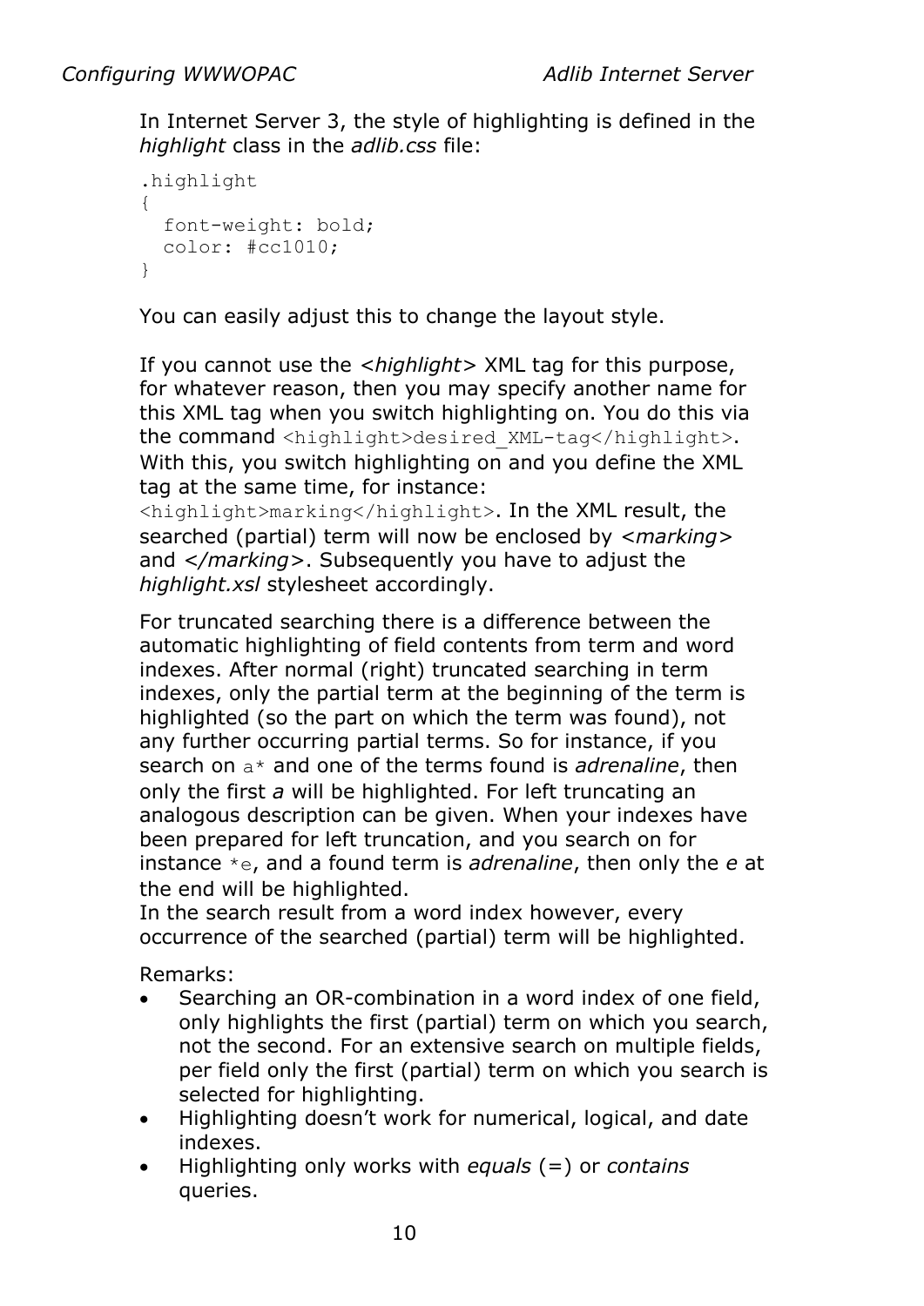In Internet Server 3, the style of highlighting is defined in the *highlight* class in the *adlib.css* file:

```
.highlight
{
  font-weight: bold;
  color: #cc1010;
}
```

You can easily adjust this to change the layout style.

If you cannot use the <*highlight*> XML tag for this purpose, for whatever reason, then you may specify another name for this XML tag when you switch highlighting on. You do this via the command `<highlight>desired_XML-tag</highlight>`. With this, you switch highlighting on and you define the XML tag at the same time, for instance: `<highlight>marking</highlight>`. In the XML result, the searched (partial) term will now be enclosed by <*marking*> and </*marking*>. Subsequently you have to adjust the *highlight.xsl* stylesheet accordingly.

For truncated searching there is a difference between the automatic highlighting of field contents from term and word indexes. After normal (right) truncated searching in term indexes, only the partial term at the beginning of the term is highlighted (so the part on which the term was found), not any further occurring partial terms. So for instance, if you search on `a*` and one of the terms found is *adrenaline*, then only the first *a* will be highlighted. For left truncating an analogous description can be given. When your indexes have been prepared for left truncation, and you search on for instance `*e`, and a found term is *adrenaline*, then only the *e* at the end will be highlighted.
In the search result from a word index however, every occurrence of the searched (partial) term will be highlighted.

Remarks:

- Searching an OR-combination in a word index of one field, only highlights the first (partial) term on which you search, not the second. For an extensive search on multiple fields, per field only the first (partial) term on which you search is selected for highlighting.
- Highlighting doesn't work for numerical, logical, and date indexes.
- Highlighting only works with *equals* (=) or *contains* queries.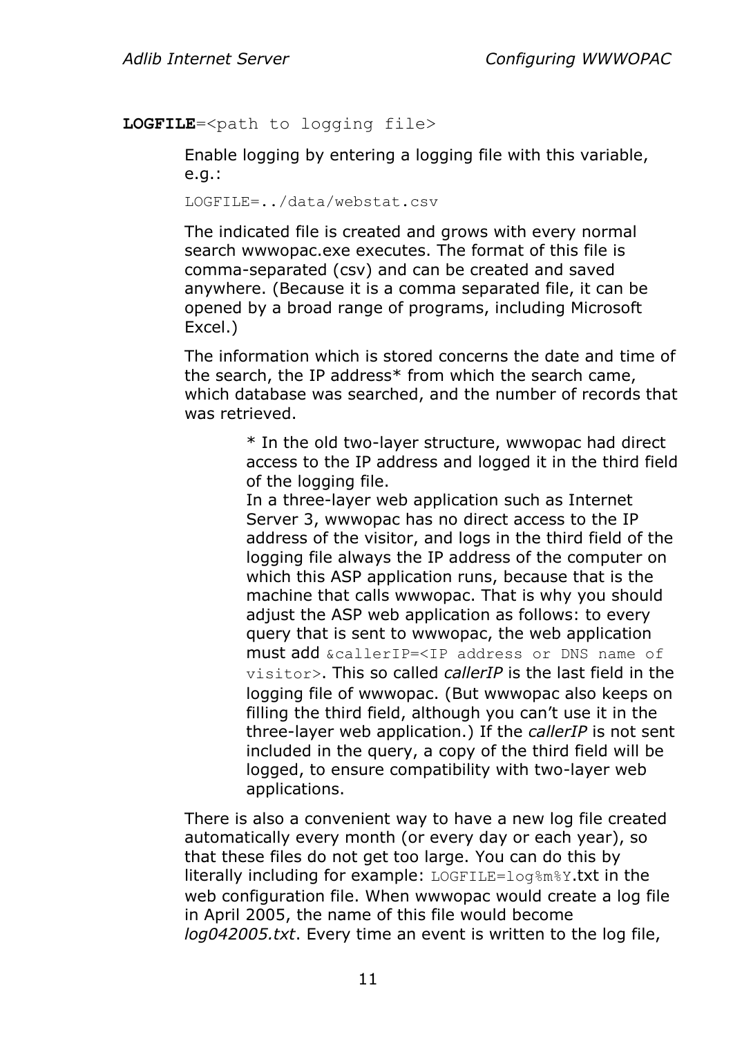**LOGFILE**=<path to logging file>

Enable logging by entering a logging file with this variable, e.g.:

```
LOGFILE=../data/webstat.csv
```

The indicated file is created and grows with every normal search wwwopac.exe executes. The format of this file is comma-separated (csv) and can be created and saved anywhere. (Because it is a comma separated file, it can be opened by a broad range of programs, including Microsoft Excel.)

The information which is stored concerns the date and time of the search, the IP address* from which the search came, which database was searched, and the number of records that was retrieved.

> * In the old two-layer structure, wwwopac had direct access to the IP address and logged it in the third field of the logging file.
> In a three-layer web application such as Internet Server 3, wwwopac has no direct access to the IP address of the visitor, and logs in the third field of the logging file always the IP address of the computer on which this ASP application runs, because that is the machine that calls wwwopac. That is why you should adjust the ASP web application as follows: to every query that is sent to wwwopac, the web application must add `&callerIP=<IP address or DNS name of visitor>`. This so called *callerIP* is the last field in the logging file of wwwopac. (But wwwopac also keeps on filling the third field, although you can't use it in the three-layer web application.) If the *callerIP* is not sent included in the query, a copy of the third field will be logged, to ensure compatibility with two-layer web applications.

There is also a convenient way to have a new log file created automatically every month (or every day or each year), so that these files do not get too large. You can do this by literally including for example: `LOGFILE=log%m%Y`.txt in the web configuration file. When wwwopac would create a log file in April 2005, the name of this file would become *log042005.txt*. Every time an event is written to the log file,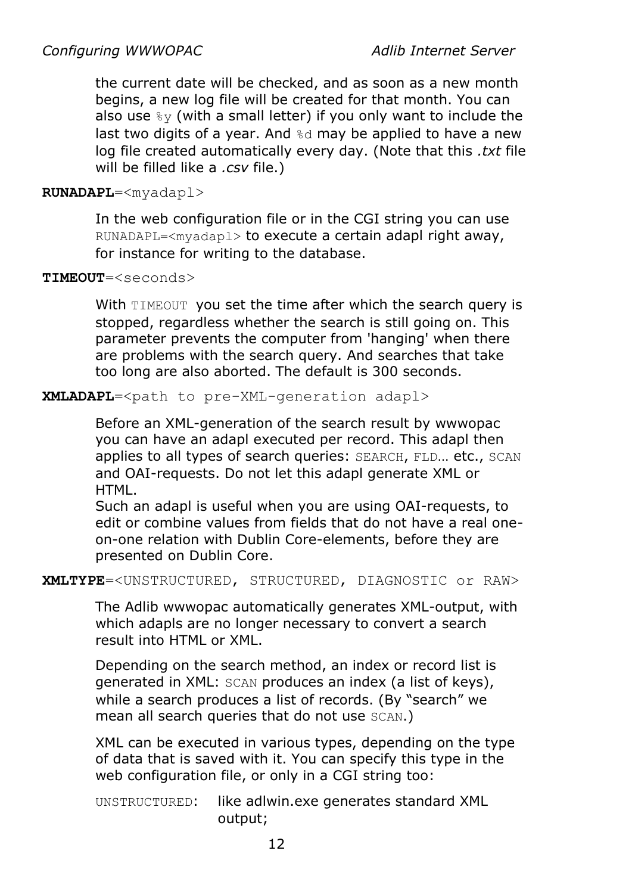the current date will be checked, and as soon as a new month begins, a new log file will be created for that month. You can also use `%y` (with a small letter) if you only want to include the last two digits of a year. And `%d` may be applied to have a new log file created automatically every day. (Note that this *.txt* file will be filled like a *.csv* file.)

**RUNADAPL**=<myadapl>

In the web configuration file or in the CGI string you can use `RUNADAPL=<myadapl>` to execute a certain adapl right away, for instance for writing to the database.

**TIMEOUT**=<seconds>

With `TIMEOUT` you set the time after which the search query is stopped, regardless whether the search is still going on. This parameter prevents the computer from 'hanging' when there are problems with the search query. And searches that take too long are also aborted. The default is 300 seconds.

**XMLADAPL**=<path to pre-XML-generation adapl>

Before an XML-generation of the search result by wwwopac you can have an adapl executed per record. This adapl then applies to all types of search queries: `SEARCH`, `FLD`… etc., `SCAN` and OAI-requests. Do not let this adapl generate XML or HTML.
Such an adapl is useful when you are using OAI-requests, to edit or combine values from fields that do not have a real one-on-one relation with Dublin Core-elements, before they are presented on Dublin Core.

**XMLTYPE**=<UNSTRUCTURED, STRUCTURED, DIAGNOSTIC or RAW>

The Adlib wwwopac automatically generates XML-output, with which adapls are no longer necessary to convert a search result into HTML or XML.

Depending on the search method, an index or record list is generated in XML: `SCAN` produces an index (a list of keys), while a search produces a list of records. (By "search" we mean all search queries that do not use `SCAN`.)

XML can be executed in various types, depending on the type of data that is saved with it. You can specify this type in the web configuration file, or only in a CGI string too:

`UNSTRUCTURED`: like adlwin.exe generates standard XML output;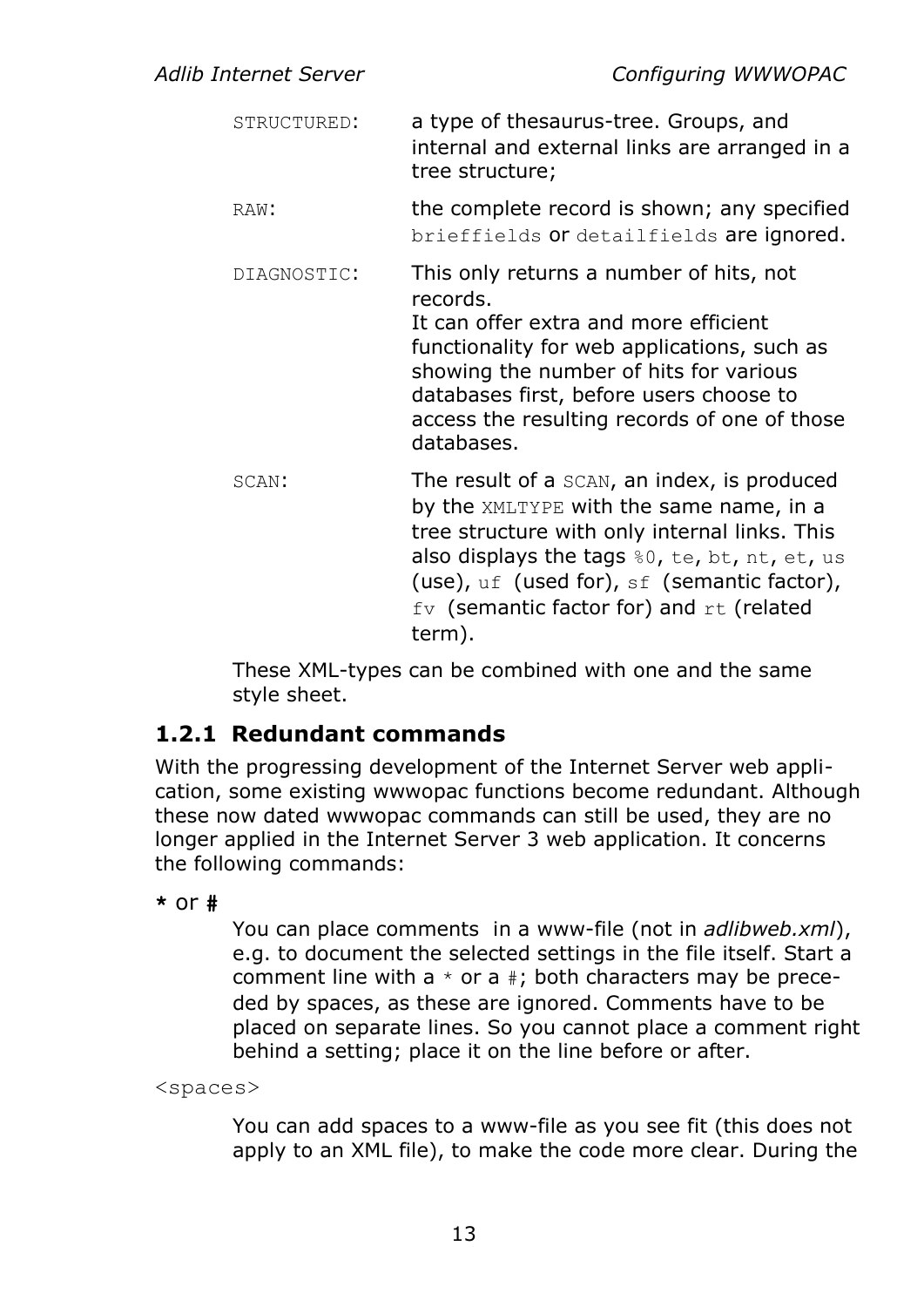`STRUCTURED`: a type of thesaurus-tree. Groups, and internal and external links are arranged in a tree structure;

`RAW`: the complete record is shown; any specified `brieffields` or `detailfields` are ignored.

`DIAGNOSTIC`: This only returns a number of hits, not records.
It can offer extra and more efficient functionality for web applications, such as showing the number of hits for various databases first, before users choose to access the resulting records of one of those databases.

`SCAN`: The result of a `SCAN`, an index, is produced by the `XMLTYPE` with the same name, in a tree structure with only internal links. This also displays the tags `%0`, `te`, `bt`, `nt`, `et`, `us` (use), `uf` (used for), `sf` (semantic factor), `fv` (semantic factor for) and `rt` (related term).

These XML-types can be combined with one and the same style sheet.

### 1.2.1 Redundant commands

With the progressing development of the Internet Server web application, some existing wwwopac functions become redundant. Although these now dated wwwopac commands can still be used, they are no longer applied in the Internet Server 3 web application. It concerns the following commands:

**\*** or **#**

You can place comments in a www-file (not in *adlibweb.xml*), e.g. to document the selected settings in the file itself. Start a comment line with a `*` or a `#`; both characters may be preceded by spaces, as these are ignored. Comments have to be placed on separate lines. So you cannot place a comment right behind a setting; place it on the line before or after.

`<spaces>`

You can add spaces to a www-file as you see fit (this does not apply to an XML file), to make the code more clear. During the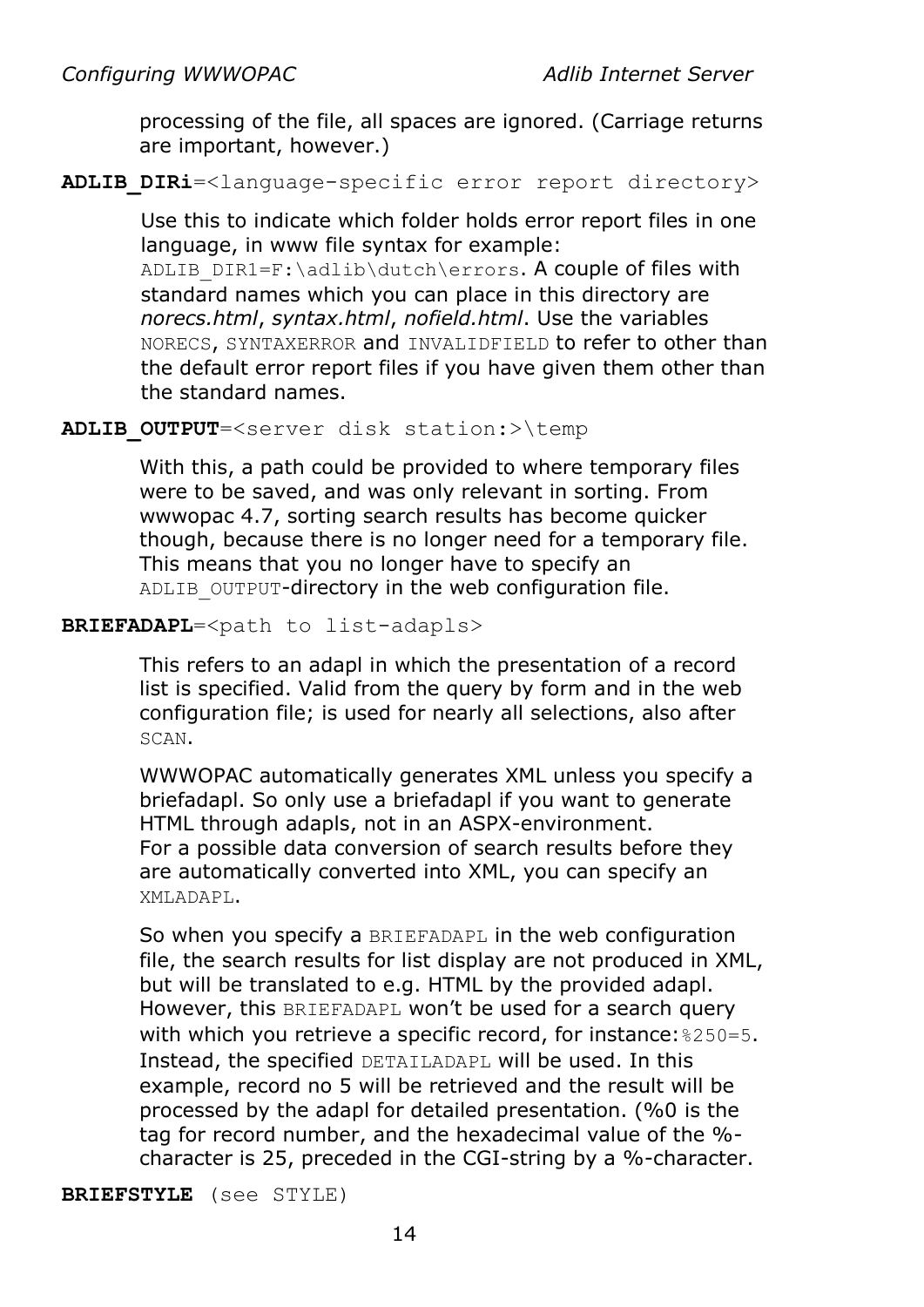processing of the file, all spaces are ignored. (Carriage returns are important, however.)

**ADLIB_DIRi**=<language-specific error report directory>

Use this to indicate which folder holds error report files in one language, in www file syntax for example: `ADLIB_DIR1=F:\adlib\dutch\errors`. A couple of files with standard names which you can place in this directory are *norecs.html*, *syntax.html*, *nofield.html*. Use the variables `NORECS`, `SYNTAXERROR` and `INVALIDFIELD` to refer to other than the default error report files if you have given them other than the standard names.

**ADLIB_OUTPUT**=<server disk station:>\temp

With this, a path could be provided to where temporary files were to be saved, and was only relevant in sorting. From wwwopac 4.7, sorting search results has become quicker though, because there is no longer need for a temporary file. This means that you no longer have to specify an `ADLIB_OUTPUT`-directory in the web configuration file.

**BRIEFADAPL**=<path to list-adapls>

This refers to an adapl in which the presentation of a record list is specified. Valid from the query by form and in the web configuration file; is used for nearly all selections, also after `SCAN`.

WWWOPAC automatically generates XML unless you specify a briefadapl. So only use a briefadapl if you want to generate HTML through adapls, not in an ASPX-environment. For a possible data conversion of search results before they are automatically converted into XML, you can specify an `XMLADAPL`.

So when you specify a `BRIEFADAPL` in the web configuration file, the search results for list display are not produced in XML, but will be translated to e.g. HTML by the provided adapl. However, this `BRIEFADAPL` won't be used for a search query with which you retrieve a specific record, for instance: `%250=5`. Instead, the specified `DETAILADAPL` will be used. In this example, record no 5 will be retrieved and the result will be processed by the adapl for detailed presentation. (%0 is the tag for record number, and the hexadecimal value of the %-character is 25, preceded in the CGI-string by a %-character.

**BRIEFSTYLE** (see STYLE)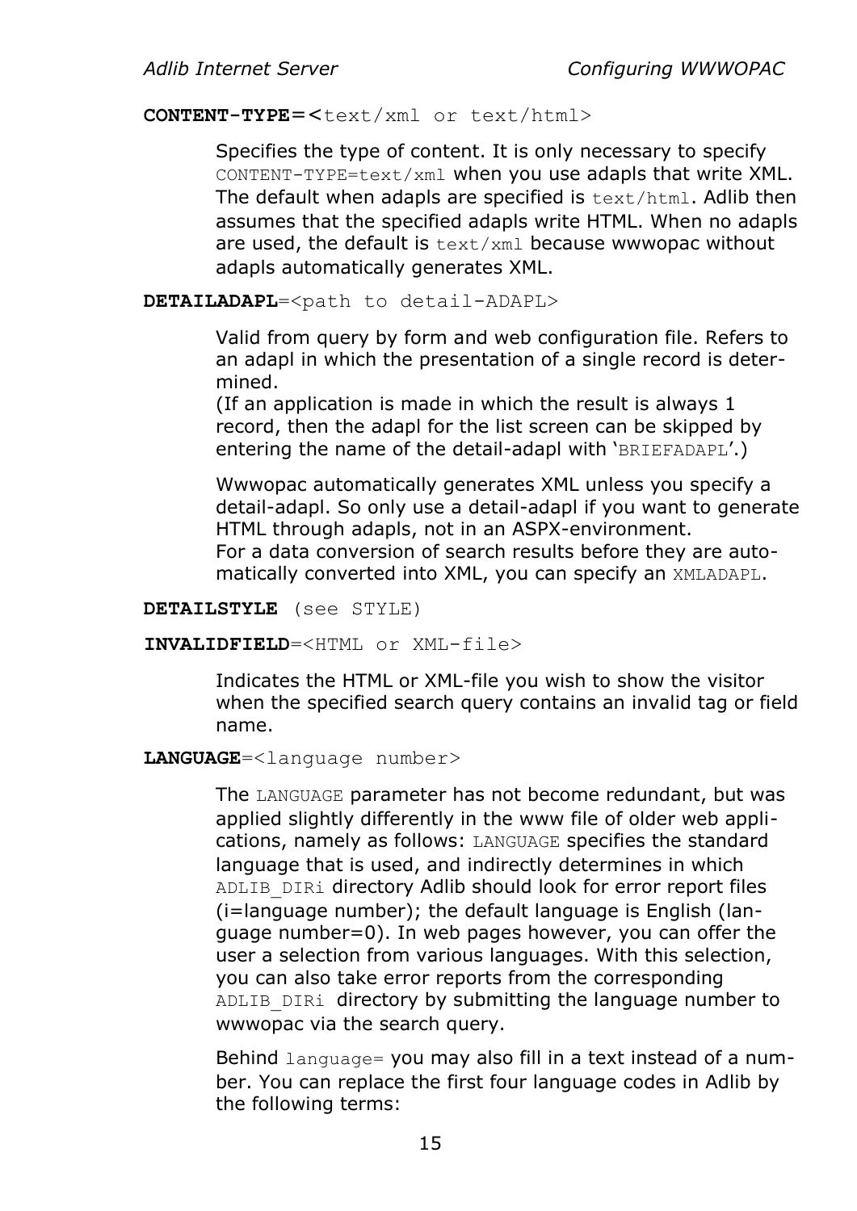**CONTENT-TYPE=<**`text/xml or text/html>`

Specifies the type of content. It is only necessary to specify `CONTENT-TYPE=text/xml` when you use adapls that write XML. The default when adapls are specified is `text/html`. Adlib then assumes that the specified adapls write HTML. When no adapls are used, the default is `text/xml` because wwwopac without adapls automatically generates XML.

**DETAILADAPL**`=<path to detail-ADAPL>`

Valid from query by form and web configuration file. Refers to an adapl in which the presentation of a single record is determined.
(If an application is made in which the result is always 1 record, then the adapl for the list screen can be skipped by entering the name of the detail-adapl with '`BRIEFADAPL`'.)

Wwwopac automatically generates XML unless you specify a detail-adapl. So only use a detail-adapl if you want to generate HTML through adapls, not in an ASPX-environment.
For a data conversion of search results before they are automatically converted into XML, you can specify an `XMLADAPL`.

**DETAILSTYLE** `(see STYLE)`

**INVALIDFIELD**`=<HTML or XML-file>`

Indicates the HTML or XML-file you wish to show the visitor when the specified search query contains an invalid tag or field name.

**LANGUAGE**`=<language number>`

The `LANGUAGE` parameter has not become redundant, but was applied slightly differently in the www file of older web applications, namely as follows: `LANGUAGE` specifies the standard language that is used, and indirectly determines in which `ADLIB_DIRi` directory Adlib should look for error report files (i=language number); the default language is English (language number=0). In web pages however, you can offer the user a selection from various languages. With this selection, you can also take error reports from the corresponding `ADLIB_DIRi` directory by submitting the language number to wwwopac via the search query.

Behind `language=` you may also fill in a text instead of a number. You can replace the first four language codes in Adlib by the following terms: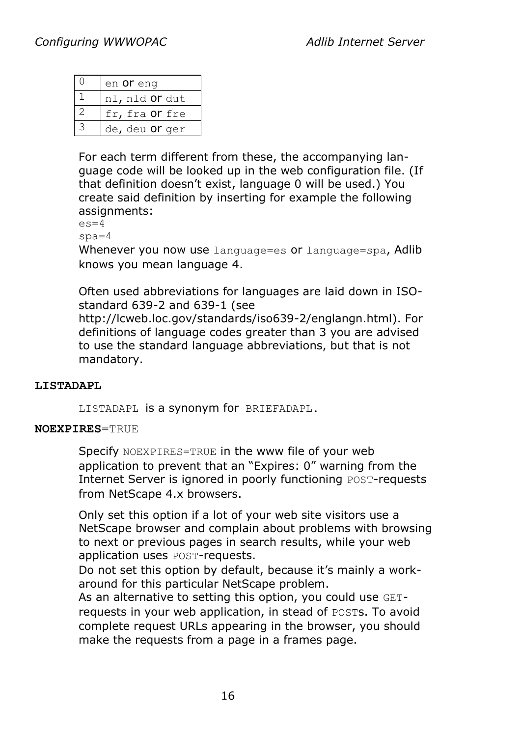| 0 | en or eng |
|---|---|
| 1 | nl, nld or dut |
| 2 | fr, fra or fre |
| 3 | de, deu or ger |

For each term different from these, the accompanying language code will be looked up in the web configuration file. (If that definition doesn't exist, language 0 will be used.) You create said definition by inserting for example the following assignments:

```
es=4
spa=4
```

Whenever you now use `language=es` or `language=spa`, Adlib knows you mean language 4.

Often used abbreviations for languages are laid down in ISO-standard 639-2 and 639-1 (see http://lcweb.loc.gov/standards/iso639-2/englangn.html). For definitions of language codes greater than 3 you are advised to use the standard language abbreviations, but that is not mandatory.

**LISTADAPL**

`LISTADAPL` is a synonym for `BRIEFADAPL`.

**NOEXPIRES**=TRUE

Specify `NOEXPIRES=TRUE` in the www file of your web application to prevent that an "Expires: 0" warning from the Internet Server is ignored in poorly functioning `POST`-requests from NetScape 4.x browsers.

Only set this option if a lot of your web site visitors use a NetScape browser and complain about problems with browsing to next or previous pages in search results, while your web application uses `POST`-requests.
Do not set this option by default, because it's mainly a work-around for this particular NetScape problem.
As an alternative to setting this option, you could use `GET`-requests in your web application, in stead of `POST`s. To avoid complete request URLs appearing in the browser, you should make the requests from a page in a frames page.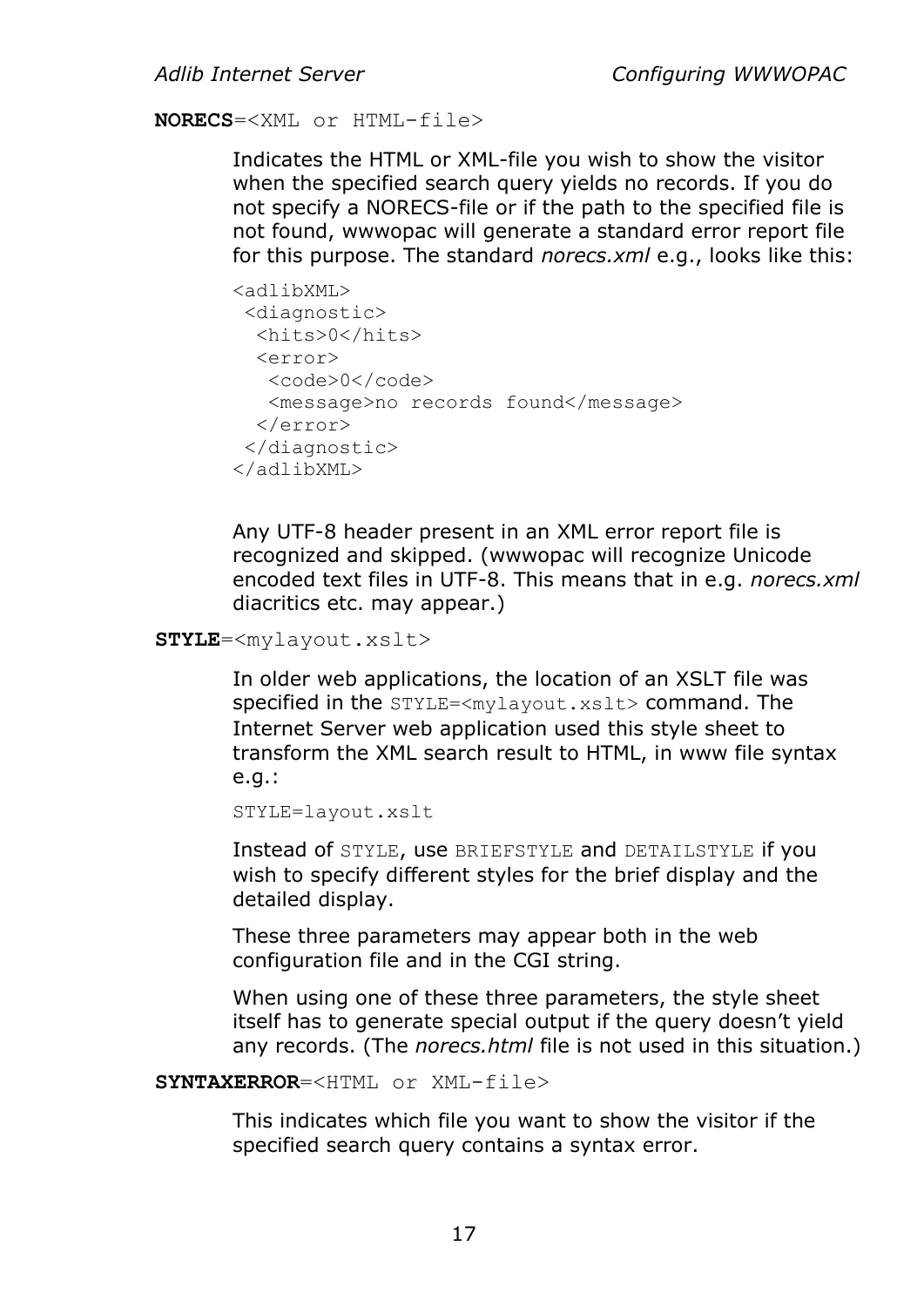**NORECS**=<XML or HTML-file>

Indicates the HTML or XML-file you wish to show the visitor when the specified search query yields no records. If you do not specify a NORECS-file or if the path to the specified file is not found, wwwopac will generate a standard error report file for this purpose. The standard *norecs.xml* e.g., looks like this:

```
<adlibXML>
 <diagnostic>
  <hits>0</hits>
  <error>
   <code>0</code>
   <message>no records found</message>
  </error>
 </diagnostic>
</adlibXML>
```

Any UTF-8 header present in an XML error report file is recognized and skipped. (wwwopac will recognize Unicode encoded text files in UTF-8. This means that in e.g. *norecs.xml* diacritics etc. may appear.)

**STYLE**=<mylayout.xslt>

In older web applications, the location of an XSLT file was specified in the `STYLE=<mylayout.xslt>` command. The Internet Server web application used this style sheet to transform the XML search result to HTML, in www file syntax e.g.:

```
STYLE=layout.xslt
```

Instead of `STYLE`, use `BRIEFSTYLE` and `DETAILSTYLE` if you wish to specify different styles for the brief display and the detailed display.

These three parameters may appear both in the web configuration file and in the CGI string.

When using one of these three parameters, the style sheet itself has to generate special output if the query doesn't yield any records. (The *norecs.html* file is not used in this situation.)

**SYNTAXERROR**=<HTML or XML-file>

This indicates which file you want to show the visitor if the specified search query contains a syntax error.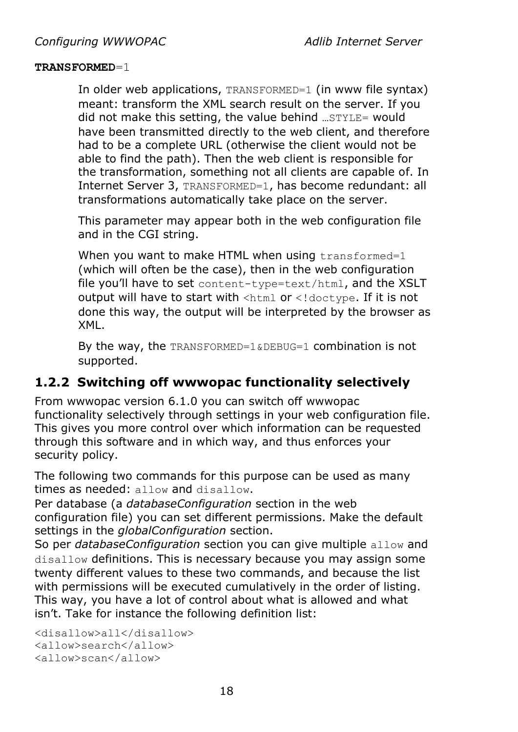**TRANSFORMED**=1

In older web applications, `TRANSFORMED=1` (in www file syntax) meant: transform the XML search result on the server. If you did not make this setting, the value behind `…STYLE=` would have been transmitted directly to the web client, and therefore had to be a complete URL (otherwise the client would not be able to find the path). Then the web client is responsible for the transformation, something not all clients are capable of. In Internet Server 3, `TRANSFORMED=1`, has become redundant: all transformations automatically take place on the server.

This parameter may appear both in the web configuration file and in the CGI string.

When you want to make HTML when using `transformed=1` (which will often be the case), then in the web configuration file you'll have to set `content-type=text/html`, and the XSLT output will have to start with `<html` or `<!doctype`. If it is not done this way, the output will be interpreted by the browser as XML.

By the way, the `TRANSFORMED=1&DEBUG=1` combination is not supported.

### 1.2.2 Switching off wwwopac functionality selectively

From wwwopac version 6.1.0 you can switch off wwwopac functionality selectively through settings in your web configuration file. This gives you more control over which information can be requested through this software and in which way, and thus enforces your security policy.

The following two commands for this purpose can be used as many times as needed: `allow` and `disallow`.
Per database (a *databaseConfiguration* section in the web configuration file) you can set different permissions. Make the default settings in the *globalConfiguration* section.
So per *databaseConfiguration* section you can give multiple `allow` and `disallow` definitions. This is necessary because you may assign some twenty different values to these two commands, and because the list with permissions will be executed cumulatively in the order of listing. This way, you have a lot of control about what is allowed and what isn't. Take for instance the following definition list:

```
<disallow>all</disallow>
<allow>search</allow>
<allow>scan</allow>
```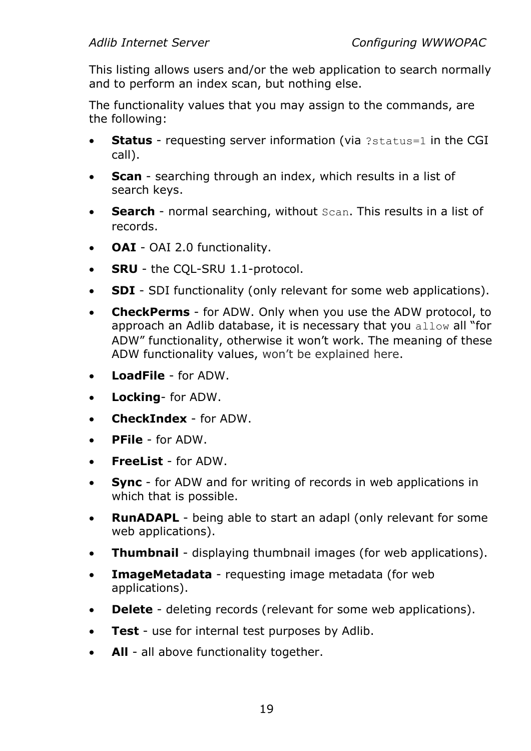This listing allows users and/or the web application to search normally and to perform an index scan, but nothing else.

The functionality values that you may assign to the commands, are the following:

- **Status** - requesting server information (via `?status=1` in the CGI call).
- **Scan** - searching through an index, which results in a list of search keys.
- **Search** - normal searching, without `Scan`. This results in a list of records.
- **OAI** - OAI 2.0 functionality.
- **SRU** - the CQL-SRU 1.1-protocol.
- **SDI** - SDI functionality (only relevant for some web applications).
- **CheckPerms** - for ADW. Only when you use the ADW protocol, to approach an Adlib database, it is necessary that you `allow` all "for ADW" functionality, otherwise it won't work. The meaning of these ADW functionality values, won't be explained here.
- **LoadFile** - for ADW.
- **Locking**- for ADW.
- **CheckIndex** - for ADW.
- **PFile** - for ADW.
- **FreeList** - for ADW.
- **Sync** - for ADW and for writing of records in web applications in which that is possible.
- **RunADAPL** - being able to start an adapl (only relevant for some web applications).
- **Thumbnail** - displaying thumbnail images (for web applications).
- **ImageMetadata** - requesting image metadata (for web applications).
- **Delete** - deleting records (relevant for some web applications).
- **Test** - use for internal test purposes by Adlib.
- **All** - all above functionality together.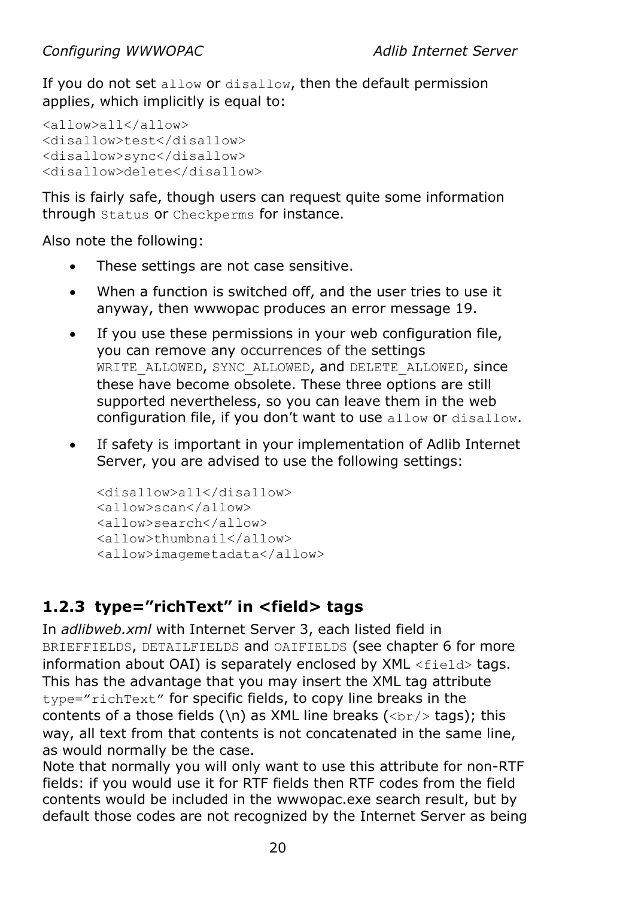If you do not set `allow` or `disallow`, then the default permission applies, which implicitly is equal to:

```
<allow>all</allow>
<disallow>test</disallow>
<disallow>sync</disallow>
<disallow>delete</disallow>
```

This is fairly safe, though users can request quite some information through `Status` or `Checkperms` for instance.

Also note the following:

- These settings are not case sensitive.
- When a function is switched off, and the user tries to use it anyway, then wwwopac produces an error message 19.
- If you use these permissions in your web configuration file, you can remove any occurrences of the settings `WRITE_ALLOWED`, `SYNC_ALLOWED`, and `DELETE_ALLOWED`, since these have become obsolete. These three options are still supported nevertheless, so you can leave them in the web configuration file, if you don't want to use `allow` or `disallow`.
- If safety is important in your implementation of Adlib Internet Server, you are advised to use the following settings:

  ```
  <disallow>all</disallow>
  <allow>scan</allow>
  <allow>search</allow>
  <allow>thumbnail</allow>
  <allow>imagemetadata</allow>
  ```

### 1.2.3 type="richText" in <field> tags

In *adlibweb.xml* with Internet Server 3, each listed field in `BRIEFFIELDS`, `DETAILFIELDS` and `OAIFIELDS` (see chapter 6 for more information about OAI) is separately enclosed by XML `<field>` tags. This has the advantage that you may insert the XML tag attribute `type="richText"` for specific fields, to copy line breaks in the contents of a those fields (\n) as XML line breaks (`<br/>` tags); this way, all text from that contents is not concatenated in the same line, as would normally be the case.

Note that normally you will only want to use this attribute for non-RTF fields: if you would use it for RTF fields then RTF codes from the field contents would be included in the wwwopac.exe search result, but by default those codes are not recognized by the Internet Server as being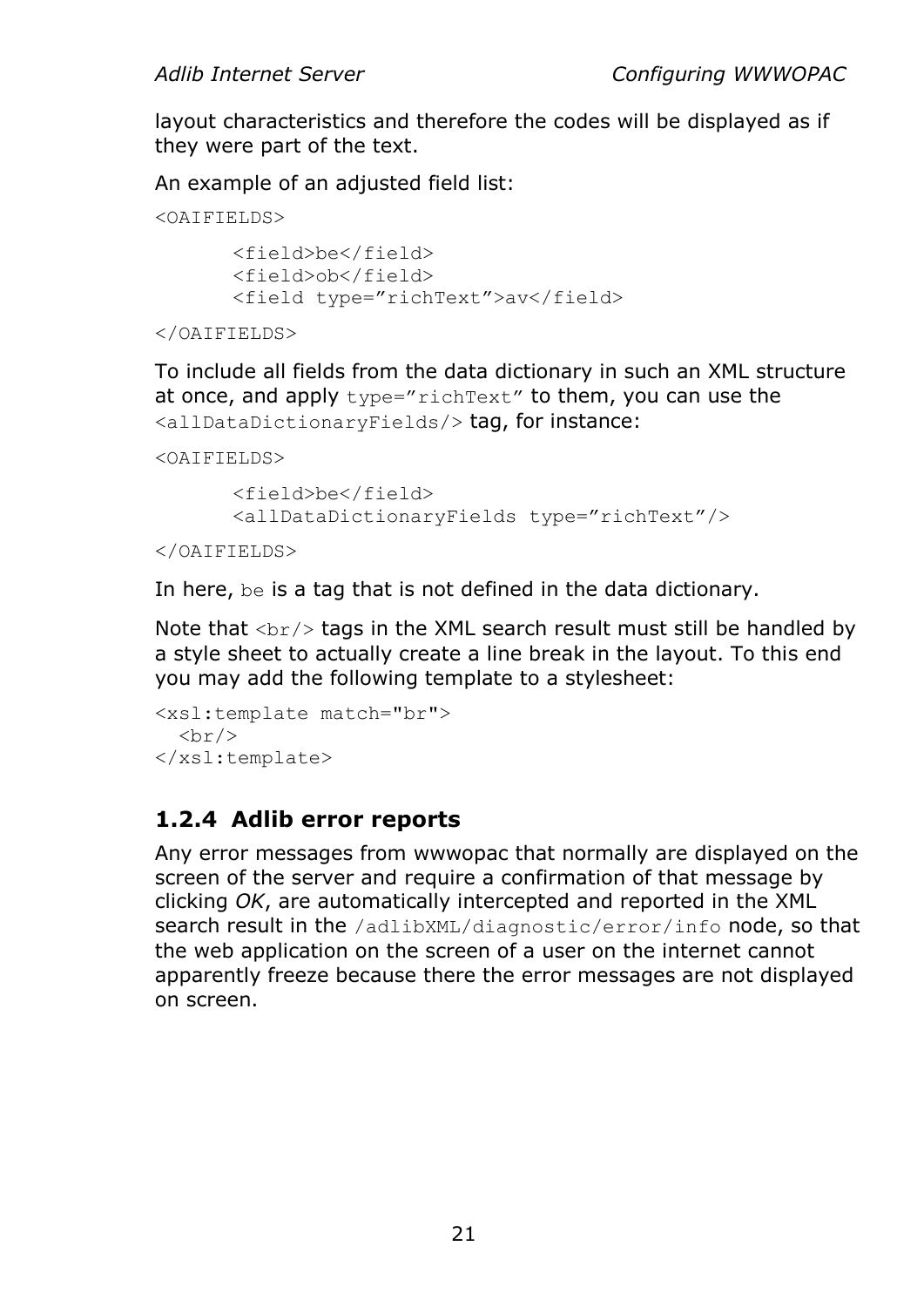layout characteristics and therefore the codes will be displayed as if they were part of the text.

An example of an adjusted field list:

```
<OAIFIELDS>

       <field>be</field>
       <field>ob</field>
       <field type="richText">av</field>

</OAIFIELDS>
```

To include all fields from the data dictionary in such an XML structure at once, and apply `type="richText"` to them, you can use the `<allDataDictionaryFields/>` tag, for instance:

```
<OAIFIELDS>

       <field>be</field>
       <allDataDictionaryFields type="richText"/>

</OAIFIELDS>
```

In here, `be` is a tag that is not defined in the data dictionary.

Note that `<br/>` tags in the XML search result must still be handled by a style sheet to actually create a line break in the layout. To this end you may add the following template to a stylesheet:

```
<xsl:template match="br">
  <br/>
</xsl:template>
```

### 1.2.4 Adlib error reports

Any error messages from wwwopac that normally are displayed on the screen of the server and require a confirmation of that message by clicking *OK*, are automatically intercepted and reported in the XML search result in the `/adlibXML/diagnostic/error/info` node, so that the web application on the screen of a user on the internet cannot apparently freeze because there the error messages are not displayed on screen.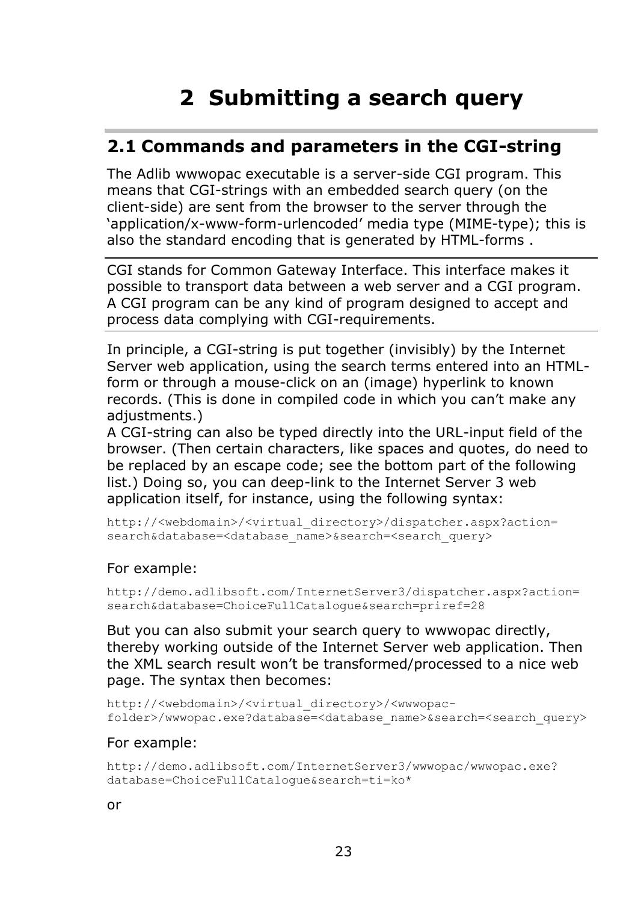# 2 Submitting a search query

## 2.1 Commands and parameters in the CGI-string

The Adlib wwwopac executable is a server-side CGI program. This means that CGI-strings with an embedded search query (on the client-side) are sent from the browser to the server through the 'application/x-www-form-urlencoded' media type (MIME-type); this is also the standard encoding that is generated by HTML-forms .

---

CGI stands for Common Gateway Interface. This interface makes it possible to transport data between a web server and a CGI program. A CGI program can be any kind of program designed to accept and process data complying with CGI-requirements.

---

In principle, a CGI-string is put together (invisibly) by the Internet Server web application, using the search terms entered into an HTML-form or through a mouse-click on an (image) hyperlink to known records. (This is done in compiled code in which you can't make any adjustments.)
A CGI-string can also be typed directly into the URL-input field of the browser. (Then certain characters, like spaces and quotes, do need to be replaced by an escape code; see the bottom part of the following list.) Doing so, you can deep-link to the Internet Server 3 web application itself, for instance, using the following syntax:

```
http://<webdomain>/<virtual_directory>/dispatcher.aspx?action=
search&database=<database_name>&search=<search_query>
```

For example:

```
http://demo.adlibsoft.com/InternetServer3/dispatcher.aspx?action=
search&database=ChoiceFullCatalogue&search=priref=28
```

But you can also submit your search query to wwwopac directly, thereby working outside of the Internet Server web application. Then the XML search result won't be transformed/processed to a nice web page. The syntax then becomes:

```
http://<webdomain>/<virtual_directory>/<wwwopac-
folder>/wwwopac.exe?database=<database_name>&search=<search_query>
```

For example:

```
http://demo.adlibsoft.com/InternetServer3/wwwopac/wwwopac.exe?
database=ChoiceFullCatalogue&search=ti=ko*
```

or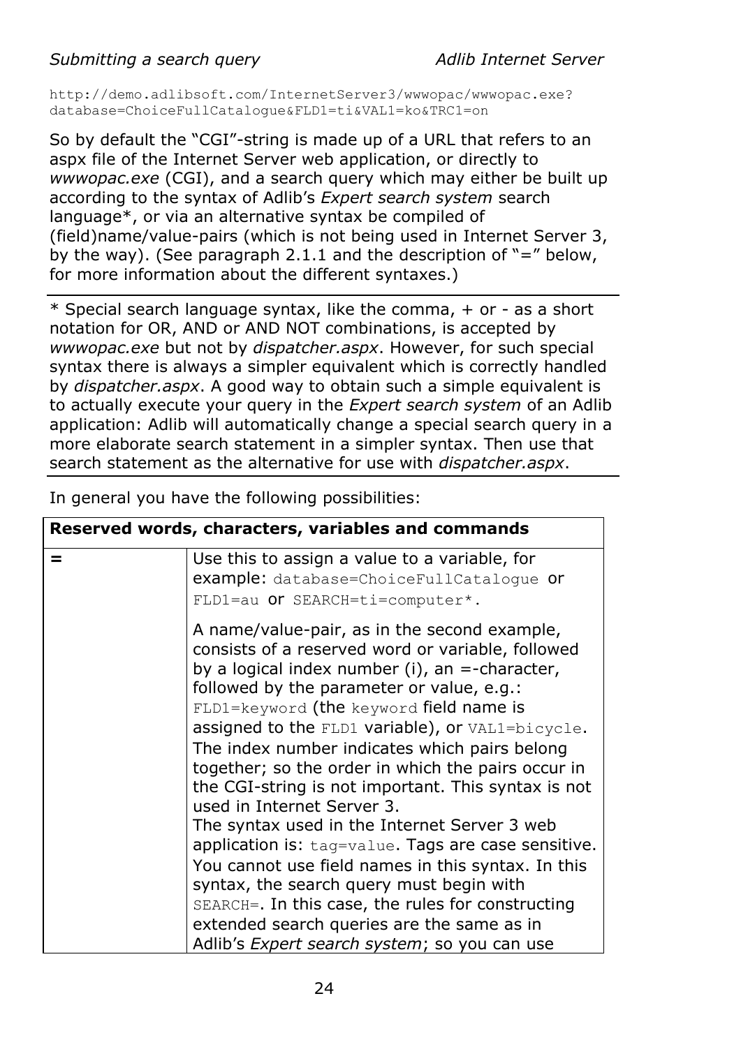```
http://demo.adlibsoft.com/InternetServer3/wwwopac/wwwopac.exe?
database=ChoiceFullCatalogue&FLD1=ti&VAL1=ko&TRC1=on
```

So by default the "CGI"-string is made up of a URL that refers to an aspx file of the Internet Server web application, or directly to *wwwopac.exe* (CGI), and a search query which may either be built up according to the syntax of Adlib's *Expert search system* search language*, or via an alternative syntax be compiled of (field)name/value-pairs (which is not being used in Internet Server 3, by the way). (See paragraph 2.1.1 and the description of "=" below, for more information about the different syntaxes.)

---

* Special search language syntax, like the comma, + or - as a short notation for OR, AND or AND NOT combinations, is accepted by *wwwopac.exe* but not by *dispatcher.aspx*. However, for such special syntax there is always a simpler equivalent which is correctly handled by *dispatcher.aspx*. A good way to obtain such a simple equivalent is to actually execute your query in the *Expert search system* of an Adlib application: Adlib will automatically change a special search query in a more elaborate search statement in a simpler syntax. Then use that search statement as the alternative for use with *dispatcher.aspx*.

---

In general you have the following possibilities:

| **Reserved words, characters, variables and commands** | |
|---|---|
| **=** | Use this to assign a value to a variable, for example: `database=ChoiceFullCatalogue` or `FLD1=au` or `SEARCH=ti=computer*`.<br><br>A name/value-pair, as in the second example, consists of a reserved word or variable, followed by a logical index number (i), an =-character, followed by the parameter or value, e.g.: `FLD1=keyword` (the `keyword` field name is assigned to the `FLD1` variable), or `VAL1=bicycle`. The index number indicates which pairs belong together; so the order in which the pairs occur in the CGI-string is not important. This syntax is not used in Internet Server 3.<br>The syntax used in the Internet Server 3 web application is: `tag=value`. Tags are case sensitive. You cannot use field names in this syntax. In this syntax, the search query must begin with `SEARCH=`. In this case, the rules for constructing extended search queries are the same as in Adlib's *Expert search system*; so you can use |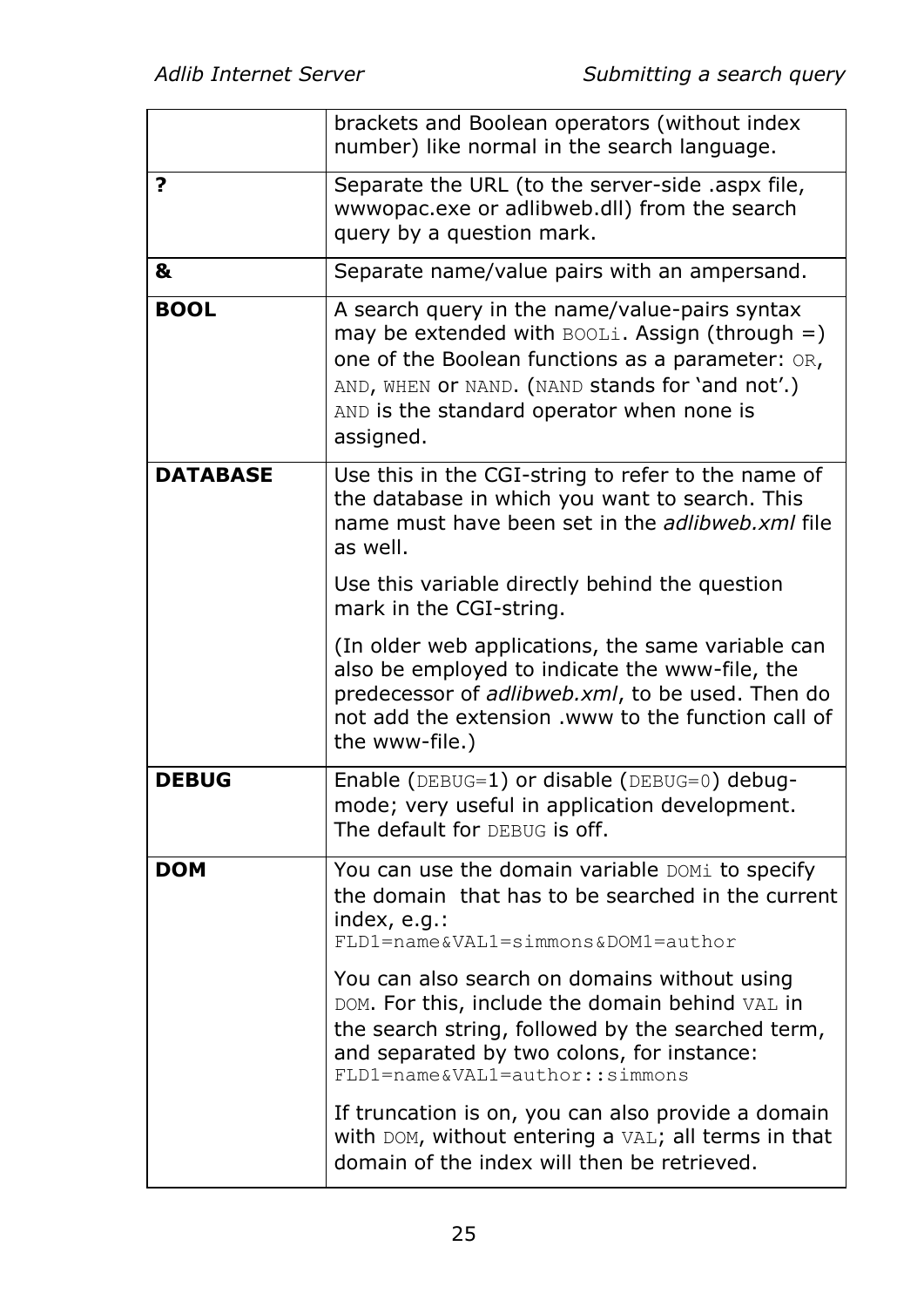| | |
|---|---|
| | brackets and Boolean operators (without index number) like normal in the search language. |
| **?** | Separate the URL (to the server-side .aspx file, wwwopac.exe or adlibweb.dll) from the search query by a question mark. |
| **&** | Separate name/value pairs with an ampersand. |
| **BOOL** | A search query in the name/value-pairs syntax may be extended with `BOOLi`. Assign (through =) one of the Boolean functions as a parameter: `OR`, `AND`, `WHEN` or `NAND`. (`NAND` stands for 'and not'.) `AND` is the standard operator when none is assigned. |
| **DATABASE** | Use this in the CGI-string to refer to the name of the database in which you want to search. This name must have been set in the *adlibweb.xml* file as well.<br><br>Use this variable directly behind the question mark in the CGI-string.<br><br>(In older web applications, the same variable can also be employed to indicate the www-file, the predecessor of *adlibweb.xml*, to be used. Then do not add the extension .www to the function call of the www-file.) |
| **DEBUG** | Enable (`DEBUG=1`) or disable (`DEBUG=0`) debug-mode; very useful in application development. The default for `DEBUG` is off. |
| **DOM** | You can use the domain variable `DOMi` to specify the domain that has to be searched in the current index, e.g.:<br>`FLD1=name&VAL1=simmons&DOM1=author`<br><br>You can also search on domains without using `DOM`. For this, include the domain behind `VAL` in the search string, followed by the searched term, and separated by two colons, for instance:<br>`FLD1=name&VAL1=author::simmons`<br><br>If truncation is on, you can also provide a domain with `DOM`, without entering a `VAL`; all terms in that domain of the index will then be retrieved. |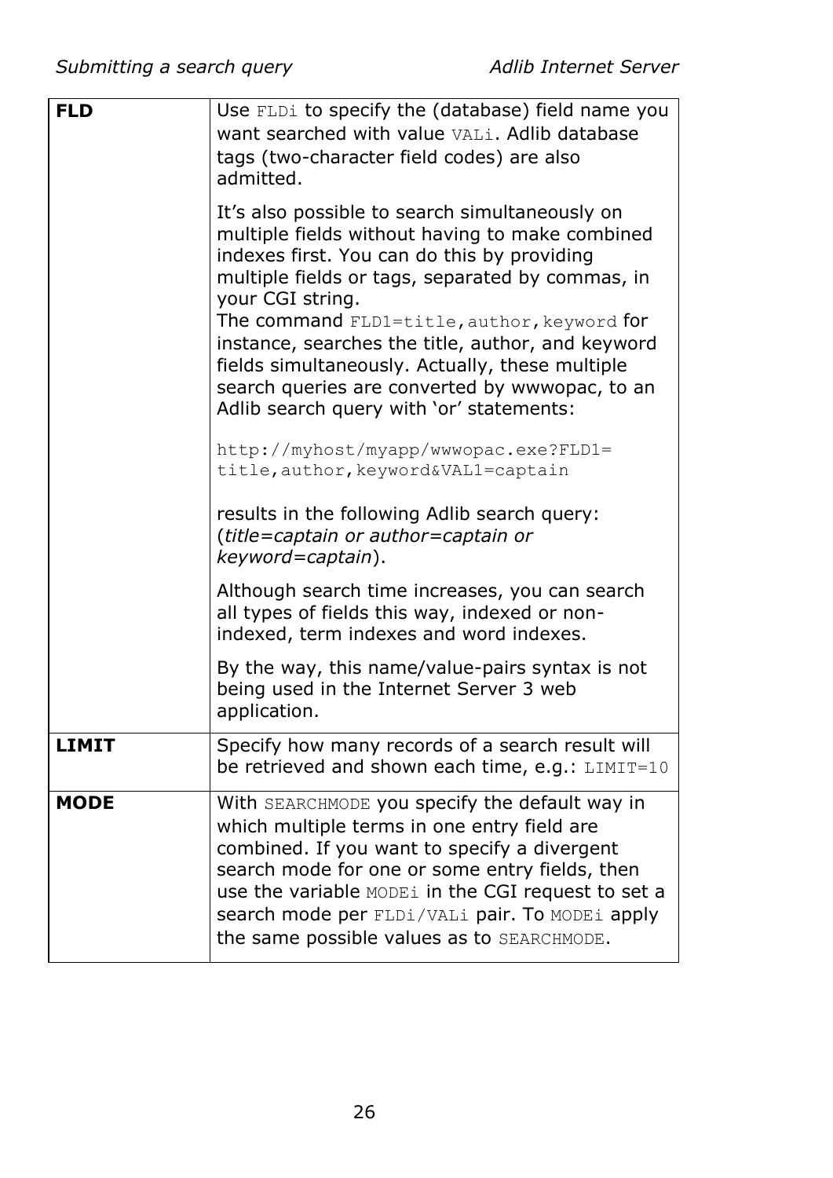| | |
|---|---|
| **FLD** | Use `FLDi` to specify the (database) field name you want searched with value `VALi`. Adlib database tags (two-character field codes) are also admitted.<br><br>It's also possible to search simultaneously on multiple fields without having to make combined indexes first. You can do this by providing multiple fields or tags, separated by commas, in your CGI string.<br>The command `FLD1=title,author,keyword` for instance, searches the title, author, and keyword fields simultaneously. Actually, these multiple search queries are converted by wwwopac, to an Adlib search query with 'or' statements:<br><br>`http://myhost/myapp/wwwopac.exe?FLD1=title,author,keyword&VAL1=captain`<br><br>results in the following Adlib search query: (*title=captain or author=captain or keyword=captain*).<br><br>Although search time increases, you can search all types of fields this way, indexed or non-indexed, term indexes and word indexes.<br><br>By the way, this name/value-pairs syntax is not being used in the Internet Server 3 web application. |
| **LIMIT** | Specify how many records of a search result will be retrieved and shown each time, e.g.: `LIMIT=10` |
| **MODE** | With `SEARCHMODE` you specify the default way in which multiple terms in one entry field are combined. If you want to specify a divergent search mode for one or some entry fields, then use the variable `MODEi` in the CGI request to set a search mode per `FLDi/VALi` pair. To `MODEi` apply the same possible values as to `SEARCHMODE`. |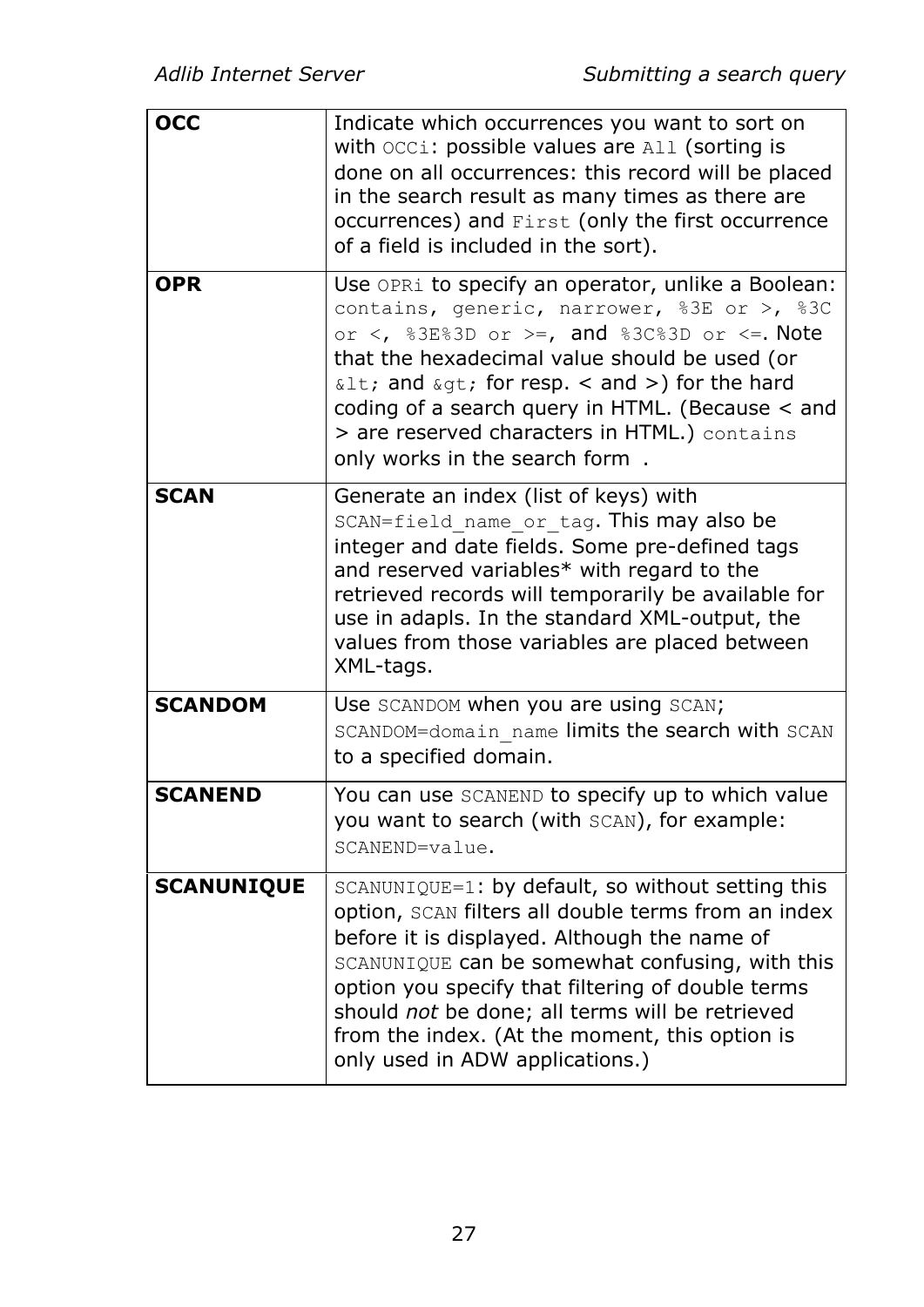| | |
|---|---|
| **OCC** | Indicate which occurrences you want to sort on with `OCCi`: possible values are `All` (sorting is done on all occurrences: this record will be placed in the search result as many times as there are occurrences) and `First` (only the first occurrence of a field is included in the sort). |
| **OPR** | Use `OPRi` to specify an operator, unlike a Boolean: `contains, generic, narrower, %3E or >, %3C or <, %3E%3D or >=,` and `%3C%3D or <=`. Note that the hexadecimal value should be used (or `&lt;` and `&gt;` for resp. < and >) for the hard coding of a search query in HTML. (Because < and > are reserved characters in HTML.) `contains` only works in the search form . |
| **SCAN** | Generate an index (list of keys) with `SCAN=field_name_or_tag`. This may also be integer and date fields. Some pre-defined tags and reserved variables* with regard to the retrieved records will temporarily be available for use in adapls. In the standard XML-output, the values from those variables are placed between XML-tags. |
| **SCANDOM** | Use `SCANDOM` when you are using `SCAN`; `SCANDOM=domain_name` limits the search with `SCAN` to a specified domain. |
| **SCANEND** | You can use `SCANEND` to specify up to which value you want to search (with `SCAN`), for example: `SCANEND=value`. |
| **SCANUNIQUE** | `SCANUNIQUE=1`: by default, so without setting this option, `SCAN` filters all double terms from an index before it is displayed. Although the name of `SCANUNIQUE` can be somewhat confusing, with this option you specify that filtering of double terms should *not* be done; all terms will be retrieved from the index. (At the moment, this option is only used in ADW applications.) |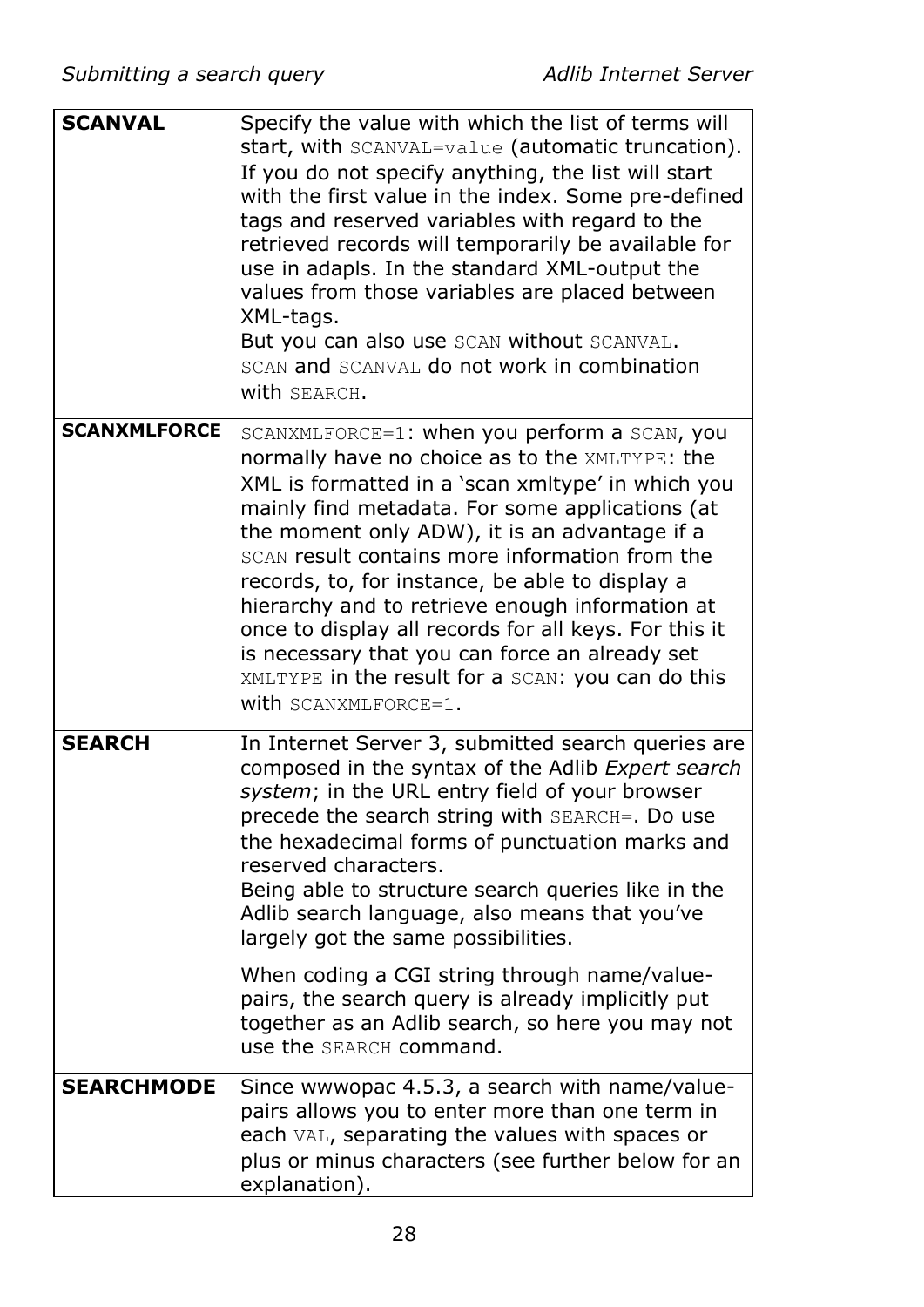| | |
|---|---|
| **SCANVAL** | Specify the value with which the list of terms will start, with `SCANVAL=value` (automatic truncation). If you do not specify anything, the list will start with the first value in the index. Some pre-defined tags and reserved variables with regard to the retrieved records will temporarily be available for use in adapls. In the standard XML-output the values from those variables are placed between XML-tags.<br>But you can also use `SCAN` without `SCANVAL`. `SCAN` and `SCANVAL` do not work in combination with `SEARCH`. |
| **SCANXMLFORCE** | `SCANXMLFORCE=1`: when you perform a `SCAN`, you normally have no choice as to the `XMLTYPE`: the XML is formatted in a 'scan xmltype' in which you mainly find metadata. For some applications (at the moment only ADW), it is an advantage if a `SCAN` result contains more information from the records, to, for instance, be able to display a hierarchy and to retrieve enough information at once to display all records for all keys. For this it is necessary that you can force an already set `XMLTYPE` in the result for a `SCAN`: you can do this with `SCANXMLFORCE=1`. |
| **SEARCH** | In Internet Server 3, submitted search queries are composed in the syntax of the Adlib *Expert search system*; in the URL entry field of your browser precede the search string with `SEARCH=`. Do use the hexadecimal forms of punctuation marks and reserved characters.<br>Being able to structure search queries like in the Adlib search language, also means that you've largely got the same possibilities.<br><br>When coding a CGI string through name/value-pairs, the search query is already implicitly put together as an Adlib search, so here you may not use the `SEARCH` command. |
| **SEARCHMODE** | Since wwwopac 4.5.3, a search with name/value-pairs allows you to enter more than one term in each `VAL`, separating the values with spaces or plus or minus characters (see further below for an explanation). |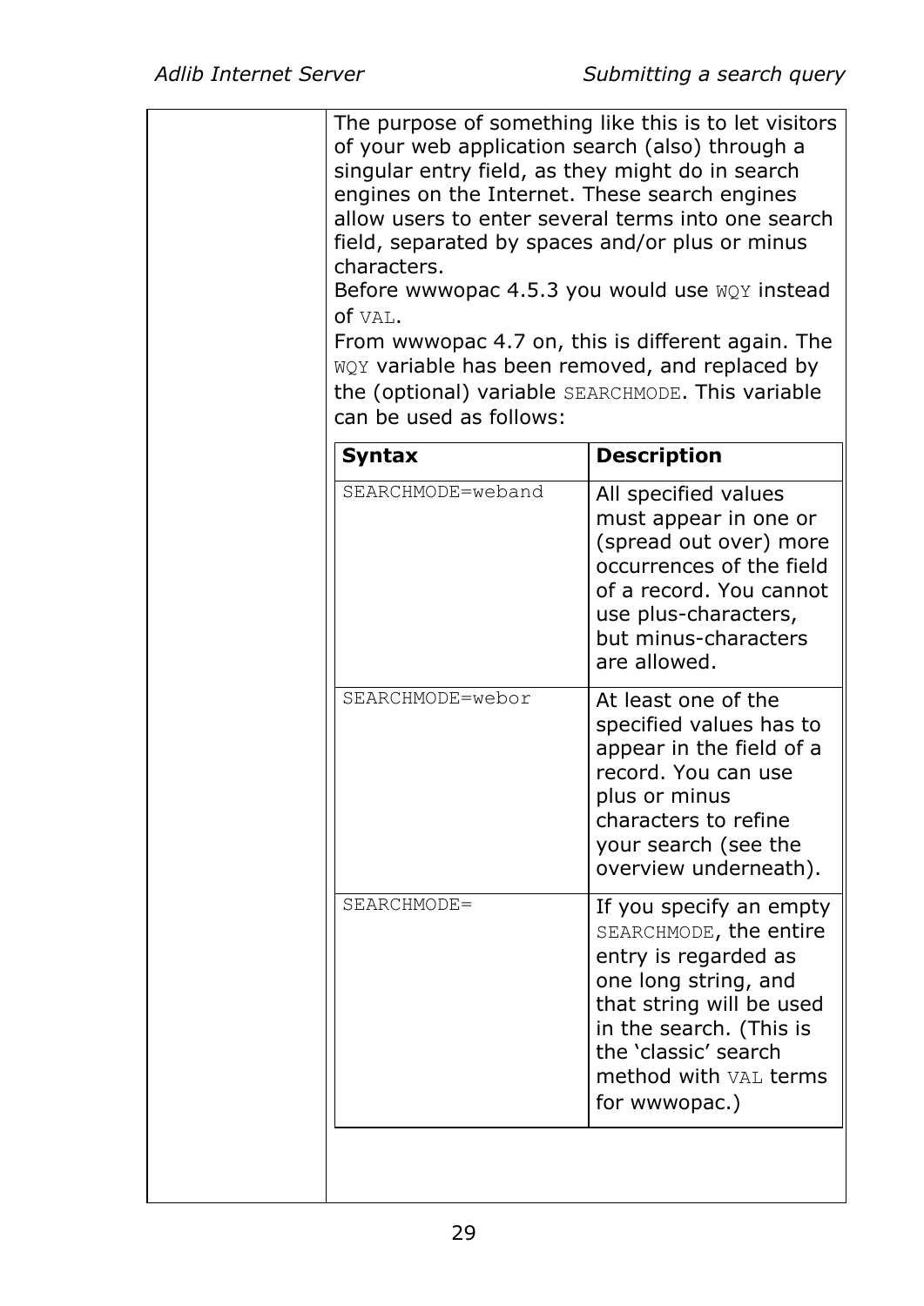The purpose of something like this is to let visitors of your web application search (also) through a singular entry field, as they might do in search engines on the Internet. These search engines allow users to enter several terms into one search field, separated by spaces and/or plus or minus characters.
Before wwwopac 4.5.3 you would use `WQY` instead of `VAL`.
From wwwopac 4.7 on, this is different again. The `WQY` variable has been removed, and replaced by the (optional) variable `SEARCHMODE`. This variable can be used as follows:

| **Syntax** | **Description** |
| --- | --- |
| `SEARCHMODE=weband` | All specified values must appear in one or (spread out over) more occurrences of the field of a record. You cannot use plus-characters, but minus-characters are allowed. |
| `SEARCHMODE=webor` | At least one of the specified values has to appear in the field of a record. You can use plus or minus characters to refine your search (see the overview underneath). |
| `SEARCHMODE=` | If you specify an empty `SEARCHMODE`, the entire entry is regarded as one long string, and that string will be used in the search. (This is the 'classic' search method with `VAL` terms for wwwopac.) |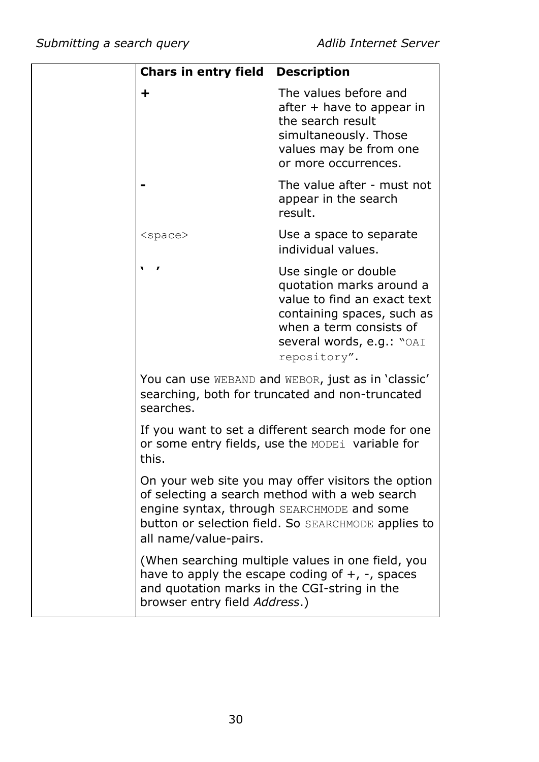| Chars in entry field | Description |
|---|---|
| **+** | The values before and after + have to appear in the search result simultaneously. Those values may be from one or more occurrences. |
| **-** | The value after - must not appear in the search result. |
| `<space>` | Use a space to separate individual values. |
| **‘ ’** | Use single or double quotation marks around a value to find an exact text containing spaces, such as when a term consists of several words, e.g.: `“OAI repository”`. |

You can use `WEBAND` and `WEBOR`, just as in ‘classic’ searching, both for truncated and non-truncated searches.

If you want to set a different search mode for one or some entry fields, use the `MODEi` variable for this.

On your web site you may offer visitors the option of selecting a search method with a web search engine syntax, through `SEARCHMODE` and some button or selection field. So `SEARCHMODE` applies to all name/value-pairs.

(When searching multiple values in one field, you have to apply the escape coding of +, -, spaces and quotation marks in the CGI-string in the browser entry field *Address*.)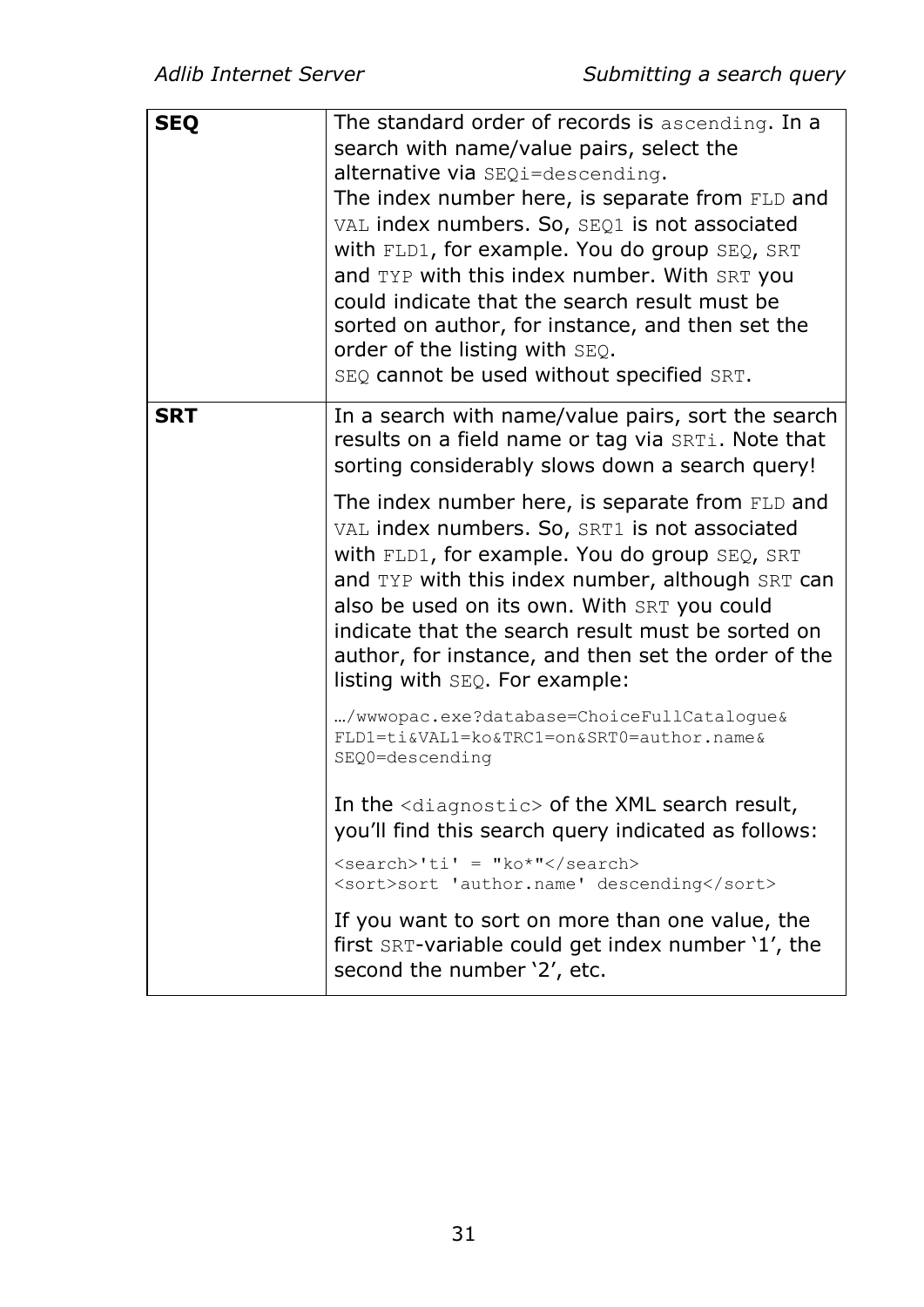| | |
|---|---|
| **SEQ** | The standard order of records is `ascending`. In a search with name/value pairs, select the alternative via `SEQi=descending`.<br>The index number here, is separate from `FLD` and `VAL` index numbers. So, `SEQ1` is not associated with `FLD1`, for example. You do group `SEQ`, `SRT` and `TYP` with this index number. With `SRT` you could indicate that the search result must be sorted on author, for instance, and then set the order of the listing with `SEQ`.<br>`SEQ` cannot be used without specified `SRT`. |
| **SRT** | In a search with name/value pairs, sort the search results on a field name or tag via `SRTi`. Note that sorting considerably slows down a search query!<br><br>The index number here, is separate from `FLD` and `VAL` index numbers. So, `SRT1` is not associated with `FLD1`, for example. You do group `SEQ`, `SRT` and `TYP` with this index number, although `SRT` can also be used on its own. With `SRT` you could indicate that the search result must be sorted on author, for instance, and then set the order of the listing with `SEQ`. For example:<br><br>`…/wwwopac.exe?database=ChoiceFullCatalogue&FLD1=ti&VAL1=ko&TRC1=on&SRT0=author.name&SEQ0=descending`<br><br>In the `<diagnostic>` of the XML search result, you'll find this search query indicated as follows:<br><br>`<search>'ti' = "ko*"</search>`<br>`<sort>sort 'author.name' descending</sort>`<br><br>If you want to sort on more than one value, the first `SRT`-variable could get index number '1', the second the number '2', etc. |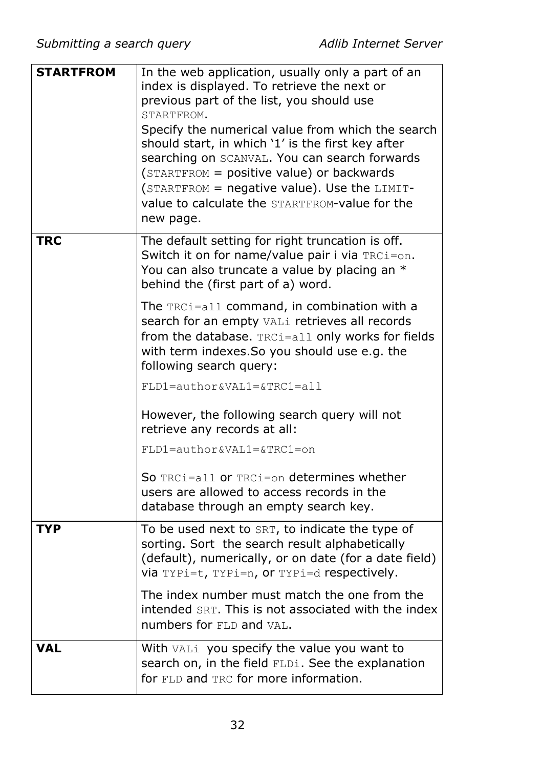| | |
|---|---|
| **STARTFROM** | In the web application, usually only a part of an index is displayed. To retrieve the next or previous part of the list, you should use `STARTFROM`.<br>Specify the numerical value from which the search should start, in which '1' is the first key after searching on `SCANVAL`. You can search forwards (`STARTFROM` = positive value) or backwards (`STARTFROM` = negative value). Use the `LIMIT`-value to calculate the `STARTFROM`-value for the new page. |
| **TRC** | The default setting for right truncation is off. Switch it on for name/value pair i via `TRCi=on`. You can also truncate a value by placing an * behind the (first part of a) word.<br><br>The `TRCi=all` command, in combination with a search for an empty `VALi` retrieves all records from the database. `TRCi=all` only works for fields with term indexes.So you should use e.g. the following search query:<br><br>`FLD1=author&VAL1=&TRC1=all`<br><br>However, the following search query will not retrieve any records at all:<br><br>`FLD1=author&VAL1=&TRC1=on`<br><br>So `TRCi=all` or `TRCi=on` determines whether users are allowed to access records in the database through an empty search key. |
| **TYP** | To be used next to `SRT`, to indicate the type of sorting. Sort the search result alphabetically (default), numerically, or on date (for a date field) via `TYPi=t`, `TYPi=n`, or `TYPi=d` respectively.<br><br>The index number must match the one from the intended `SRT`. This is not associated with the index numbers for `FLD` and `VAL`. |
| **VAL** | With `VALi` you specify the value you want to search on, in the field `FLDi`. See the explanation for `FLD` and `TRC` for more information. |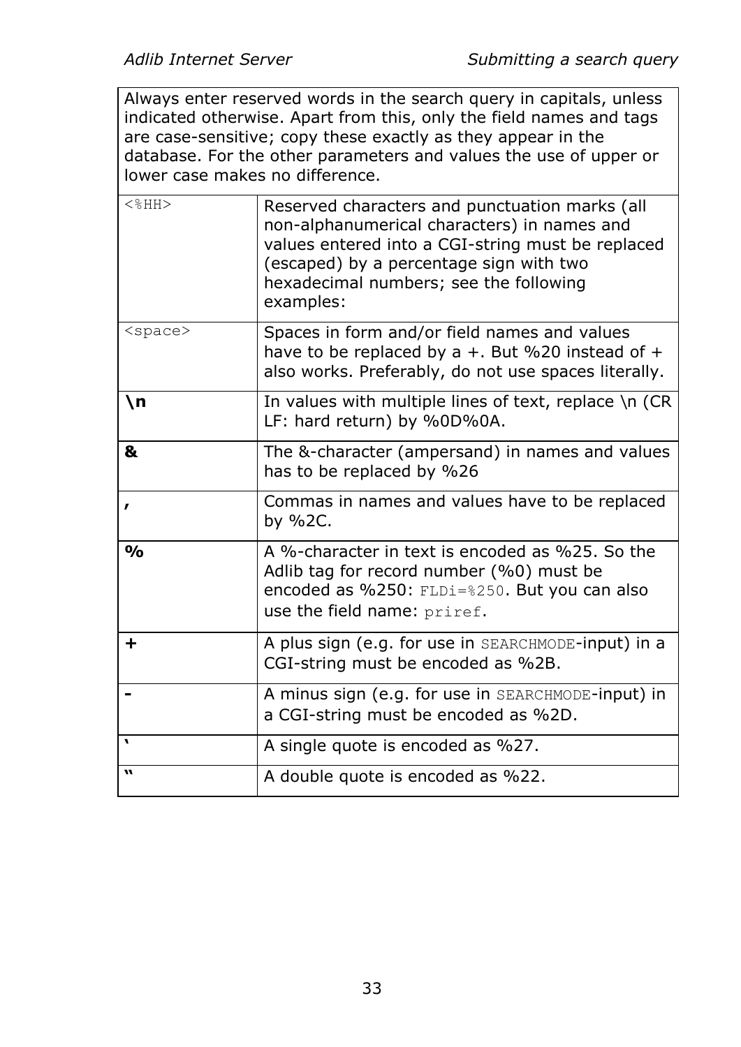| Always enter reserved words in the search query in capitals, unless indicated otherwise. Apart from this, only the field names and tags are case-sensitive; copy these exactly as they appear in the database. For the other parameters and values the use of upper or lower case makes no difference. | |
|---|---|
| `<%HH>` | Reserved characters and punctuation marks (all non-alphanumerical characters) in names and values entered into a CGI-string must be replaced (escaped) by a percentage sign with two hexadecimal numbers; see the following examples: |
| `<space>` | Spaces in form and/or field names and values have to be replaced by a +. But %20 instead of + also works. Preferably, do not use spaces literally. |
| **\n** | In values with multiple lines of text, replace \n (CR LF: hard return) by %0D%0A. |
| **&** | The &-character (ampersand) in names and values has to be replaced by %26 |
| **,** | Commas in names and values have to be replaced by %2C. |
| **%** | A %-character in text is encoded as %25. So the Adlib tag for record number (%0) must be encoded as %250: `FLDi=%250`. But you can also use the field name: `priref`. |
| **+** | A plus sign (e.g. for use in `SEARCHMODE`-input) in a CGI-string must be encoded as %2B. |
| **-** | A minus sign (e.g. for use in `SEARCHMODE`-input) in a CGI-string must be encoded as %2D. |
| **'** | A single quote is encoded as %27. |
| **"** | A double quote is encoded as %22. |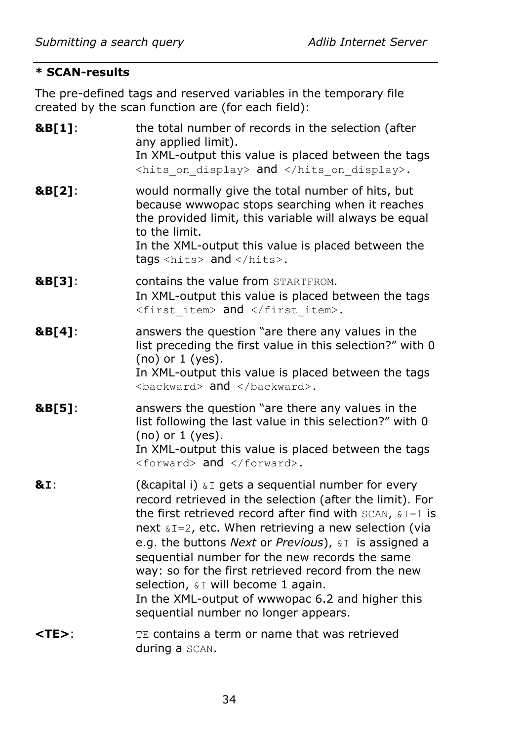**\* SCAN-results**

The pre-defined tags and reserved variables in the temporary file created by the scan function are (for each field):

**&B[1]**: the total number of records in the selection (after any applied limit).
In XML-output this value is placed between the tags `<hits_on_display>` and `</hits_on_display>`.

**&B[2]**: would normally give the total number of hits, but because wwwopac stops searching when it reaches the provided limit, this variable will always be equal to the limit.
In the XML-output this value is placed between the tags `<hits>` and `</hits>`.

**&B[3]**: contains the value from `STARTFROM`.
In XML-output this value is placed between the tags `<first_item>` and `</first_item>`.

**&B[4]**: answers the question “are there any values in the list preceding the first value in this selection?” with 0 (no) or 1 (yes).
In XML-output this value is placed between the tags `<backward>` and `</backward>`.

**&B[5]**: answers the question “are there any values in the list following the last value in this selection?” with 0 (no) or 1 (yes).
In XML-output this value is placed between the tags `<forward>` and `</forward>`.

**&I**: (&capital i) `&I` gets a sequential number for every record retrieved in the selection (after the limit). For the first retrieved record after find with `SCAN`, `&I=1` is next `&I=2`, etc. When retrieving a new selection (via e.g. the buttons *Next* or *Previous*), `&I` is assigned a sequential number for the new records the same way: so for the first retrieved record from the new selection, `&I` will become 1 again.
In the XML-output of wwwopac 6.2 and higher this sequential number no longer appears.

**<TE>**: `TE` contains a term or name that was retrieved during a `SCAN`.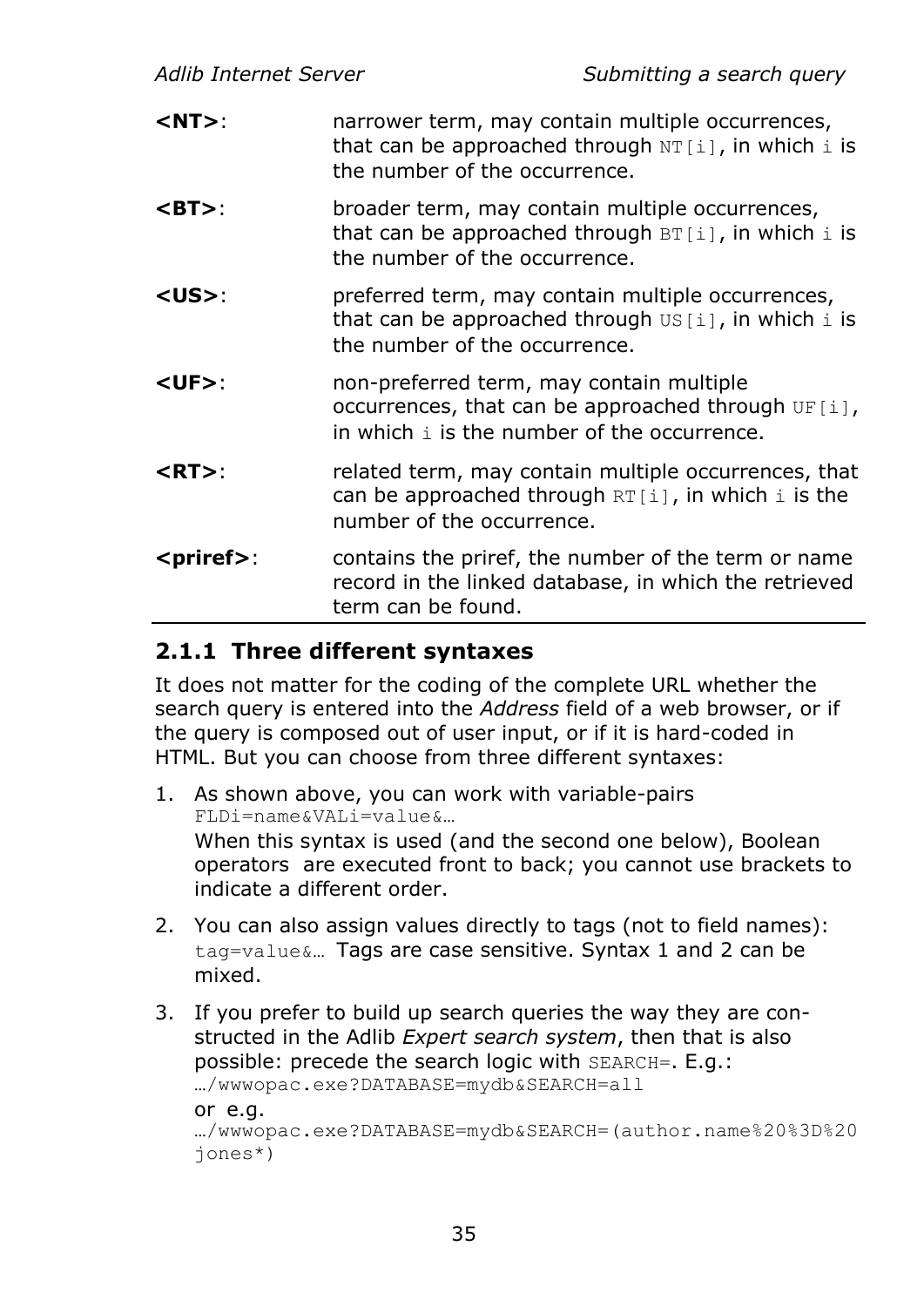**<NT>**: narrower term, may contain multiple occurrences, that can be approached through `NT[i]`, in which `i` is the number of the occurrence.

**<BT>**: broader term, may contain multiple occurrences, that can be approached through `BT[i]`, in which `i` is the number of the occurrence.

**<US>**: preferred term, may contain multiple occurrences, that can be approached through `US[i]`, in which `i` is the number of the occurrence.

**<UF>**: non-preferred term, may contain multiple occurrences, that can be approached through `UF[i]`, in which `i` is the number of the occurrence.

**<RT>**: related term, may contain multiple occurrences, that can be approached through `RT[i]`, in which `i` is the number of the occurrence.

**<priref>**: contains the priref, the number of the term or name record in the linked database, in which the retrieved term can be found.

### 2.1.1 Three different syntaxes

It does not matter for the coding of the complete URL whether the search query is entered into the *Address* field of a web browser, or if the query is composed out of user input, or if it is hard-coded in HTML. But you can choose from three different syntaxes:

1. As shown above, you can work with variable-pairs `FLDi=name&VALi=value&…`
   When this syntax is used (and the second one below), Boolean operators are executed front to back; you cannot use brackets to indicate a different order.

2. You can also assign values directly to tags (not to field names): `tag=value&…` Tags are case sensitive. Syntax 1 and 2 can be mixed.

3. If you prefer to build up search queries the way they are constructed in the Adlib *Expert search system*, then that is also possible: precede the search logic with `SEARCH=`. E.g.:
   `…/wwwopac.exe?DATABASE=mydb&SEARCH=all`
   or e.g.
   `…/wwwopac.exe?DATABASE=mydb&SEARCH=(author.name%20%3D%20jones*)`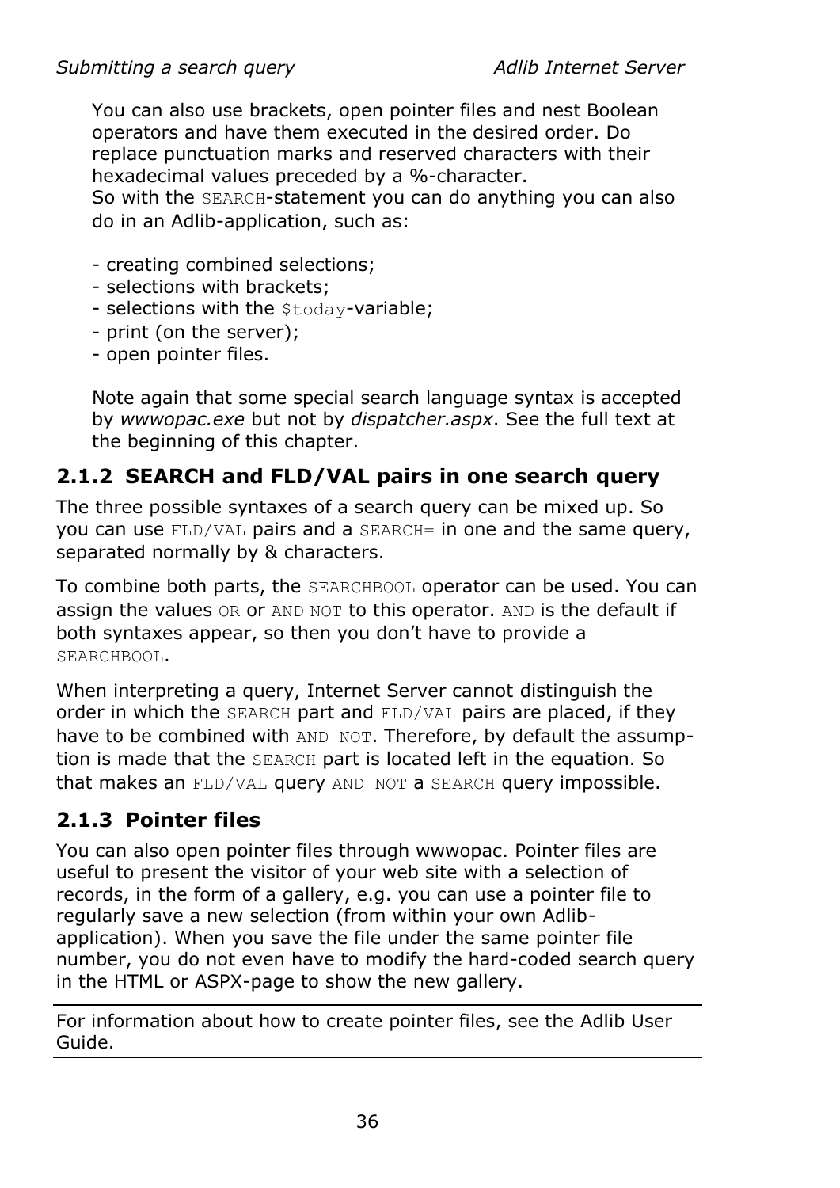You can also use brackets, open pointer files and nest Boolean operators and have them executed in the desired order. Do replace punctuation marks and reserved characters with their hexadecimal values preceded by a %-character.
So with the `SEARCH`-statement you can do anything you can also do in an Adlib-application, such as:

- creating combined selections;
- selections with brackets;
- selections with the `$today`-variable;
- print (on the server);
- open pointer files.

Note again that some special search language syntax is accepted by *wwwopac.exe* but not by *dispatcher.aspx*. See the full text at the beginning of this chapter.

### 2.1.2 SEARCH and FLD/VAL pairs in one search query

The three possible syntaxes of a search query can be mixed up. So you can use `FLD/VAL` pairs and a `SEARCH=` in one and the same query, separated normally by & characters.

To combine both parts, the `SEARCHBOOL` operator can be used. You can assign the values `OR` or `AND NOT` to this operator. `AND` is the default if both syntaxes appear, so then you don't have to provide a `SEARCHBOOL`.

When interpreting a query, Internet Server cannot distinguish the order in which the `SEARCH` part and `FLD/VAL` pairs are placed, if they have to be combined with `AND NOT`. Therefore, by default the assumption is made that the `SEARCH` part is located left in the equation. So that makes an `FLD/VAL` query `AND NOT` a `SEARCH` query impossible.

### 2.1.3 Pointer files

You can also open pointer files through wwwopac. Pointer files are useful to present the visitor of your web site with a selection of records, in the form of a gallery, e.g. you can use a pointer file to regularly save a new selection (from within your own Adlib-application). When you save the file under the same pointer file number, you do not even have to modify the hard-coded search query in the HTML or ASPX-page to show the new gallery.

---

For information about how to create pointer files, see the Adlib User Guide.

---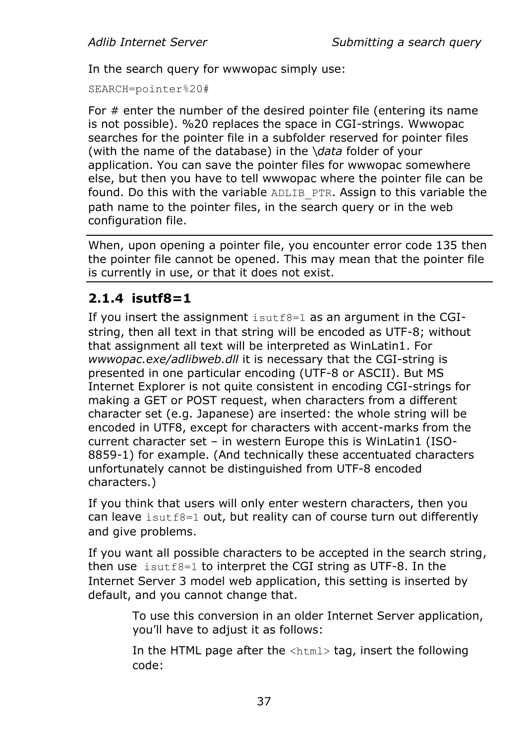In the search query for wwwopac simply use:

```
SEARCH=pointer%20#
```

For # enter the number of the desired pointer file (entering its name is not possible). %20 replaces the space in CGI-strings. Wwwopac searches for the pointer file in a subfolder reserved for pointer files (with the name of the database) in the *\data* folder of your application. You can save the pointer files for wwwopac somewhere else, but then you have to tell wwwopac where the pointer file can be found. Do this with the variable `ADLIB_PTR`. Assign to this variable the path name to the pointer files, in the search query or in the web configuration file.

---

When, upon opening a pointer file, you encounter error code 135 then the pointer file cannot be opened. This may mean that the pointer file is currently in use, or that it does not exist.

---

### 2.1.4 isutf8=1

If you insert the assignment `isutf8=1` as an argument in the CGI-string, then all text in that string will be encoded as UTF-8; without that assignment all text will be interpreted as WinLatin1. For *wwwopac.exe/adlibweb.dll* it is necessary that the CGI-string is presented in one particular encoding (UTF-8 or ASCII). But MS Internet Explorer is not quite consistent in encoding CGI-strings for making a GET or POST request, when characters from a different character set (e.g. Japanese) are inserted: the whole string will be encoded in UTF8, except for characters with accent-marks from the current character set – in western Europe this is WinLatin1 (ISO-8859-1) for example. (And technically these accentuated characters unfortunately cannot be distinguished from UTF-8 encoded characters.)

If you think that users will only enter western characters, then you can leave `isutf8=1` out, but reality can of course turn out differently and give problems.

If you want all possible characters to be accepted in the search string, then use `isutf8=1` to interpret the CGI string as UTF-8. In the Internet Server 3 model web application, this setting is inserted by default, and you cannot change that.

To use this conversion in an older Internet Server application, you'll have to adjust it as follows:

In the HTML page after the `<html>` tag, insert the following code: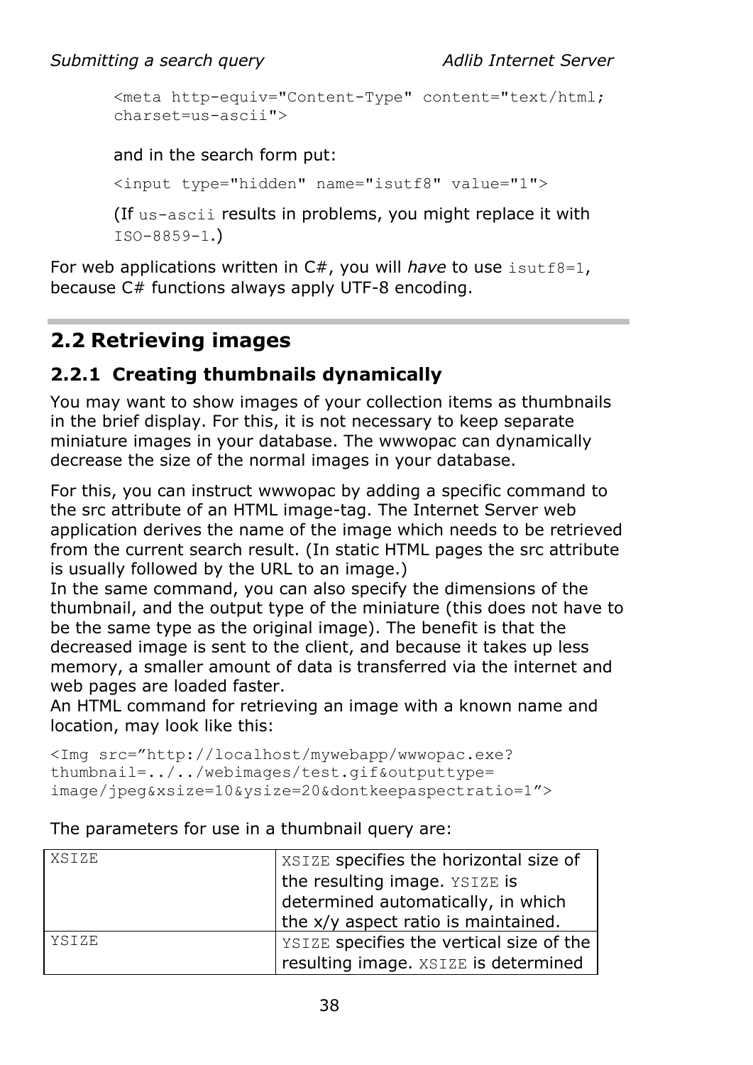```
<meta http-equiv="Content-Type" content="text/html;
charset=us-ascii">
```

and in the search form put:

```
<input type="hidden" name="isutf8" value="1">
```

(If `us-ascii` results in problems, you might replace it with `ISO-8859-1`.)

For web applications written in C#, you will *have* to use `isutf8=1`, because C# functions always apply UTF-8 encoding.

## 2.2 Retrieving images

### 2.2.1 Creating thumbnails dynamically

You may want to show images of your collection items as thumbnails in the brief display. For this, it is not necessary to keep separate miniature images in your database. The wwwopac can dynamically decrease the size of the normal images in your database.

For this, you can instruct wwwopac by adding a specific command to the src attribute of an HTML image-tag. The Internet Server web application derives the name of the image which needs to be retrieved from the current search result. (In static HTML pages the src attribute is usually followed by the URL to an image.)
In the same command, you can also specify the dimensions of the thumbnail, and the output type of the miniature (this does not have to be the same type as the original image). The benefit is that the decreased image is sent to the client, and because it takes up less memory, a smaller amount of data is transferred via the internet and web pages are loaded faster.
An HTML command for retrieving an image with a known name and location, may look like this:

```
<Img src=”http://localhost/mywebapp/wwwopac.exe?
thumbnail=../../webimages/test.gif&outputtype=
image/jpeg&xsize=10&ysize=20&dontkeepaspectratio=1”>
```

The parameters for use in a thumbnail query are:

| | |
|---|---|
| `XSIZE` | `XSIZE` specifies the horizontal size of the resulting image. `YSIZE` is determined automatically, in which the x/y aspect ratio is maintained. |
| `YSIZE` | `YSIZE` specifies the vertical size of the resulting image. `XSIZE` is determined |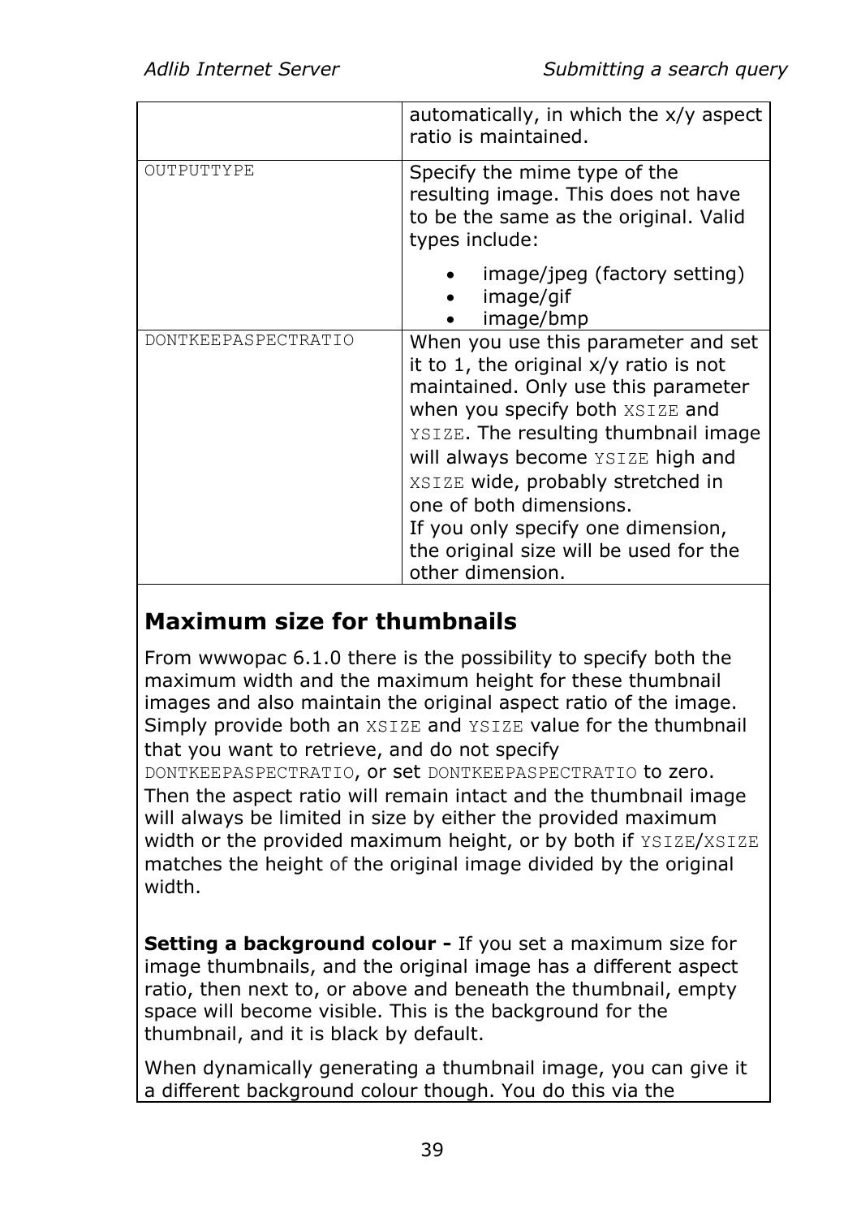| | |
|---|---|
| | automatically, in which the x/y aspect ratio is maintained. |
| OUTPUTTYPE | Specify the mime type of the resulting image. This does not have to be the same as the original. Valid types include:<br>• image/jpeg (factory setting)<br>• image/gif<br>• image/bmp |
| DONTKEEPASPECTRATIO | When you use this parameter and set it to 1, the original x/y ratio is not maintained. Only use this parameter when you specify both XSIZE and YSIZE. The resulting thumbnail image will always become YSIZE high and XSIZE wide, probably stretched in one of both dimensions.<br>If you only specify one dimension, the original size will be used for the other dimension. |

## Maximum size for thumbnails

From wwwopac 6.1.0 there is the possibility to specify both the maximum width and the maximum height for these thumbnail images and also maintain the original aspect ratio of the image. Simply provide both an XSIZE and YSIZE value for the thumbnail that you want to retrieve, and do not specify DONTKEEPASPECTRATIO, or set DONTKEEPASPECTRATIO to zero. Then the aspect ratio will remain intact and the thumbnail image will always be limited in size by either the provided maximum width or the provided maximum height, or by both if YSIZE/XSIZE matches the height of the original image divided by the original width.

**Setting a background colour -** If you set a maximum size for image thumbnails, and the original image has a different aspect ratio, then next to, or above and beneath the thumbnail, empty space will become visible. This is the background for the thumbnail, and it is black by default.

When dynamically generating a thumbnail image, you can give it a different background colour though. You do this via the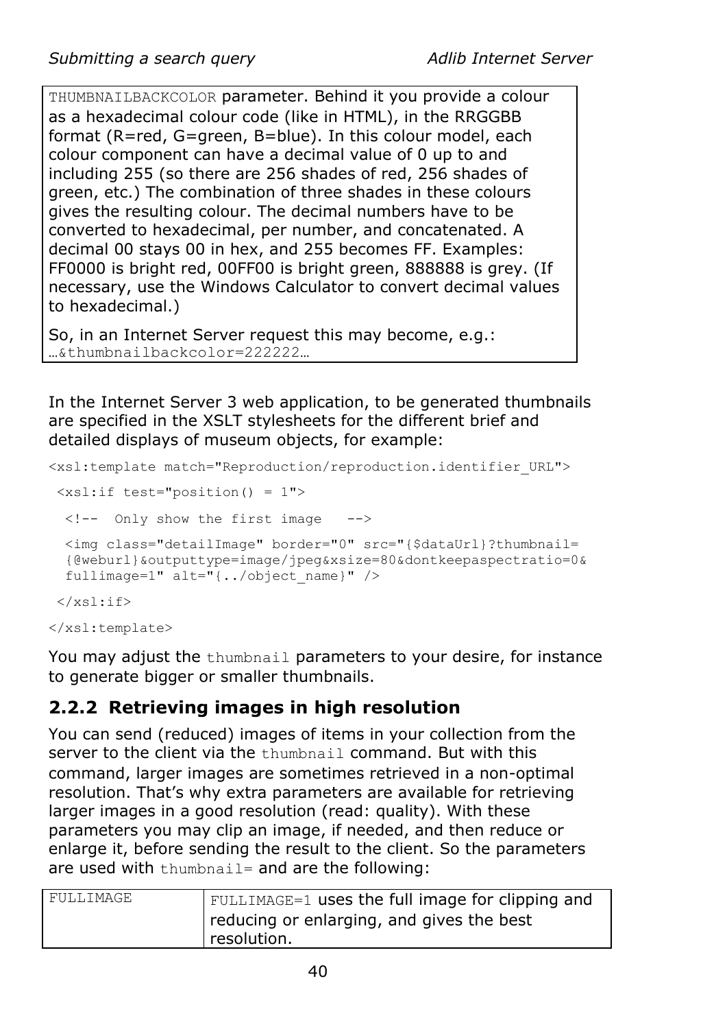THUMBNAILBACKCOLOR parameter. Behind it you provide a colour as a hexadecimal colour code (like in HTML), in the RRGGBB format (R=red, G=green, B=blue). In this colour model, each colour component can have a decimal value of 0 up to and including 255 (so there are 256 shades of red, 256 shades of green, etc.) The combination of three shades in these colours gives the resulting colour. The decimal numbers have to be converted to hexadecimal, per number, and concatenated. A decimal 00 stays 00 in hex, and 255 becomes FF. Examples: FF0000 is bright red, 00FF00 is bright green, 888888 is grey. (If necessary, use the Windows Calculator to convert decimal values to hexadecimal.)

So, in an Internet Server request this may become, e.g.: `…&thumbnailbackcolor=222222…`

In the Internet Server 3 web application, to be generated thumbnails are specified in the XSLT stylesheets for the different brief and detailed displays of museum objects, for example:

```
<xsl:template match="Reproduction/reproduction.identifier_URL">
 <xsl:if test="position() = 1">
  <!--  Only show the first image   -->
  <img class="detailImage" border="0" src="{$dataUrl}?thumbnail=
  {@weburl}&outputtype=image/jpeg&xsize=80&dontkeepaspectratio=0&
  fullimage=1" alt="{../object_name}" />
 </xsl:if>
</xsl:template>
```

You may adjust the `thumbnail` parameters to your desire, for instance to generate bigger or smaller thumbnails.

### 2.2.2 Retrieving images in high resolution

You can send (reduced) images of items in your collection from the server to the client via the `thumbnail` command. But with this command, larger images are sometimes retrieved in a non-optimal resolution. That's why extra parameters are available for retrieving larger images in a good resolution (read: quality). With these parameters you may clip an image, if needed, and then reduce or enlarge it, before sending the result to the client. So the parameters are used with `thumbnail=` and are the following:

| | |
|---|---|
| FULLIMAGE | `FULLIMAGE=1` uses the full image for clipping and reducing or enlarging, and gives the best resolution. |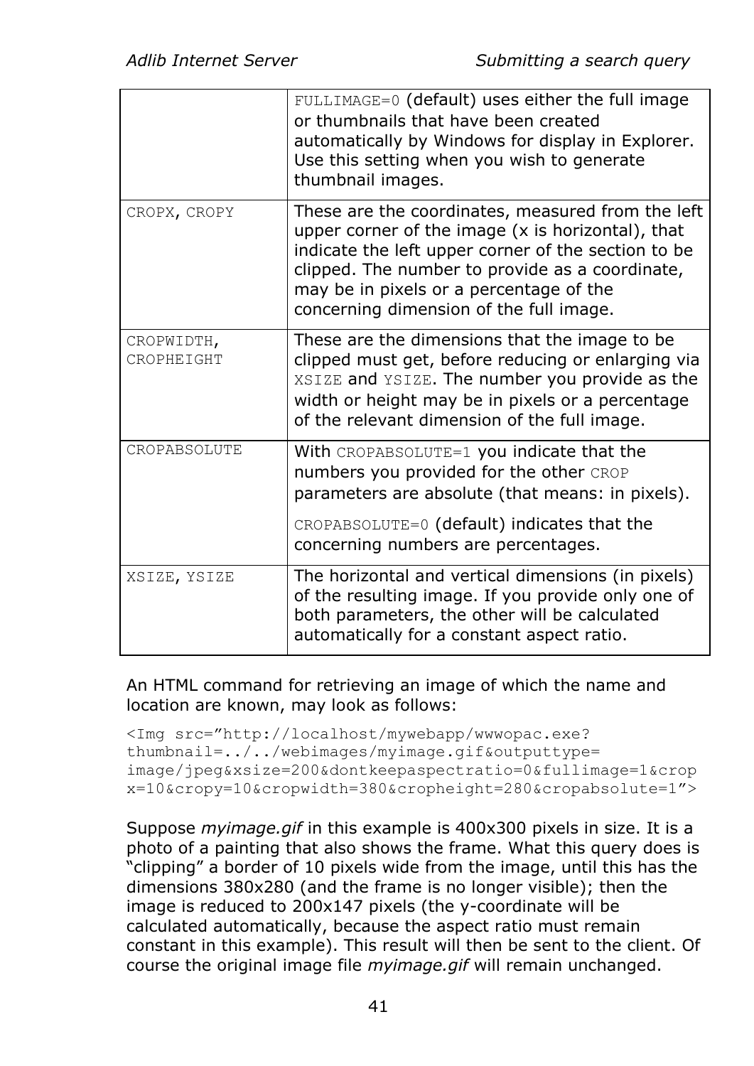| | |
|---|---|
| | `FULLIMAGE=0` (default) uses either the full image or thumbnails that have been created automatically by Windows for display in Explorer. Use this setting when you wish to generate thumbnail images. |
| `CROPX`, `CROPY` | These are the coordinates, measured from the left upper corner of the image (x is horizontal), that indicate the left upper corner of the section to be clipped. The number to provide as a coordinate, may be in pixels or a percentage of the concerning dimension of the full image. |
| `CROPWIDTH`, `CROPHEIGHT` | These are the dimensions that the image to be clipped must get, before reducing or enlarging via `XSIZE` and `YSIZE`. The number you provide as the width or height may be in pixels or a percentage of the relevant dimension of the full image. |
| `CROPABSOLUTE` | With `CROPABSOLUTE=1` you indicate that the numbers you provided for the other `CROP` parameters are absolute (that means: in pixels).<br><br>`CROPABSOLUTE=0` (default) indicates that the concerning numbers are percentages. |
| `XSIZE`, `YSIZE` | The horizontal and vertical dimensions (in pixels) of the resulting image. If you provide only one of both parameters, the other will be calculated automatically for a constant aspect ratio. |

An HTML command for retrieving an image of which the name and location are known, may look as follows:

```
<Img src="http://localhost/mywebapp/wwwopac.exe?
thumbnail=../../webimages/myimage.gif&outputtype=
image/jpeg&xsize=200&dontkeepaspectratio=0&fullimage=1&crop
x=10&cropy=10&cropwidth=380&cropheight=280&cropabsolute=1">
```

Suppose *myimage.gif* in this example is 400x300 pixels in size. It is a photo of a painting that also shows the frame. What this query does is "clipping" a border of 10 pixels wide from the image, until this has the dimensions 380x280 (and the frame is no longer visible); then the image is reduced to 200x147 pixels (the y-coordinate will be calculated automatically, because the aspect ratio must remain constant in this example). This result will then be sent to the client. Of course the original image file *myimage.gif* will remain unchanged.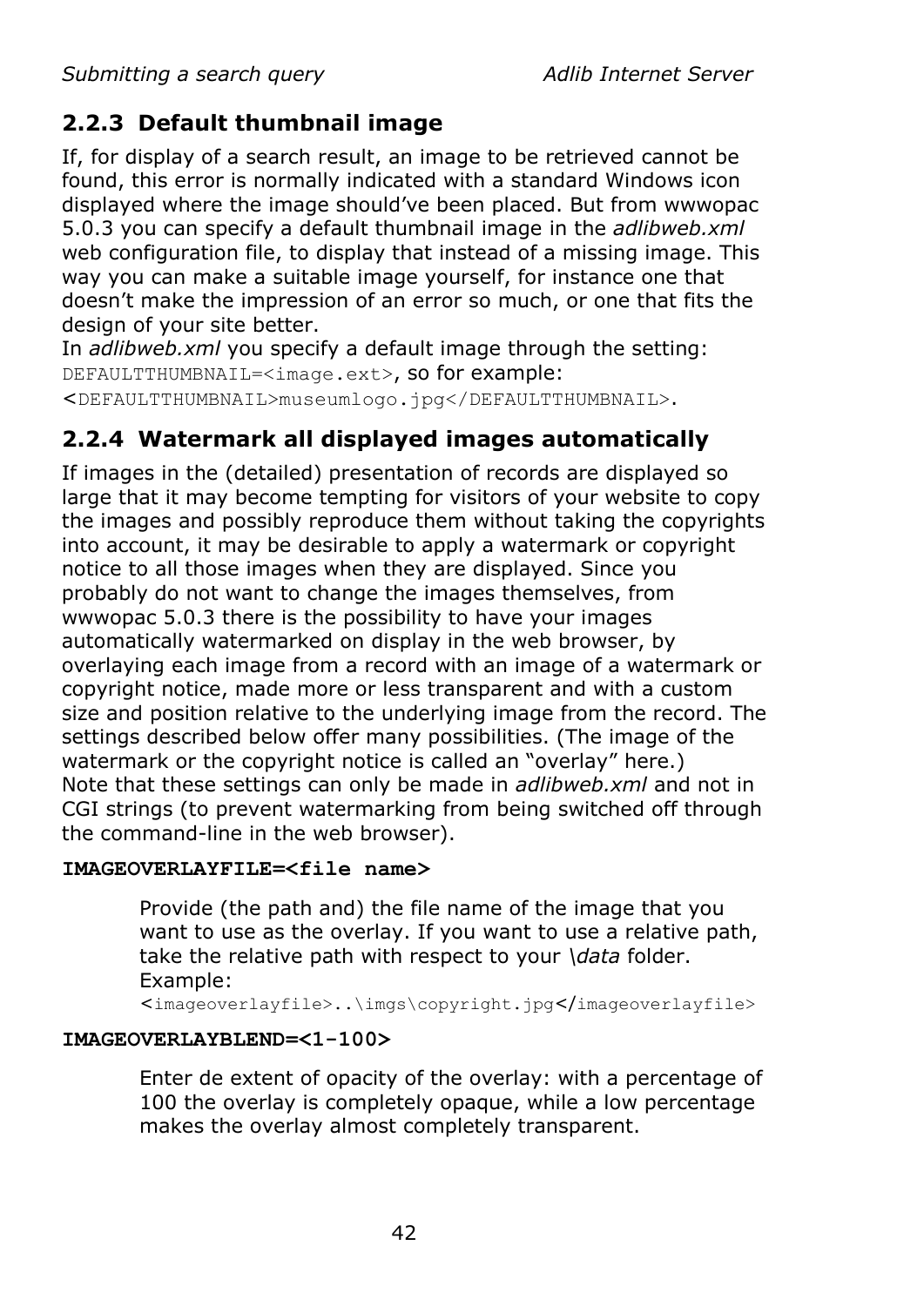## 2.2.3 Default thumbnail image

If, for display of a search result, an image to be retrieved cannot be found, this error is normally indicated with a standard Windows icon displayed where the image should've been placed. But from wwwopac 5.0.3 you can specify a default thumbnail image in the *adlibweb.xml* web configuration file, to display that instead of a missing image. This way you can make a suitable image yourself, for instance one that doesn't make the impression of an error so much, or one that fits the design of your site better.
In *adlibweb.xml* you specify a default image through the setting: `DEFAULTTHUMBNAIL=<image.ext>`, so for example: `<DEFAULTTHUMBNAIL>museumlogo.jpg</DEFAULTTHUMBNAIL>`.

## 2.2.4 Watermark all displayed images automatically

If images in the (detailed) presentation of records are displayed so large that it may become tempting for visitors of your website to copy the images and possibly reproduce them without taking the copyrights into account, it may be desirable to apply a watermark or copyright notice to all those images when they are displayed. Since you probably do not want to change the images themselves, from wwwopac 5.0.3 there is the possibility to have your images automatically watermarked on display in the web browser, by overlaying each image from a record with an image of a watermark or copyright notice, made more or less transparent and with a custom size and position relative to the underlying image from the record. The settings described below offer many possibilities. (The image of the watermark or the copyright notice is called an "overlay" here.)
Note that these settings can only be made in *adlibweb.xml* and not in CGI strings (to prevent watermarking from being switched off through the command-line in the web browser).

**IMAGEOVERLAYFILE=<file name>**

Provide (the path and) the file name of the image that you want to use as the overlay. If you want to use a relative path, take the relative path with respect to your *\data* folder.
Example:
`<imageoverlayfile>..\imgs\copyright.jpg</imageoverlayfile>`

**IMAGEOVERLAYBLEND=<1-100>**

Enter de extent of opacity of the overlay: with a percentage of 100 the overlay is completely opaque, while a low percentage makes the overlay almost completely transparent.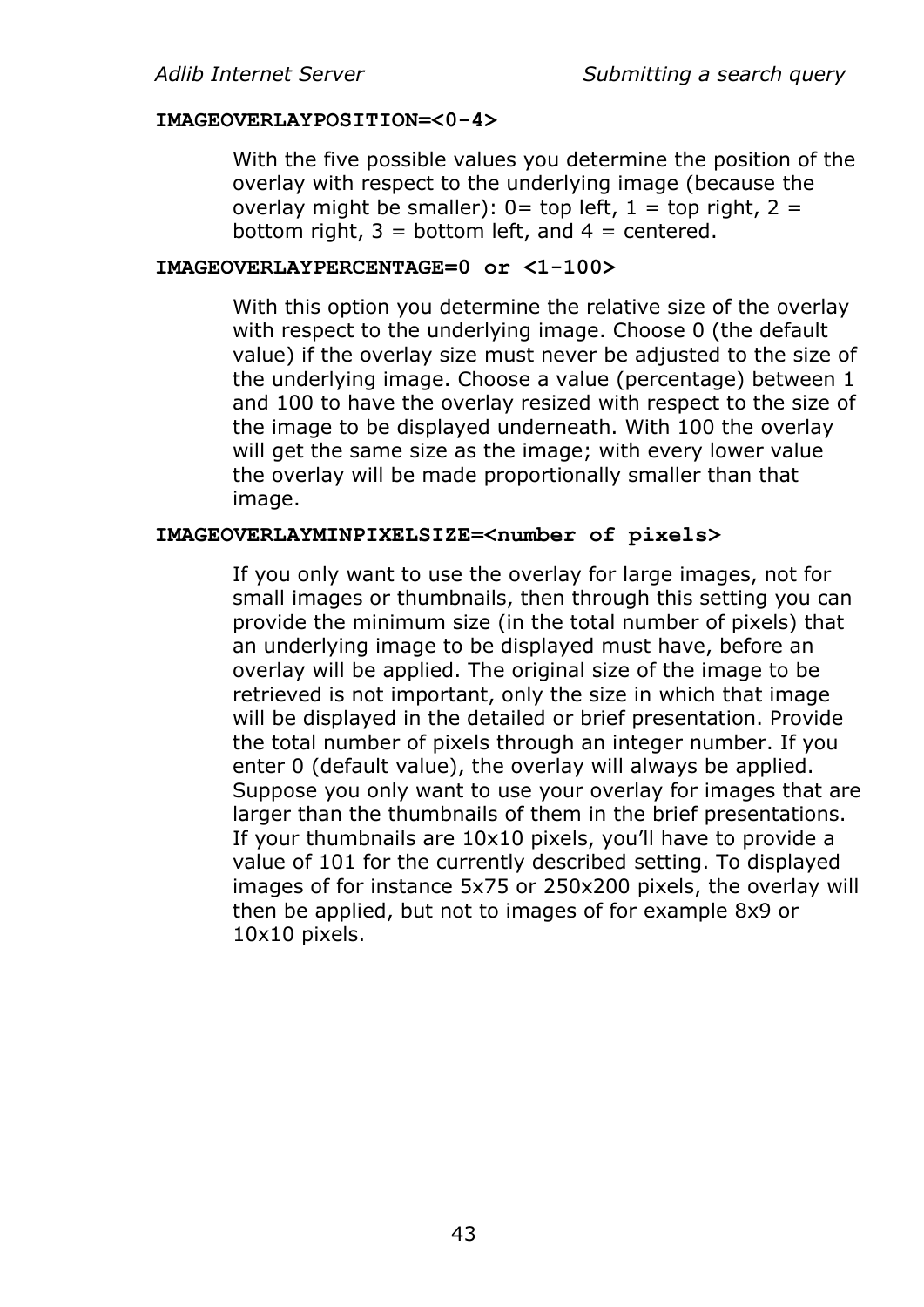**IMAGEOVERLAYPOSITION=<0-4>**

With the five possible values you determine the position of the overlay with respect to the underlying image (because the overlay might be smaller): 0= top left, 1 = top right, 2 = bottom right, 3 = bottom left, and 4 = centered.

**IMAGEOVERLAYPERCENTAGE=0 or <1-100>**

With this option you determine the relative size of the overlay with respect to the underlying image. Choose 0 (the default value) if the overlay size must never be adjusted to the size of the underlying image. Choose a value (percentage) between 1 and 100 to have the overlay resized with respect to the size of the image to be displayed underneath. With 100 the overlay will get the same size as the image; with every lower value the overlay will be made proportionally smaller than that image.

**IMAGEOVERLAYMINPIXELSIZE=<number of pixels>**

If you only want to use the overlay for large images, not for small images or thumbnails, then through this setting you can provide the minimum size (in the total number of pixels) that an underlying image to be displayed must have, before an overlay will be applied. The original size of the image to be retrieved is not important, only the size in which that image will be displayed in the detailed or brief presentation. Provide the total number of pixels through an integer number. If you enter 0 (default value), the overlay will always be applied. Suppose you only want to use your overlay for images that are larger than the thumbnails of them in the brief presentations. If your thumbnails are 10x10 pixels, you'll have to provide a value of 101 for the currently described setting. To displayed images of for instance 5x75 or 250x200 pixels, the overlay will then be applied, but not to images of for example 8x9 or 10x10 pixels.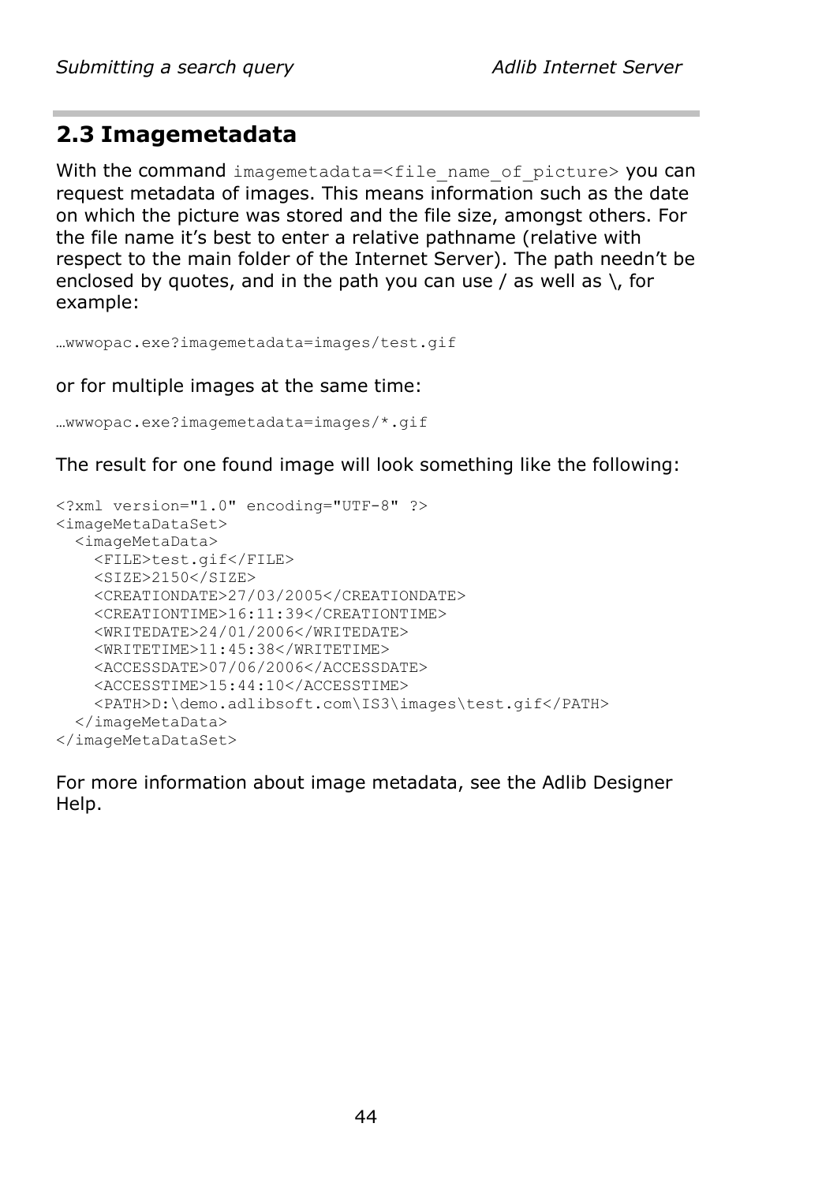## 2.3 Imagemetadata

With the command `imagemetadata=<file_name_of_picture>` you can request metadata of images. This means information such as the date on which the picture was stored and the file size, amongst others. For the file name it's best to enter a relative pathname (relative with respect to the main folder of the Internet Server). The path needn't be enclosed by quotes, and in the path you can use / as well as \, for example:

```
…wwwopac.exe?imagemetadata=images/test.gif
```

or for multiple images at the same time:

```
…wwwopac.exe?imagemetadata=images/*.gif
```

The result for one found image will look something like the following:

```
<?xml version="1.0" encoding="UTF-8" ?>
<imageMetaDataSet>
  <imageMetaData>
    <FILE>test.gif</FILE>
    <SIZE>2150</SIZE>
    <CREATIONDATE>27/03/2005</CREATIONDATE>
    <CREATIONTIME>16:11:39</CREATIONTIME>
    <WRITEDATE>24/01/2006</WRITEDATE>
    <WRITETIME>11:45:38</WRITETIME>
    <ACCESSDATE>07/06/2006</ACCESSDATE>
    <ACCESSTIME>15:44:10</ACCESSTIME>
    <PATH>D:\demo.adlibsoft.com\IS3\images\test.gif</PATH>
  </imageMetaData>
</imageMetaDataSet>
```

For more information about image metadata, see the Adlib Designer Help.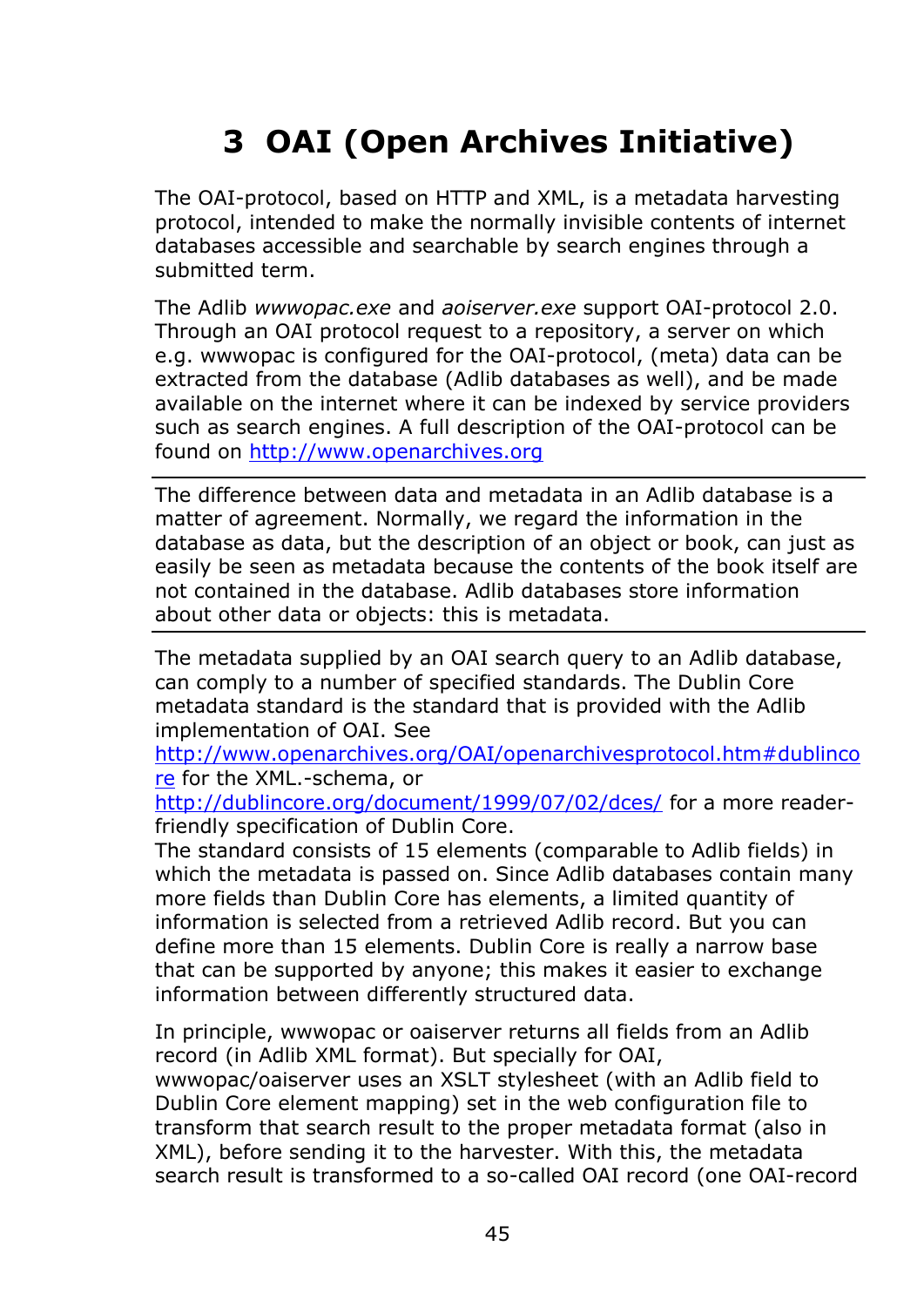# 3 OAI (Open Archives Initiative)

The OAI-protocol, based on HTTP and XML, is a metadata harvesting protocol, intended to make the normally invisible contents of internet databases accessible and searchable by search engines through a submitted term.

The Adlib *wwwopac.exe* and *aoiserver.exe* support OAI-protocol 2.0. Through an OAI protocol request to a repository, a server on which e.g. wwwopac is configured for the OAI-protocol, (meta) data can be extracted from the database (Adlib databases as well), and be made available on the internet where it can be indexed by service providers such as search engines. A full description of the OAI-protocol can be found on http://www.openarchives.org

---

The difference between data and metadata in an Adlib database is a matter of agreement. Normally, we regard the information in the database as data, but the description of an object or book, can just as easily be seen as metadata because the contents of the book itself are not contained in the database. Adlib databases store information about other data or objects: this is metadata.

---

The metadata supplied by an OAI search query to an Adlib database, can comply to a number of specified standards. The Dublin Core metadata standard is the standard that is provided with the Adlib implementation of OAI. See http://www.openarchives.org/OAI/openarchivesprotocol.htm#dublincore for the XML.-schema, or http://dublincore.org/document/1999/07/02/dces/ for a more reader-friendly specification of Dublin Core.
The standard consists of 15 elements (comparable to Adlib fields) in which the metadata is passed on. Since Adlib databases contain many more fields than Dublin Core has elements, a limited quantity of information is selected from a retrieved Adlib record. But you can define more than 15 elements. Dublin Core is really a narrow base that can be supported by anyone; this makes it easier to exchange information between differently structured data.

In principle, wwwopac or oaiserver returns all fields from an Adlib record (in Adlib XML format). But specially for OAI, wwwopac/oaiserver uses an XSLT stylesheet (with an Adlib field to Dublin Core element mapping) set in the web configuration file to transform that search result to the proper metadata format (also in XML), before sending it to the harvester. With this, the metadata search result is transformed to a so-called OAI record (one OAI-record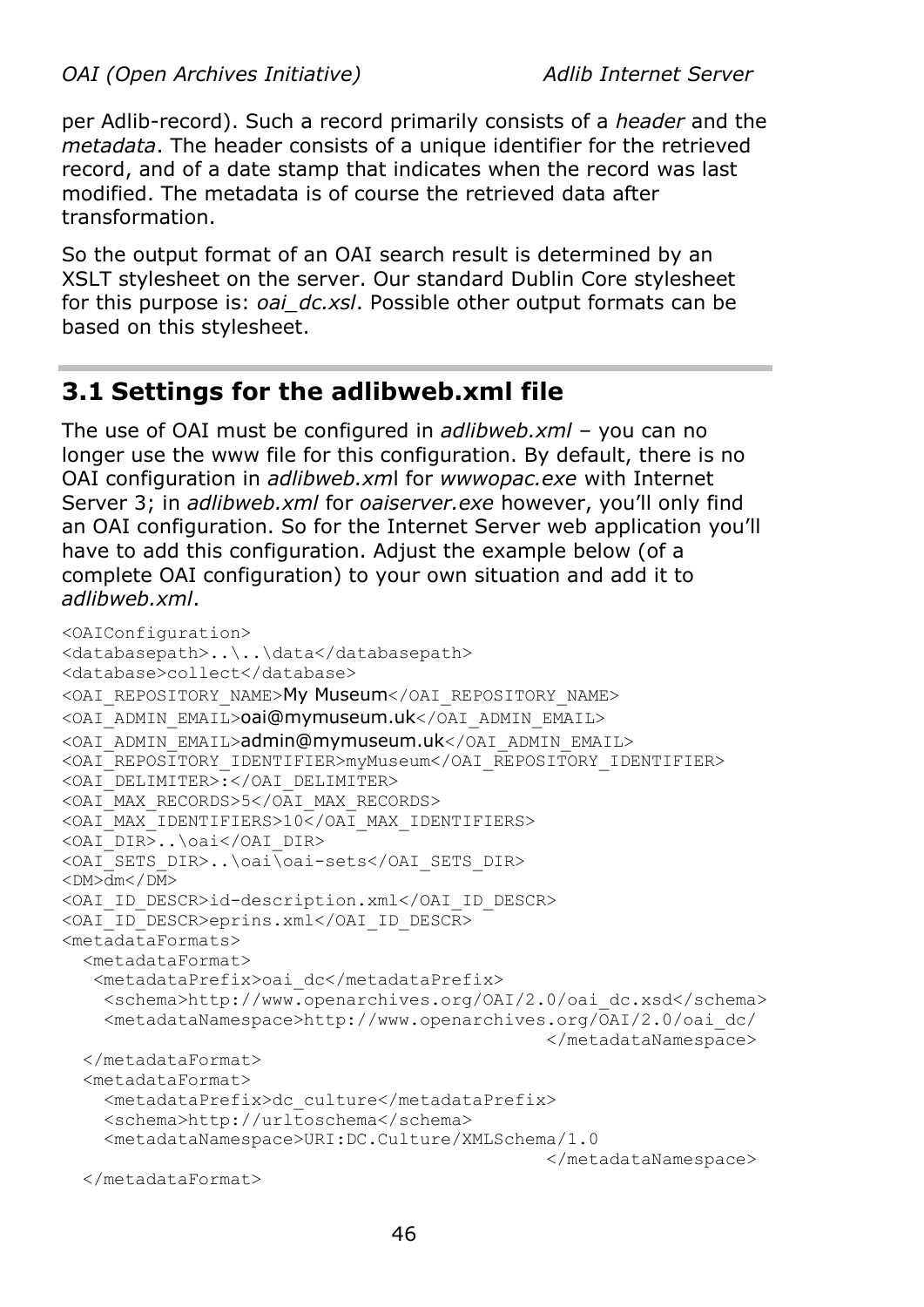per Adlib-record). Such a record primarily consists of a *header* and the *metadata*. The header consists of a unique identifier for the retrieved record, and of a date stamp that indicates when the record was last modified. The metadata is of course the retrieved data after transformation.

So the output format of an OAI search result is determined by an XSLT stylesheet on the server. Our standard Dublin Core stylesheet for this purpose is: *oai_dc.xsl*. Possible other output formats can be based on this stylesheet.

## 3.1 Settings for the adlibweb.xml file

The use of OAI must be configured in *adlibweb.xml* – you can no longer use the www file for this configuration. By default, there is no OAI configuration in *adlibweb.xml* for *wwwopac.exe* with Internet Server 3; in *adlibweb.xml* for *oaiserver.exe* however, you'll only find an OAI configuration. So for the Internet Server web application you'll have to add this configuration. Adjust the example below (of a complete OAI configuration) to your own situation and add it to *adlibweb.xml*.

```
<OAIConfiguration>
<databasepath>..\..\data</databasepath>
<database>collect</database>
<OAI_REPOSITORY_NAME>My Museum</OAI_REPOSITORY_NAME>
<OAI_ADMIN_EMAIL>oai@mymuseum.uk</OAI_ADMIN_EMAIL>
<OAI_ADMIN_EMAIL>admin@mymuseum.uk</OAI_ADMIN_EMAIL>
<OAI_REPOSITORY_IDENTIFIER>myMuseum</OAI_REPOSITORY_IDENTIFIER>
<OAI_DELIMITER>:</OAI_DELIMITER>
<OAI_MAX_RECORDS>5</OAI_MAX_RECORDS>
<OAI_MAX_IDENTIFIERS>10</OAI_MAX_IDENTIFIERS>
<OAI_DIR>..\oai</OAI_DIR>
<OAI_SETS_DIR>..\oai\oai-sets</OAI_SETS_DIR>
<DM>dm</DM>
<OAI_ID_DESCR>id-description.xml</OAI_ID_DESCR>
<OAI_ID_DESCR>eprins.xml</OAI_ID_DESCR>
<metadataFormats>
  <metadataFormat>
   <metadataPrefix>oai_dc</metadataPrefix>
    <schema>http://www.openarchives.org/OAI/2.0/oai_dc.xsd</schema>
    <metadataNamespace>http://www.openarchives.org/OAI/2.0/oai_dc/
                                            </metadataNamespace>
  </metadataFormat>
  <metadataFormat>
    <metadataPrefix>dc_culture</metadataPrefix>
    <schema>http://urltoschema</schema>
    <metadataNamespace>URI:DC.Culture/XMLSchema/1.0
                                            </metadataNamespace>
  </metadataFormat>
```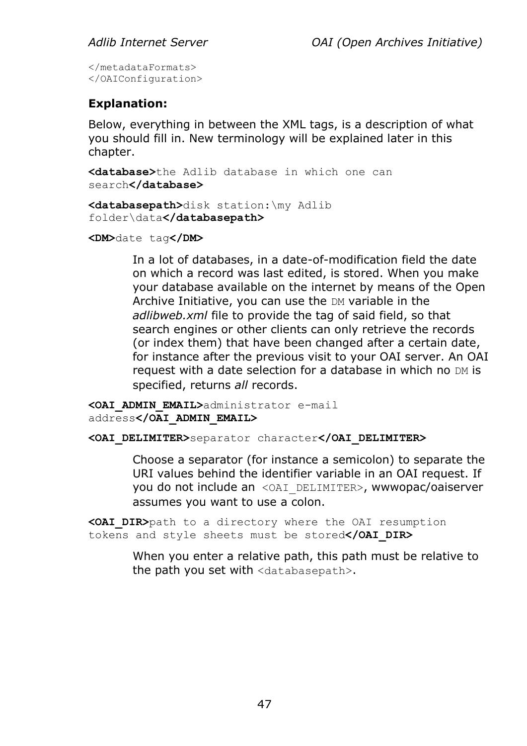```
</metadataFormats>
</OAIConfiguration>
```

**Explanation:**

Below, everything in between the XML tags, is a description of what you should fill in. New terminology will be explained later in this chapter.

**<database>**`the Adlib database in which one can search`**</database>**

**<databasepath>**`disk station:\my Adlib folder\data`**</databasepath>**

**<DM>**`date tag`**</DM>**

> In a lot of databases, in a date-of-modification field the date on which a record was last edited, is stored. When you make your database available on the internet by means of the Open Archive Initiative, you can use the `DM` variable in the *adlibweb.xml* file to provide the tag of said field, so that search engines or other clients can only retrieve the records (or index them) that have been changed after a certain date, for instance after the previous visit to your OAI server. An OAI request with a date selection for a database in which no `DM` is specified, returns *all* records.

**<OAI_ADMIN_EMAIL>**`administrator e-mail address`**</OAI_ADMIN_EMAIL>**

**<OAI_DELIMITER>**`separator character`**</OAI_DELIMITER>**

> Choose a separator (for instance a semicolon) to separate the URI values behind the identifier variable in an OAI request. If you do not include an `<OAI_DELIMITER>`, wwwopac/oaiserver assumes you want to use a colon.

**<OAI_DIR>**`path to a directory where the OAI resumption tokens and style sheets must be stored`**</OAI_DIR>**

> When you enter a relative path, this path must be relative to the path you set with `<databasepath>`.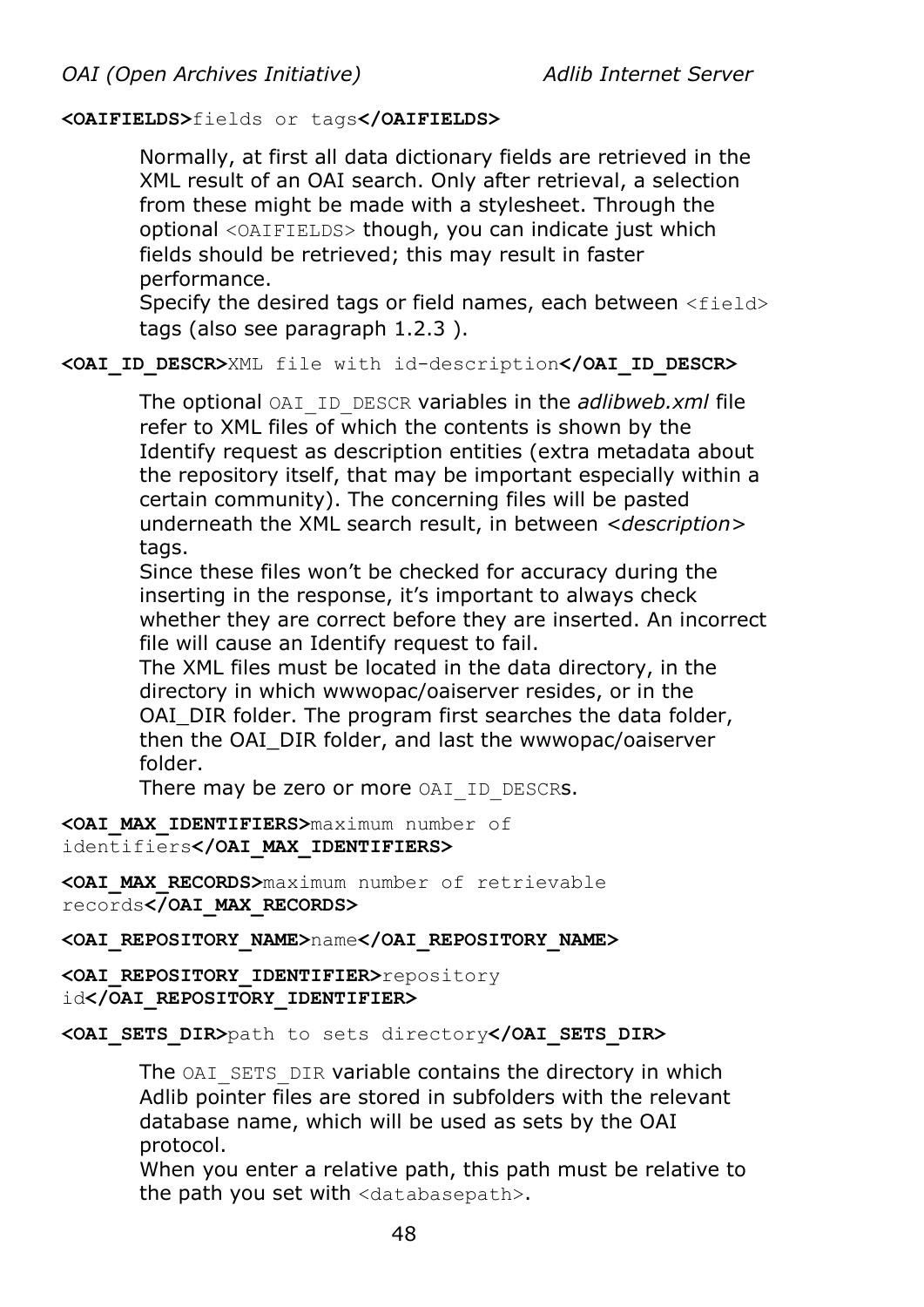**<OAIFIELDS>**`fields or tags`**</OAIFIELDS>**

Normally, at first all data dictionary fields are retrieved in the XML result of an OAI search. Only after retrieval, a selection from these might be made with a stylesheet. Through the optional `<OAIFIELDS>` though, you can indicate just which fields should be retrieved; this may result in faster performance.
Specify the desired tags or field names, each between `<field>` tags (also see paragraph 1.2.3 ).

**<OAI_ID_DESCR>**`XML file with id-description`**</OAI_ID_DESCR>**

The optional `OAI_ID_DESCR` variables in the *adlibweb.xml* file refer to XML files of which the contents is shown by the Identify request as description entities (extra metadata about the repository itself, that may be important especially within a certain community). The concerning files will be pasted underneath the XML search result, in between *<description>* tags.
Since these files won't be checked for accuracy during the inserting in the response, it's important to always check whether they are correct before they are inserted. An incorrect file will cause an Identify request to fail.
The XML files must be located in the data directory, in the directory in which wwwopac/oaiserver resides, or in the OAI_DIR folder. The program first searches the data folder, then the OAI_DIR folder, and last the wwwopac/oaiserver folder.
There may be zero or more `OAI_ID_DESCR`s.

**<OAI_MAX_IDENTIFIERS>**`maximum number of identifiers`**</OAI_MAX_IDENTIFIERS>**

**<OAI_MAX_RECORDS>**`maximum number of retrievable records`**</OAI_MAX_RECORDS>**

**<OAI_REPOSITORY_NAME>**`name`**</OAI_REPOSITORY_NAME>**

**<OAI_REPOSITORY_IDENTIFIER>**`repository id`**</OAI_REPOSITORY_IDENTIFIER>**

**<OAI_SETS_DIR>**`path to sets directory`**</OAI_SETS_DIR>**

The `OAI_SETS_DIR` variable contains the directory in which Adlib pointer files are stored in subfolders with the relevant database name, which will be used as sets by the OAI protocol.
When you enter a relative path, this path must be relative to the path you set with `<databasepath>`.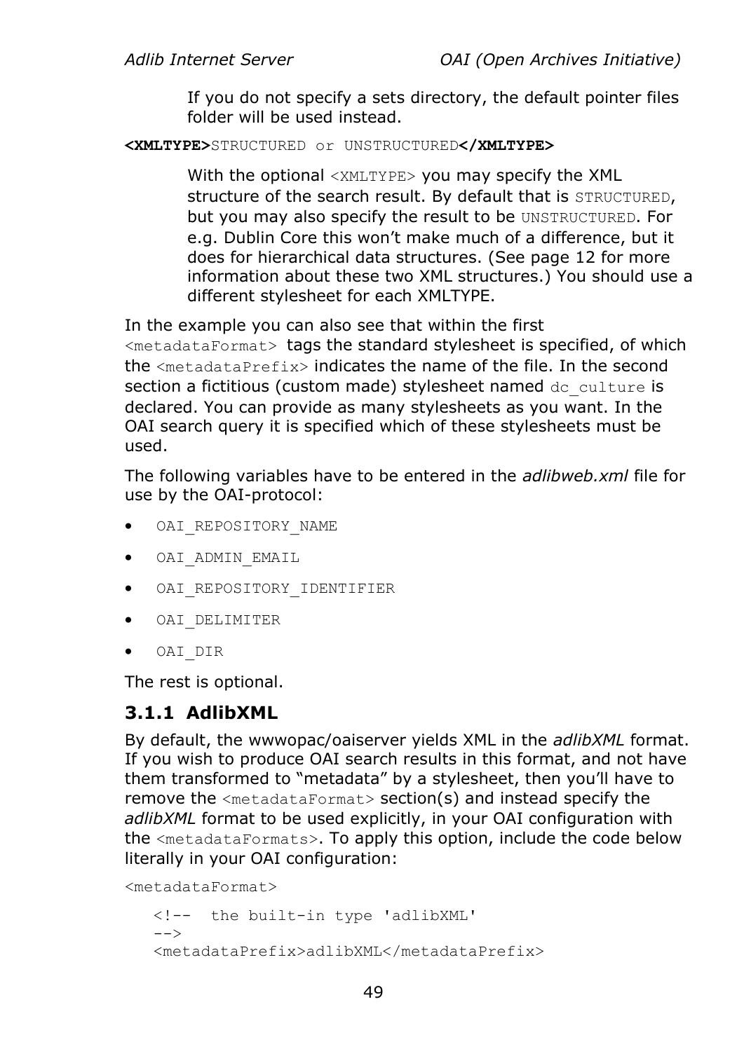If you do not specify a sets directory, the default pointer files folder will be used instead.

**<XMLTYPE>**STRUCTURED or UNSTRUCTURED**</XMLTYPE>**

With the optional `<XMLTYPE>` you may specify the XML structure of the search result. By default that is `STRUCTURED`, but you may also specify the result to be `UNSTRUCTURED`. For e.g. Dublin Core this won't make much of a difference, but it does for hierarchical data structures. (See page 12 for more information about these two XML structures.) You should use a different stylesheet for each XMLTYPE.

In the example you can also see that within the first `<metadataFormat>` tags the standard stylesheet is specified, of which the `<metadataPrefix>` indicates the name of the file. In the second section a fictitious (custom made) stylesheet named `dc_culture` is declared. You can provide as many stylesheets as you want. In the OAI search query it is specified which of these stylesheets must be used.

The following variables have to be entered in the *adlibweb.xml* file for use by the OAI-protocol:

- `OAI_REPOSITORY_NAME`
- `OAI_ADMIN_EMAIL`
- `OAI_REPOSITORY_IDENTIFIER`
- `OAI_DELIMITER`
- `OAI_DIR`

The rest is optional.

### 3.1.1 AdlibXML

By default, the wwwopac/oaiserver yields XML in the *adlibXML* format. If you wish to produce OAI search results in this format, and not have them transformed to "metadata" by a stylesheet, then you'll have to remove the `<metadataFormat>` section(s) and instead specify the *adlibXML* format to be used explicitly, in your OAI configuration with the `<metadataFormats>`. To apply this option, include the code below literally in your OAI configuration:

```
<metadataFormat>
   <!--  the built-in type 'adlibXML'
   -->
   <metadataPrefix>adlibXML</metadataPrefix>
```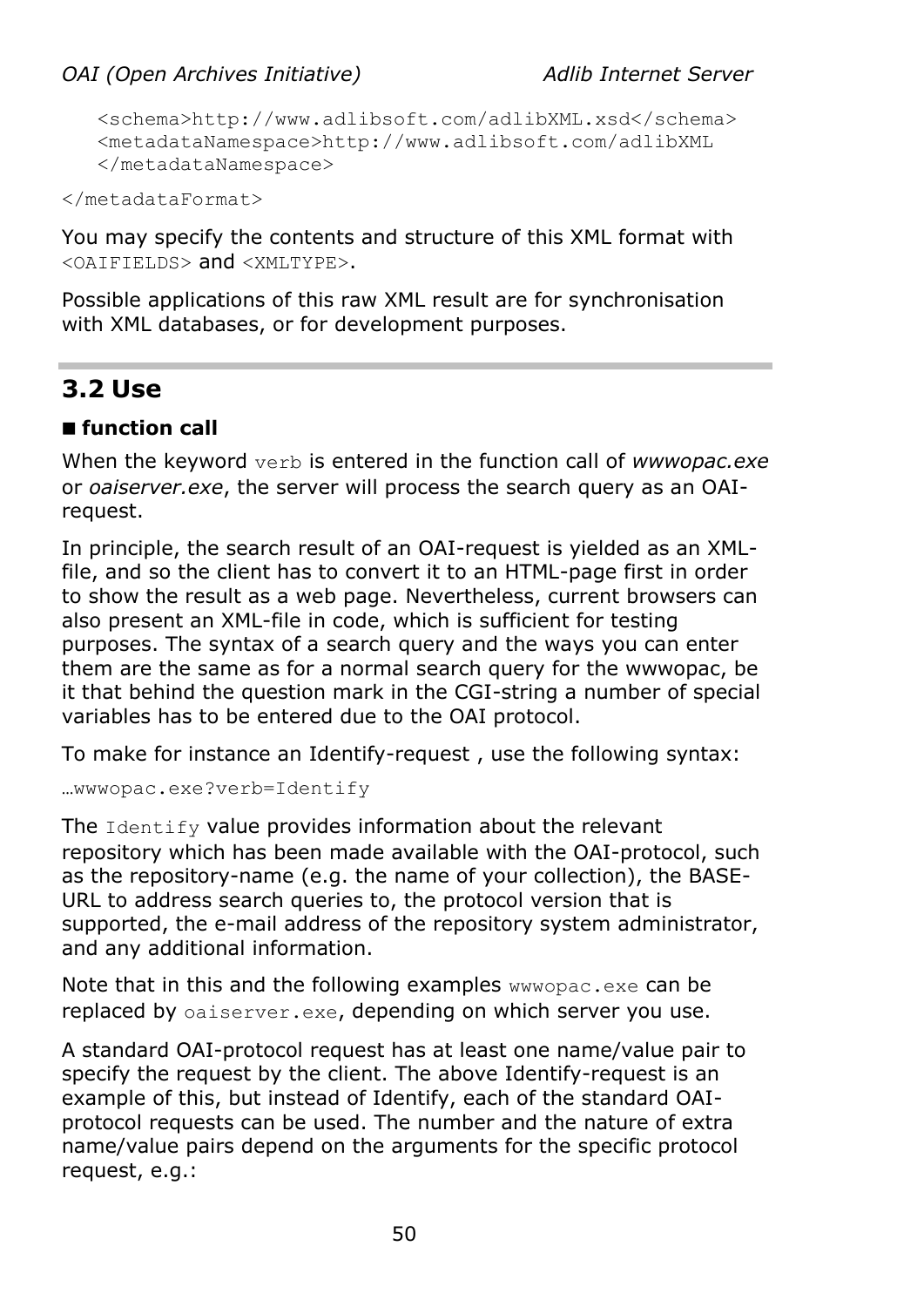```
    <schema>http://www.adlibsoft.com/adlibXML.xsd</schema>
    <metadataNamespace>http://www.adlibsoft.com/adlibXML
    </metadataNamespace>
</metadataFormat>
```

You may specify the contents and structure of this XML format with `<OAIFIELDS>` and `<XMLTYPE>`.

Possible applications of this raw XML result are for synchronisation with XML databases, or for development purposes.

## 3.2 Use

### ■ function call

When the keyword `verb` is entered in the function call of *wwwopac.exe* or *oaiserver.exe*, the server will process the search query as an OAI-request.

In principle, the search result of an OAI-request is yielded as an XML-file, and so the client has to convert it to an HTML-page first in order to show the result as a web page. Nevertheless, current browsers can also present an XML-file in code, which is sufficient for testing purposes. The syntax of a search query and the ways you can enter them are the same as for a normal search query for the wwwopac, be it that behind the question mark in the CGI-string a number of special variables has to be entered due to the OAI protocol.

To make for instance an Identify-request , use the following syntax:

```
…wwwopac.exe?verb=Identify
```

The `Identify` value provides information about the relevant repository which has been made available with the OAI-protocol, such as the repository-name (e.g. the name of your collection), the BASE-URL to address search queries to, the protocol version that is supported, the e-mail address of the repository system administrator, and any additional information.

Note that in this and the following examples `wwwopac.exe` can be replaced by `oaiserver.exe`, depending on which server you use.

A standard OAI-protocol request has at least one name/value pair to specify the request by the client. The above Identify-request is an example of this, but instead of Identify, each of the standard OAI-protocol requests can be used. The number and the nature of extra name/value pairs depend on the arguments for the specific protocol request, e.g.: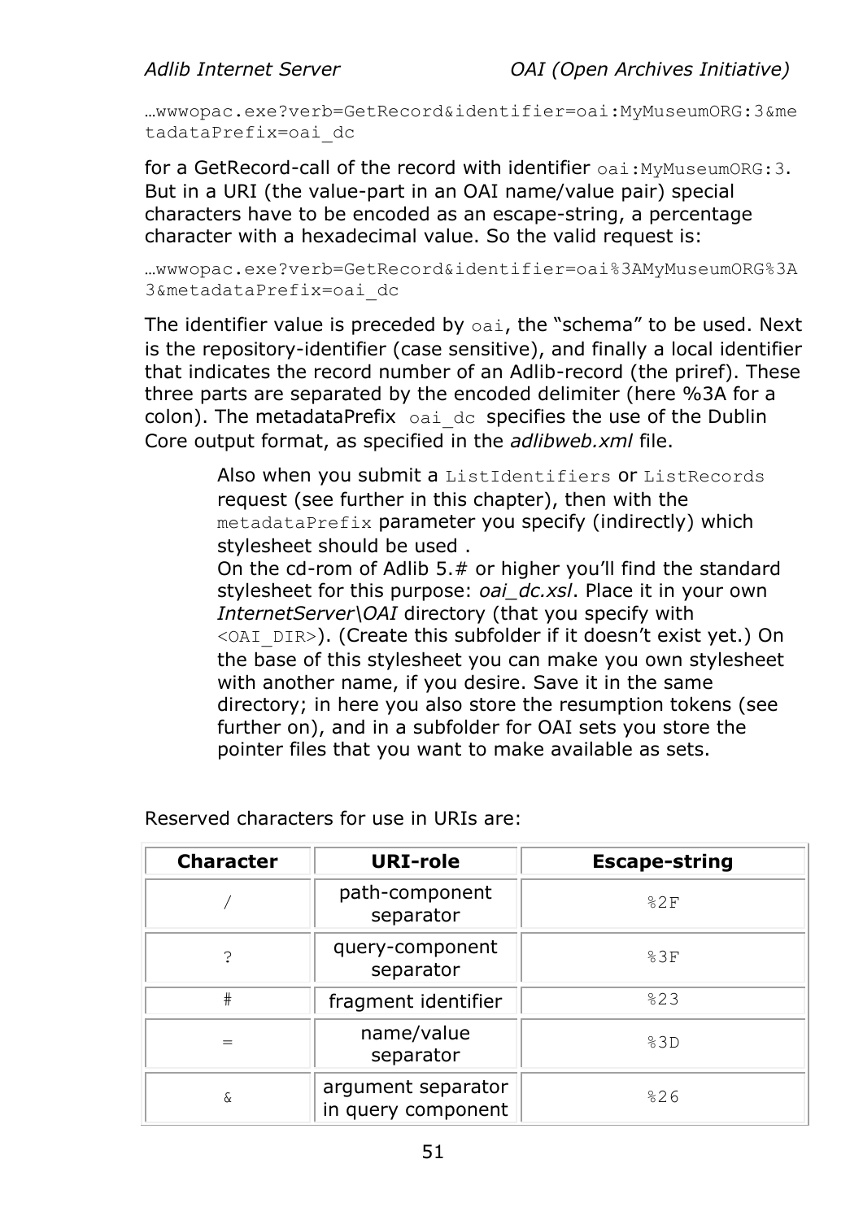…wwwopac.exe?verb=GetRecord&identifier=oai:MyMuseumORG:3&metadataPrefix=oai_dc

for a GetRecord-call of the record with identifier `oai:MyMuseumORG:3`. But in a URI (the value-part in an OAI name/value pair) special characters have to be encoded as an escape-string, a percentage character with a hexadecimal value. So the valid request is:

…wwwopac.exe?verb=GetRecord&identifier=oai%3AMyMuseumORG%3A3&metadataPrefix=oai_dc

The identifier value is preceded by `oai`, the "schema" to be used. Next is the repository-identifier (case sensitive), and finally a local identifier that indicates the record number of an Adlib-record (the priref). These three parts are separated by the encoded delimiter (here %3A for a colon). The metadataPrefix `oai_dc` specifies the use of the Dublin Core output format, as specified in the *adlibweb.xml* file.

> Also when you submit a `ListIdentifiers` or `ListRecords` request (see further in this chapter), then with the `metadataPrefix` parameter you specify (indirectly) which stylesheet should be used .
> On the cd-rom of Adlib 5.# or higher you'll find the standard stylesheet for this purpose: *oai_dc.xsl*. Place it in your own *InternetServer\OAI* directory (that you specify with `<OAI_DIR>`). (Create this subfolder if it doesn't exist yet.) On the base of this stylesheet you can make you own stylesheet with another name, if you desire. Save it in the same directory; in here you also store the resumption tokens (see further on), and in a subfolder for OAI sets you store the pointer files that you want to make available as sets.

Reserved characters for use in URIs are:

| Character | URI-role | Escape-string |
|---|---|---|
| / | path-component separator | %2F |
| ? | query-component separator | %3F |
| # | fragment identifier | %23 |
| = | name/value separator | %3D |
| & | argument separator in query component | %26 |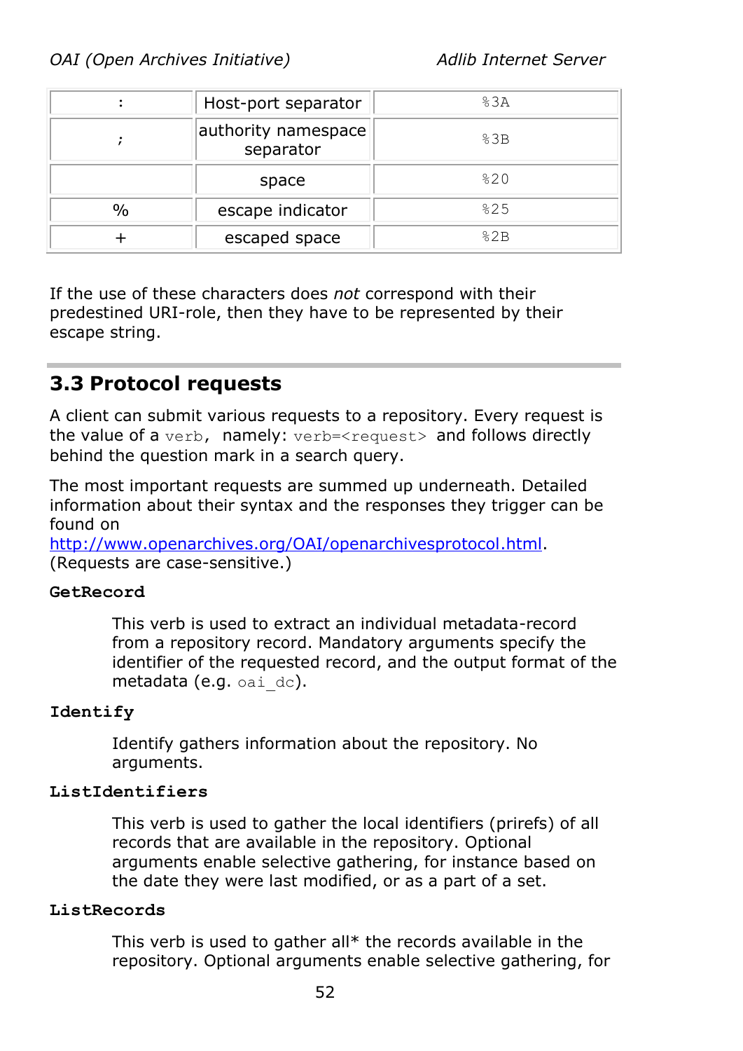| : | Host-port separator | %3A |
| --- | --- | --- |
| ; | authority namespace separator | %3B |
| | space | %20 |
| % | escape indicator | %25 |
| + | escaped space | %2B |

If the use of these characters does *not* correspond with their predestined URI-role, then they have to be represented by their escape string.

## 3.3 Protocol requests

A client can submit various requests to a repository. Every request is the value of a `verb`, namely: `verb=<request>` and follows directly behind the question mark in a search query.

The most important requests are summed up underneath. Detailed information about their syntax and the responses they trigger can be found on [http://www.openarchives.org/OAI/openarchivesprotocol.html](http://www.openarchives.org/OAI/openarchivesprotocol.html). (Requests are case-sensitive.)

**GetRecord**

> This verb is used to extract an individual metadata-record from a repository record. Mandatory arguments specify the identifier of the requested record, and the output format of the metadata (e.g. `oai_dc`).

**Identify**

> Identify gathers information about the repository. No arguments.

**ListIdentifiers**

> This verb is used to gather the local identifiers (prirefs) of all records that are available in the repository. Optional arguments enable selective gathering, for instance based on the date they were last modified, or as a part of a set.

**ListRecords**

> This verb is used to gather all* the records available in the repository. Optional arguments enable selective gathering, for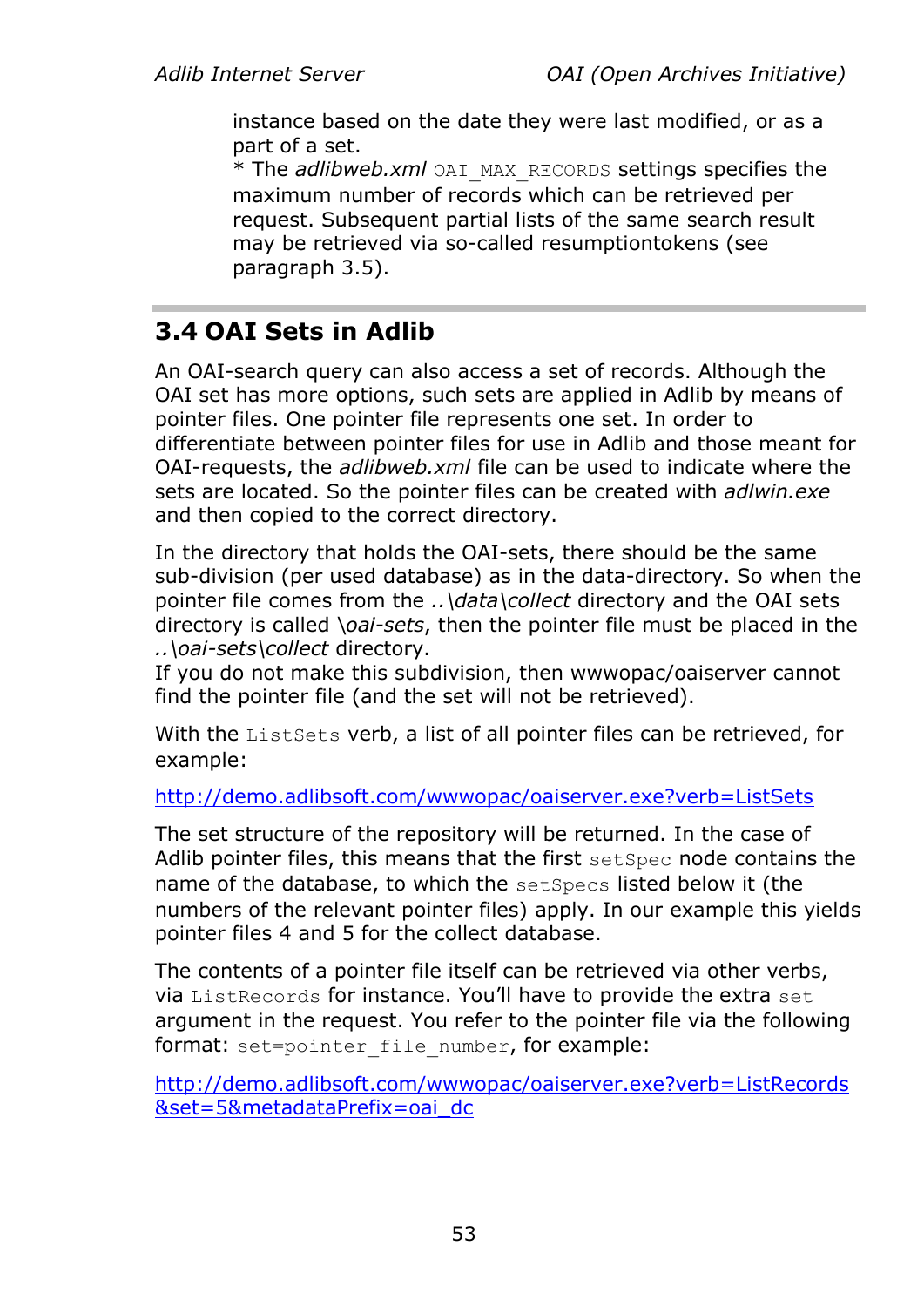instance based on the date they were last modified, or as a part of a set.
* The *adlibweb.xml* `OAI_MAX_RECORDS` settings specifies the maximum number of records which can be retrieved per request. Subsequent partial lists of the same search result may be retrieved via so-called resumptiontokens (see paragraph 3.5).

## 3.4 OAI Sets in Adlib

An OAI-search query can also access a set of records. Although the OAI set has more options, such sets are applied in Adlib by means of pointer files. One pointer file represents one set. In order to differentiate between pointer files for use in Adlib and those meant for OAI-requests, the *adlibweb.xml* file can be used to indicate where the sets are located. So the pointer files can be created with *adlwin.exe* and then copied to the correct directory.

In the directory that holds the OAI-sets, there should be the same sub-division (per used database) as in the data-directory. So when the pointer file comes from the *..\data\collect* directory and the OAI sets directory is called *\oai-sets*, then the pointer file must be placed in the *..\oai-sets\collect* directory.
If you do not make this subdivision, then wwwopac/oaiserver cannot find the pointer file (and the set will not be retrieved).

With the `ListSets` verb, a list of all pointer files can be retrieved, for example:

http://demo.adlibsoft.com/wwwopac/oaiserver.exe?verb=ListSets

The set structure of the repository will be returned. In the case of Adlib pointer files, this means that the first `setSpec` node contains the name of the database, to which the `setSpecs` listed below it (the numbers of the relevant pointer files) apply. In our example this yields pointer files 4 and 5 for the collect database.

The contents of a pointer file itself can be retrieved via other verbs, via `ListRecords` for instance. You'll have to provide the extra `set` argument in the request. You refer to the pointer file via the following format: `set=pointer_file_number`, for example:

http://demo.adlibsoft.com/wwwopac/oaiserver.exe?verb=ListRecords&set=5&metadataPrefix=oai_dc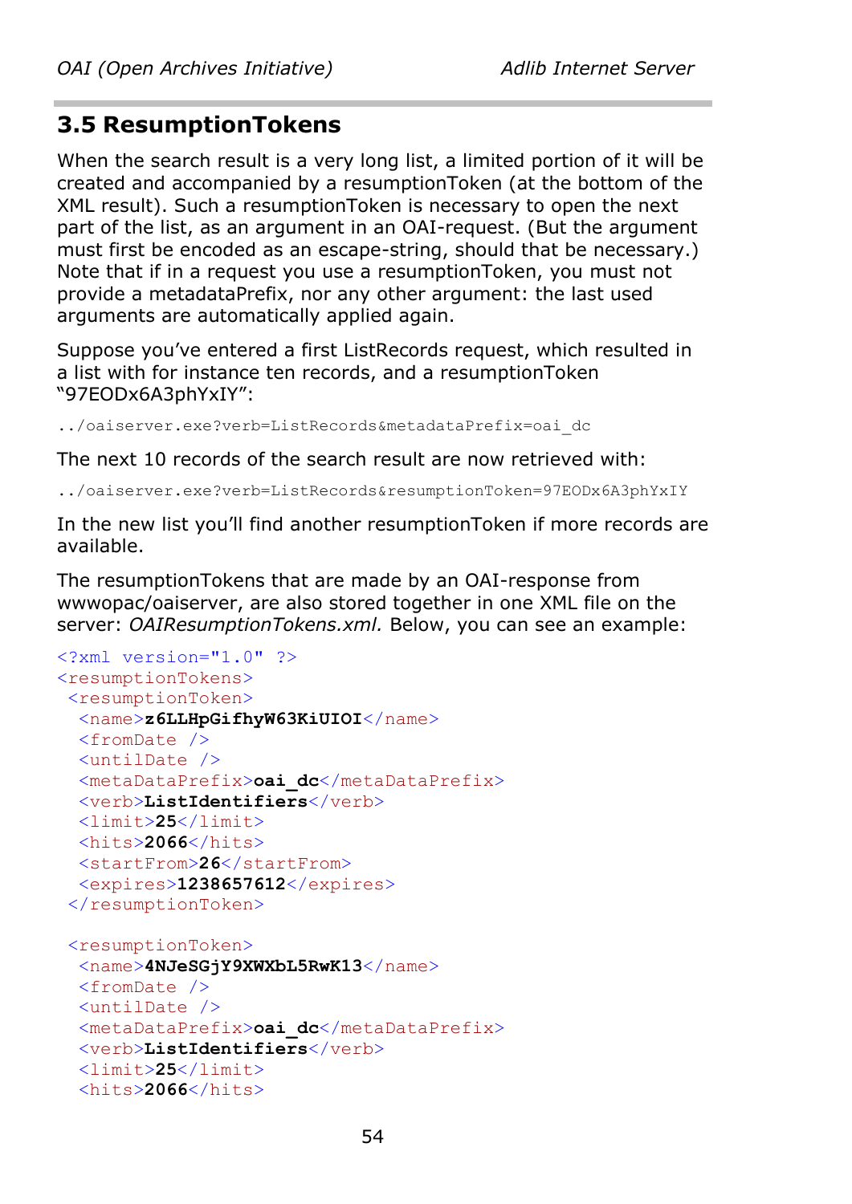## 3.5 ResumptionTokens

When the search result is a very long list, a limited portion of it will be created and accompanied by a resumptionToken (at the bottom of the XML result). Such a resumptionToken is necessary to open the next part of the list, as an argument in an OAI-request. (But the argument must first be encoded as an escape-string, should that be necessary.) Note that if in a request you use a resumptionToken, you must not provide a metadataPrefix, nor any other argument: the last used arguments are automatically applied again.

Suppose you've entered a first ListRecords request, which resulted in a list with for instance ten records, and a resumptionToken "97EODx6A3phYxIY":

```
../oaiserver.exe?verb=ListRecords&metadataPrefix=oai_dc
```

The next 10 records of the search result are now retrieved with:

```
../oaiserver.exe?verb=ListRecords&resumptionToken=97EODx6A3phYxIY
```

In the new list you'll find another resumptionToken if more records are available.

The resumptionTokens that are made by an OAI-response from wwwopac/oaiserver, are also stored together in one XML file on the server: *OAIResumptionTokens.xml.* Below, you can see an example:

```
<?xml version="1.0" ?>
<resumptionTokens>
 <resumptionToken>
  <name>z6LLHpGifhyW63KiUIOI</name>
  <fromDate />
  <untilDate />
  <metaDataPrefix>oai_dc</metaDataPrefix>
  <verb>ListIdentifiers</verb>
  <limit>25</limit>
  <hits>2066</hits>
  <startFrom>26</startFrom>
  <expires>1238657612</expires>
 </resumptionToken>

 <resumptionToken>
  <name>4NJeSGjY9XWXbL5RwK13</name>
  <fromDate />
  <untilDate />
  <metaDataPrefix>oai_dc</metaDataPrefix>
  <verb>ListIdentifiers</verb>
  <limit>25</limit>
  <hits>2066</hits>
```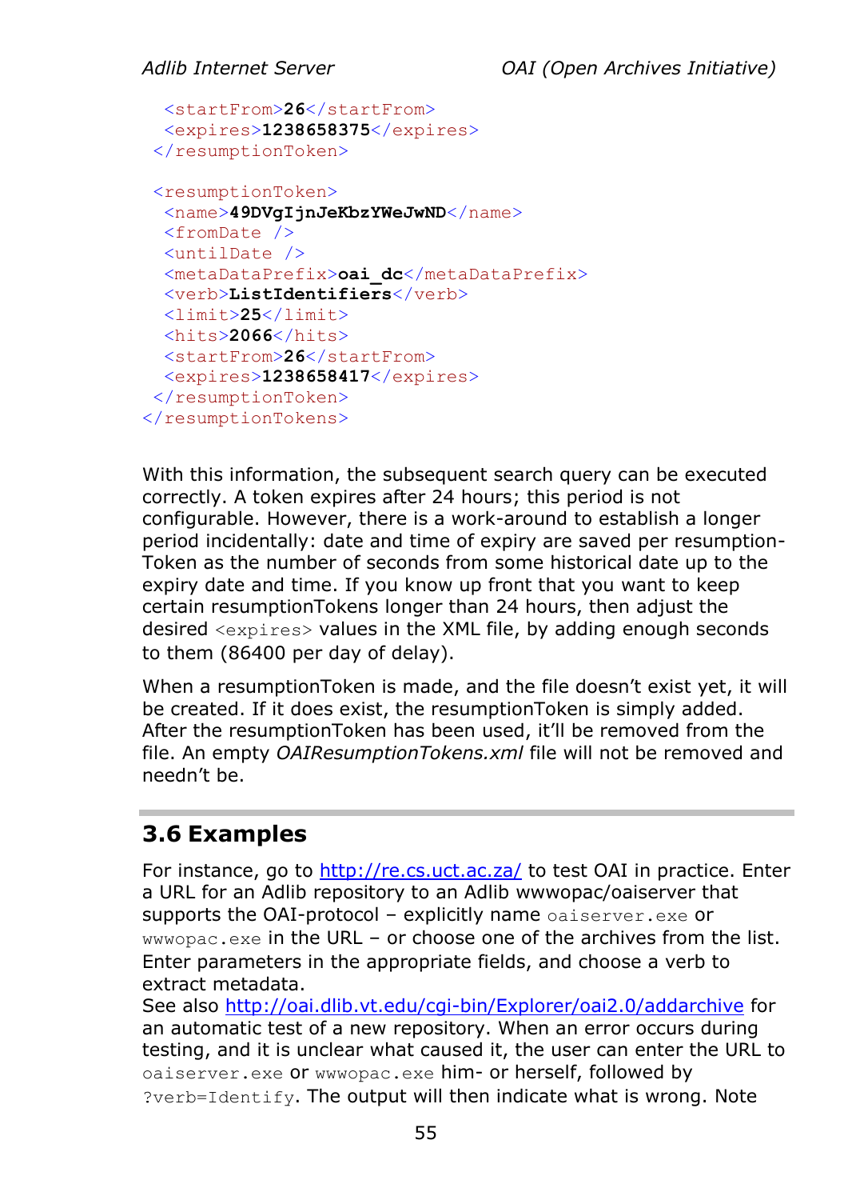```
  <startFrom>26</startFrom>
  <expires>1238658375</expires>
 </resumptionToken>

 <resumptionToken>
  <name>49DVgIjnJeKbzYWeJwND</name>
  <fromDate />
  <untilDate />
  <metaDataPrefix>oai_dc</metaDataPrefix>
  <verb>ListIdentifiers</verb>
  <limit>25</limit>
  <hits>2066</hits>
  <startFrom>26</startFrom>
  <expires>1238658417</expires>
 </resumptionToken>
</resumptionTokens>
```

With this information, the subsequent search query can be executed correctly. A token expires after 24 hours; this period is not configurable. However, there is a work-around to establish a longer period incidentally: date and time of expiry are saved per resumption-Token as the number of seconds from some historical date up to the expiry date and time. If you know up front that you want to keep certain resumptionTokens longer than 24 hours, then adjust the desired `<expires>` values in the XML file, by adding enough seconds to them (86400 per day of delay).

When a resumptionToken is made, and the file doesn't exist yet, it will be created. If it does exist, the resumptionToken is simply added. After the resumptionToken has been used, it'll be removed from the file. An empty *OAIResumptionTokens.xml* file will not be removed and needn't be.

## 3.6 Examples

For instance, go to http://re.cs.uct.ac.za/ to test OAI in practice. Enter a URL for an Adlib repository to an Adlib wwwopac/oaiserver that supports the OAI-protocol – explicitly name `oaiserver.exe` or `wwwopac.exe` in the URL – or choose one of the archives from the list. Enter parameters in the appropriate fields, and choose a verb to extract metadata.
See also http://oai.dlib.vt.edu/cgi-bin/Explorer/oai2.0/addarchive for an automatic test of a new repository. When an error occurs during testing, and it is unclear what caused it, the user can enter the URL to `oaiserver.exe` or `wwwopac.exe` him- or herself, followed by `?verb=Identify`. The output will then indicate what is wrong. Note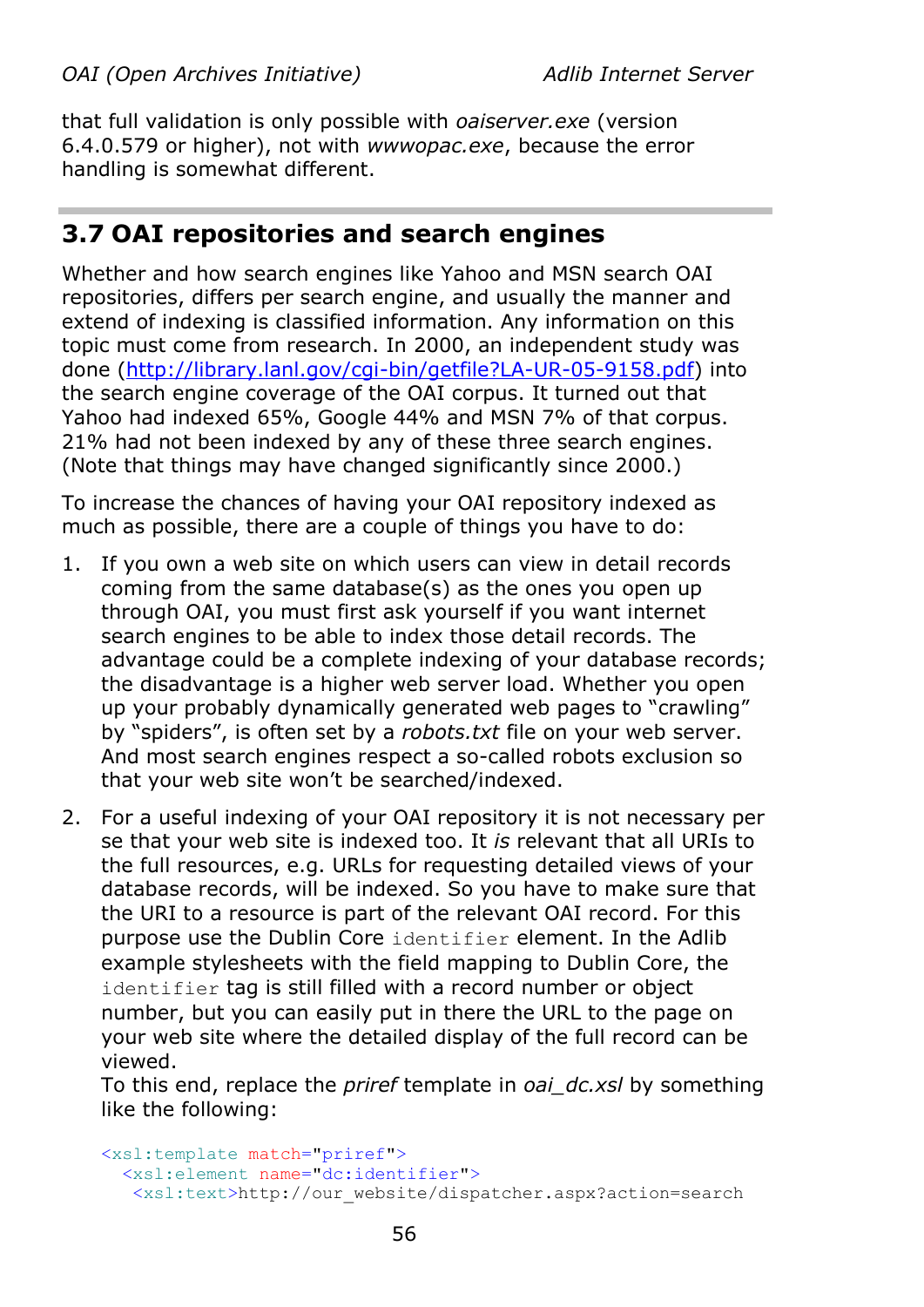that full validation is only possible with *oaiserver.exe* (version 6.4.0.579 or higher), not with *wwwopac.exe*, because the error handling is somewhat different.

## 3.7 OAI repositories and search engines

Whether and how search engines like Yahoo and MSN search OAI repositories, differs per search engine, and usually the manner and extend of indexing is classified information. Any information on this topic must come from research. In 2000, an independent study was done ([http://library.lanl.gov/cgi-bin/getfile?LA-UR-05-9158.pdf](http://library.lanl.gov/cgi-bin/getfile?LA-UR-05-9158.pdf)) into the search engine coverage of the OAI corpus. It turned out that Yahoo had indexed 65%, Google 44% and MSN 7% of that corpus. 21% had not been indexed by any of these three search engines. (Note that things may have changed significantly since 2000.)

To increase the chances of having your OAI repository indexed as much as possible, there are a couple of things you have to do:

1. If you own a web site on which users can view in detail records coming from the same database(s) as the ones you open up through OAI, you must first ask yourself if you want internet search engines to be able to index those detail records. The advantage could be a complete indexing of your database records; the disadvantage is a higher web server load. Whether you open up your probably dynamically generated web pages to "crawling" by "spiders", is often set by a *robots.txt* file on your web server. And most search engines respect a so-called robots exclusion so that your web site won't be searched/indexed.

2. For a useful indexing of your OAI repository it is not necessary per se that your web site is indexed too. It *is* relevant that all URIs to the full resources, e.g. URLs for requesting detailed views of your database records, will be indexed. So you have to make sure that the URI to a resource is part of the relevant OAI record. For this purpose use the Dublin Core `identifier` element. In the Adlib example stylesheets with the field mapping to Dublin Core, the `identifier` tag is still filled with a record number or object number, but you can easily put in there the URL to the page on your web site where the detailed display of the full record can be viewed.
   To this end, replace the *priref* template in *oai_dc.xsl* by something like the following:

```
<xsl:template match="priref">
  <xsl:element name="dc:identifier">
   <xsl:text>http://our_website/dispatcher.aspx?action=search
```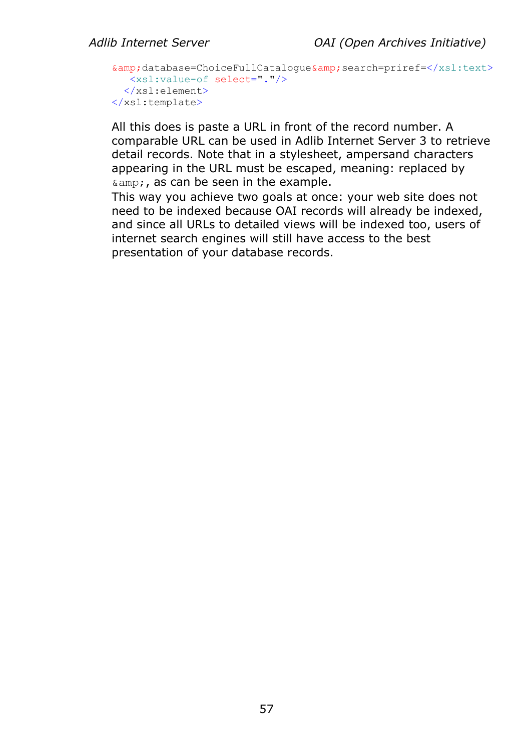```
&amp;database=ChoiceFullCatalogue&amp;search=priref=</xsl:text>
    <xsl:value-of select="."/>
  </xsl:element>
</xsl:template>
```

All this does is paste a URL in front of the record number. A comparable URL can be used in Adlib Internet Server 3 to retrieve detail records. Note that in a stylesheet, ampersand characters appearing in the URL must be escaped, meaning: replaced by `&amp;`, as can be seen in the example.

This way you achieve two goals at once: your web site does not need to be indexed because OAI records will already be indexed, and since all URLs to detailed views will be indexed too, users of internet search engines will still have access to the best presentation of your database records.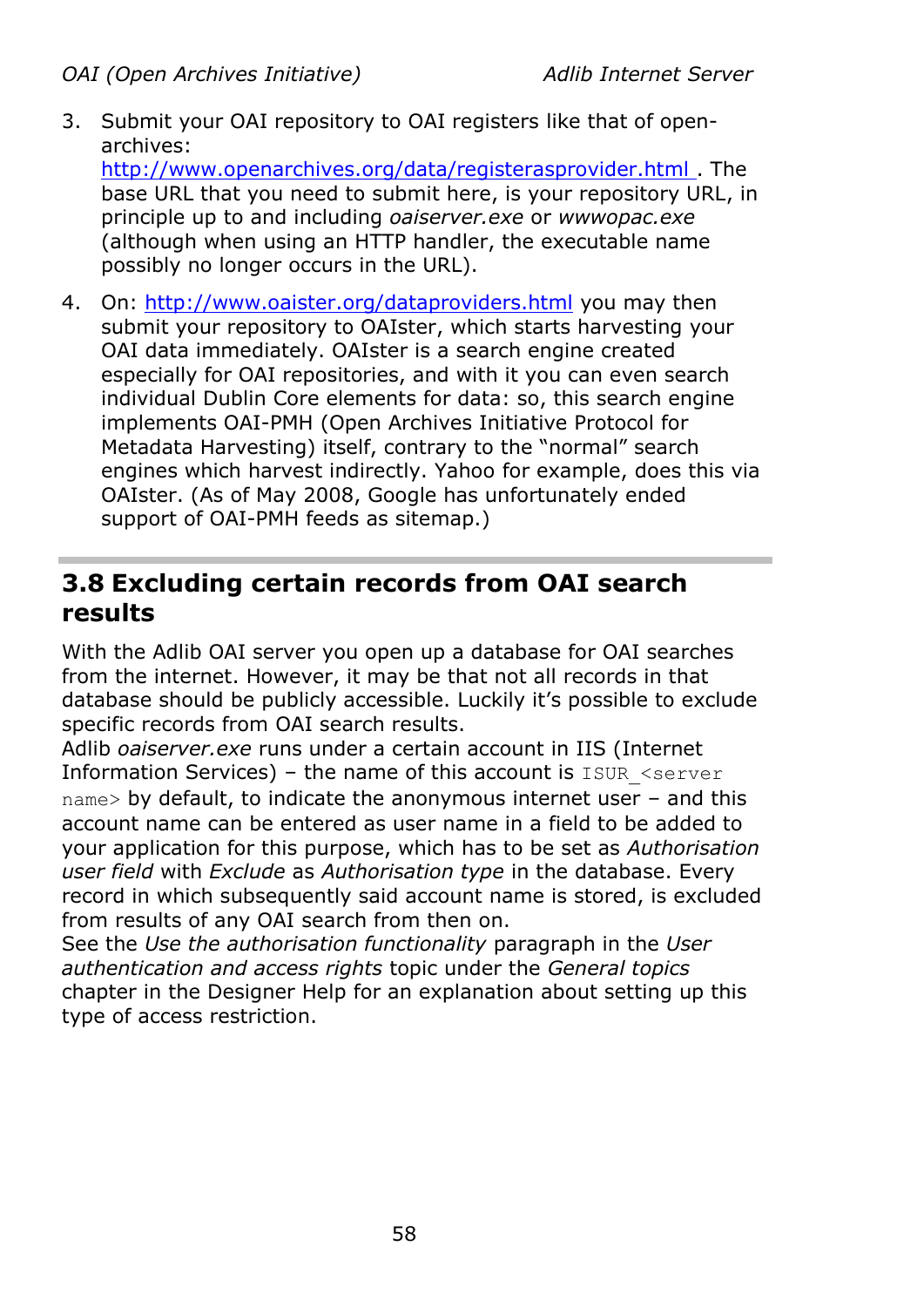3. Submit your OAI repository to OAI registers like that of open-archives: http://www.openarchives.org/data/registerasprovider.html . The base URL that you need to submit here, is your repository URL, in principle up to and including *oaiserver.exe* or *wwwopac.exe* (although when using an HTTP handler, the executable name possibly no longer occurs in the URL).

4. On: http://www.oaister.org/dataproviders.html you may then submit your repository to OAIster, which starts harvesting your OAI data immediately. OAIster is a search engine created especially for OAI repositories, and with it you can even search individual Dublin Core elements for data: so, this search engine implements OAI-PMH (Open Archives Initiative Protocol for Metadata Harvesting) itself, contrary to the "normal" search engines which harvest indirectly. Yahoo for example, does this via OAIster. (As of May 2008, Google has unfortunately ended support of OAI-PMH feeds as sitemap.)

## 3.8 Excluding certain records from OAI search results

With the Adlib OAI server you open up a database for OAI searches from the internet. However, it may be that not all records in that database should be publicly accessible. Luckily it's possible to exclude specific records from OAI search results.

Adlib *oaiserver.exe* runs under a certain account in IIS (Internet Information Services) – the name of this account is `ISUR_<server name>` by default, to indicate the anonymous internet user – and this account name can be entered as user name in a field to be added to your application for this purpose, which has to be set as *Authorisation user field* with *Exclude* as *Authorisation type* in the database. Every record in which subsequently said account name is stored, is excluded from results of any OAI search from then on.

See the *Use the authorisation functionality* paragraph in the *User authentication and access rights* topic under the *General topics* chapter in the Designer Help for an explanation about setting up this type of access restriction.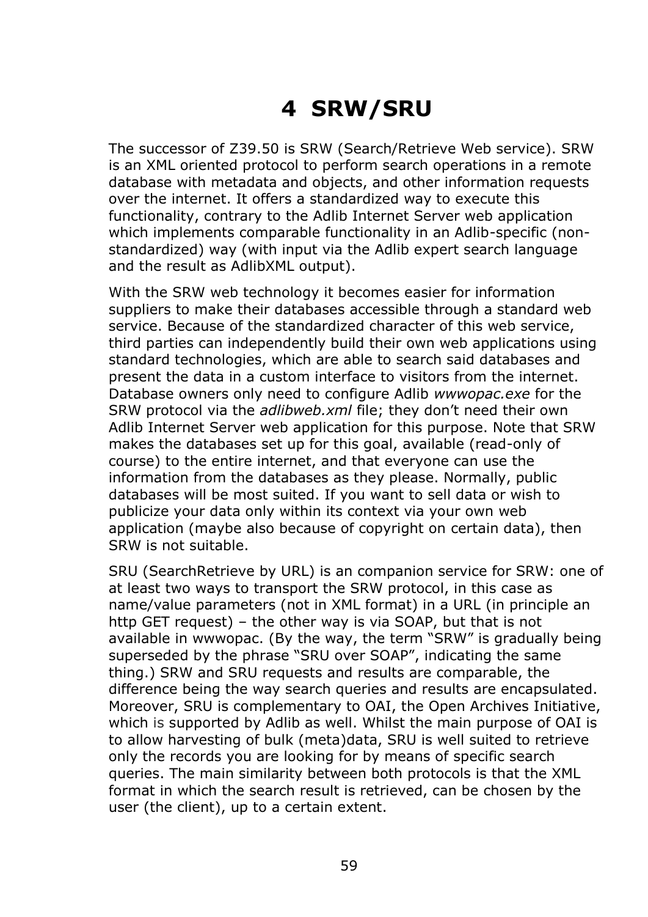# 4 SRW/SRU

The successor of Z39.50 is SRW (Search/Retrieve Web service). SRW is an XML oriented protocol to perform search operations in a remote database with metadata and objects, and other information requests over the internet. It offers a standardized way to execute this functionality, contrary to the Adlib Internet Server web application which implements comparable functionality in an Adlib-specific (non-standardized) way (with input via the Adlib expert search language and the result as AdlibXML output).

With the SRW web technology it becomes easier for information suppliers to make their databases accessible through a standard web service. Because of the standardized character of this web service, third parties can independently build their own web applications using standard technologies, which are able to search said databases and present the data in a custom interface to visitors from the internet. Database owners only need to configure Adlib *wwwopac.exe* for the SRW protocol via the *adlibweb.xml* file; they don't need their own Adlib Internet Server web application for this purpose. Note that SRW makes the databases set up for this goal, available (read-only of course) to the entire internet, and that everyone can use the information from the databases as they please. Normally, public databases will be most suited. If you want to sell data or wish to publicize your data only within its context via your own web application (maybe also because of copyright on certain data), then SRW is not suitable.

SRU (SearchRetrieve by URL) is an companion service for SRW: one of at least two ways to transport the SRW protocol, in this case as name/value parameters (not in XML format) in a URL (in principle an http GET request) – the other way is via SOAP, but that is not available in wwwopac. (By the way, the term "SRW" is gradually being superseded by the phrase "SRU over SOAP", indicating the same thing.) SRW and SRU requests and results are comparable, the difference being the way search queries and results are encapsulated. Moreover, SRU is complementary to OAI, the Open Archives Initiative, which is supported by Adlib as well. Whilst the main purpose of OAI is to allow harvesting of bulk (meta)data, SRU is well suited to retrieve only the records you are looking for by means of specific search queries. The main similarity between both protocols is that the XML format in which the search result is retrieved, can be chosen by the user (the client), up to a certain extent.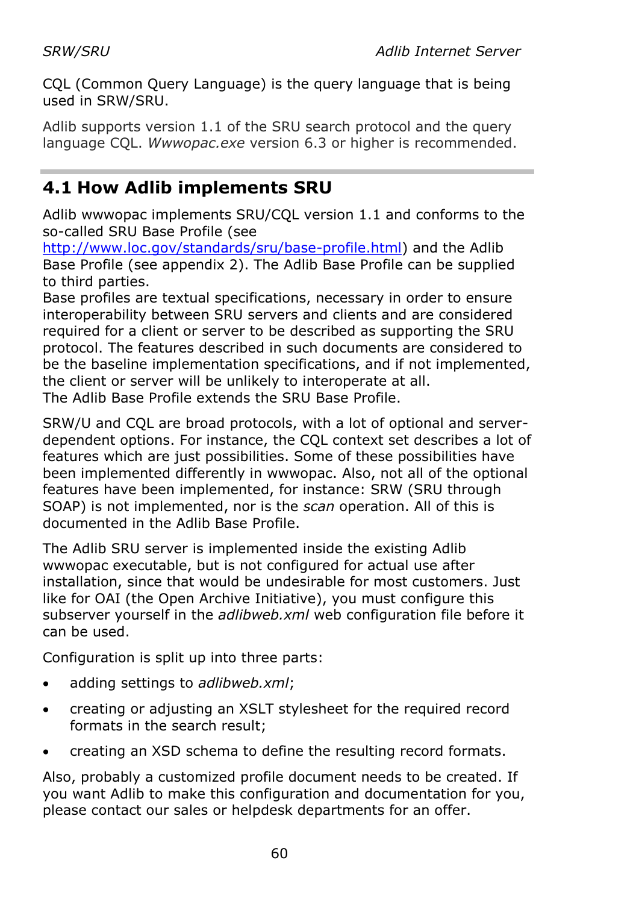CQL (Common Query Language) is the query language that is being used in SRW/SRU.

Adlib supports version 1.1 of the SRU search protocol and the query language CQL. *Wwwopac.exe* version 6.3 or higher is recommended.

## 4.1 How Adlib implements SRU

Adlib wwwopac implements SRU/CQL version 1.1 and conforms to the so-called SRU Base Profile (see http://www.loc.gov/standards/sru/base-profile.html) and the Adlib Base Profile (see appendix 2). The Adlib Base Profile can be supplied to third parties.
Base profiles are textual specifications, necessary in order to ensure interoperability between SRU servers and clients and are considered required for a client or server to be described as supporting the SRU protocol. The features described in such documents are considered to be the baseline implementation specifications, and if not implemented, the client or server will be unlikely to interoperate at all.
The Adlib Base Profile extends the SRU Base Profile.

SRW/U and CQL are broad protocols, with a lot of optional and server-dependent options. For instance, the CQL context set describes a lot of features which are just possibilities. Some of these possibilities have been implemented differently in wwwopac. Also, not all of the optional features have been implemented, for instance: SRW (SRU through SOAP) is not implemented, nor is the *scan* operation. All of this is documented in the Adlib Base Profile.

The Adlib SRU server is implemented inside the existing Adlib wwwopac executable, but is not configured for actual use after installation, since that would be undesirable for most customers. Just like for OAI (the Open Archive Initiative), you must configure this subserver yourself in the *adlibweb.xml* web configuration file before it can be used.

Configuration is split up into three parts:

- adding settings to *adlibweb.xml*;
- creating or adjusting an XSLT stylesheet for the required record formats in the search result;
- creating an XSD schema to define the resulting record formats.

Also, probably a customized profile document needs to be created. If you want Adlib to make this configuration and documentation for you, please contact our sales or helpdesk departments for an offer.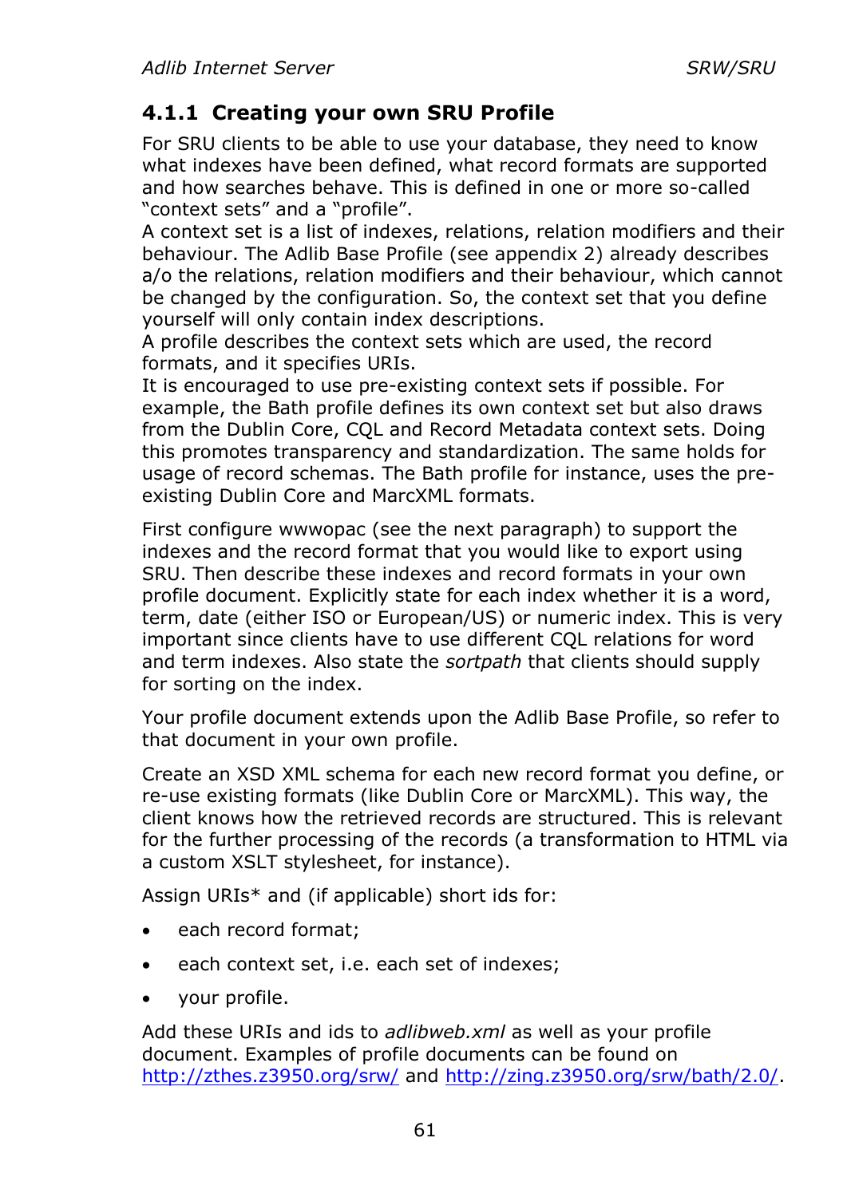### 4.1.1 Creating your own SRU Profile

For SRU clients to be able to use your database, they need to know what indexes have been defined, what record formats are supported and how searches behave. This is defined in one or more so-called "context sets" and a "profile".
A context set is a list of indexes, relations, relation modifiers and their behaviour. The Adlib Base Profile (see appendix 2) already describes a/o the relations, relation modifiers and their behaviour, which cannot be changed by the configuration. So, the context set that you define yourself will only contain index descriptions.
A profile describes the context sets which are used, the record formats, and it specifies URIs.
It is encouraged to use pre-existing context sets if possible. For example, the Bath profile defines its own context set but also draws from the Dublin Core, CQL and Record Metadata context sets. Doing this promotes transparency and standardization. The same holds for usage of record schemas. The Bath profile for instance, uses the pre-existing Dublin Core and MarcXML formats.

First configure wwwopac (see the next paragraph) to support the indexes and the record format that you would like to export using SRU. Then describe these indexes and record formats in your own profile document. Explicitly state for each index whether it is a word, term, date (either ISO or European/US) or numeric index. This is very important since clients have to use different CQL relations for word and term indexes. Also state the *sortpath* that clients should supply for sorting on the index.

Your profile document extends upon the Adlib Base Profile, so refer to that document in your own profile.

Create an XSD XML schema for each new record format you define, or re-use existing formats (like Dublin Core or MarcXML). This way, the client knows how the retrieved records are structured. This is relevant for the further processing of the records (a transformation to HTML via a custom XSLT stylesheet, for instance).

Assign URIs* and (if applicable) short ids for:

- each record format;
- each context set, i.e. each set of indexes;
- your profile.

Add these URIs and ids to *adlibweb.xml* as well as your profile document. Examples of profile documents can be found on http://zthes.z3950.org/srw/ and http://zing.z3950.org/srw/bath/2.0/.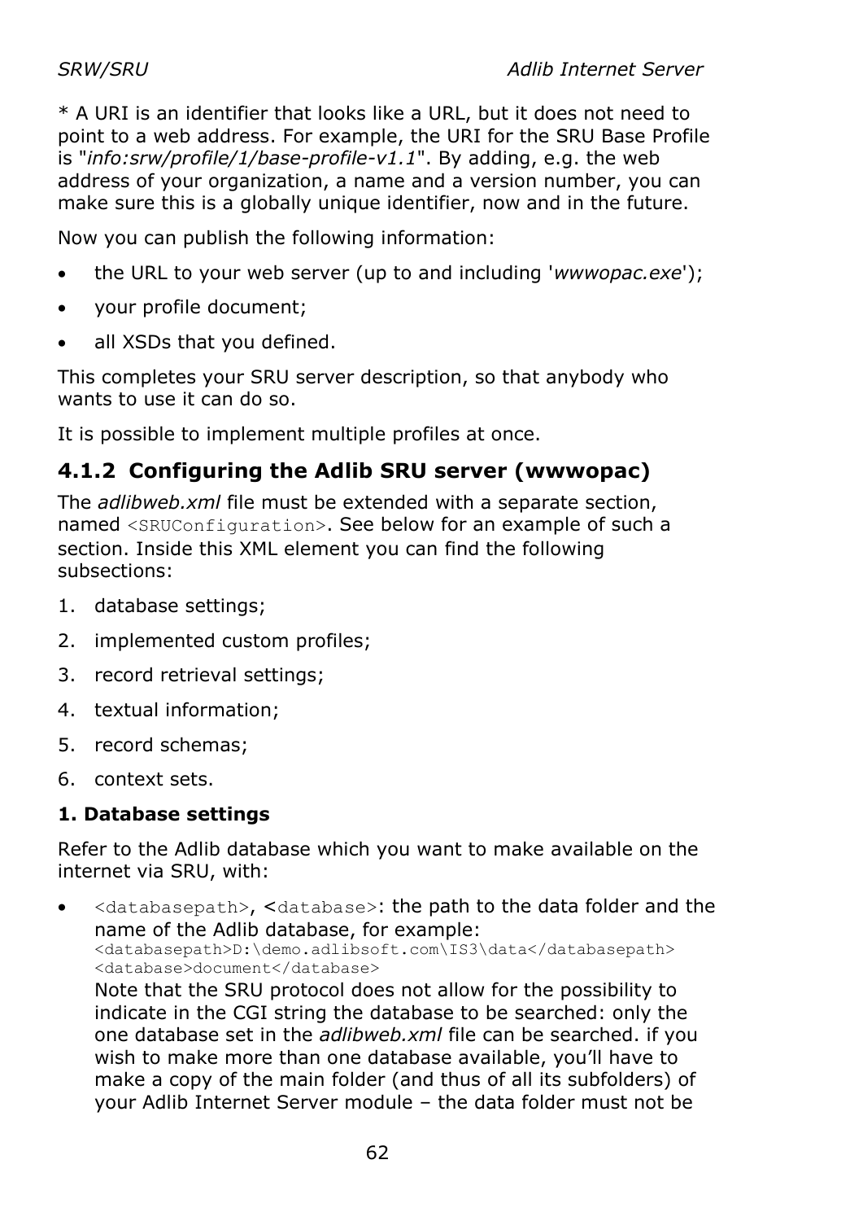* A URI is an identifier that looks like a URL, but it does not need to point to a web address. For example, the URI for the SRU Base Profile is "*info:srw/profile/1/base-profile-v1.1*". By adding, e.g. the web address of your organization, a name and a version number, you can make sure this is a globally unique identifier, now and in the future.

Now you can publish the following information:

- the URL to your web server (up to and including '*wwwopac.exe*');
- your profile document;
- all XSDs that you defined.

This completes your SRU server description, so that anybody who wants to use it can do so.

It is possible to implement multiple profiles at once.

### 4.1.2 Configuring the Adlib SRU server (wwwopac)

The *adlibweb.xml* file must be extended with a separate section, named `<SRUConfiguration>`. See below for an example of such a section. Inside this XML element you can find the following subsections:

1. database settings;
2. implemented custom profiles;
3. record retrieval settings;
4. textual information;
5. record schemas;
6. context sets.

**1. Database settings**

Refer to the Adlib database which you want to make available on the internet via SRU, with:

- `<databasepath>`, `<database>`: the path to the data folder and the name of the Adlib database, for example:
  `<databasepath>D:\demo.adlibsoft.com\IS3\data</databasepath>`
  `<database>document</database>`
  Note that the SRU protocol does not allow for the possibility to indicate in the CGI string the database to be searched: only the one database set in the *adlibweb.xml* file can be searched. if you wish to make more than one database available, you'll have to make a copy of the main folder (and thus of all its subfolders) of your Adlib Internet Server module – the data folder must not be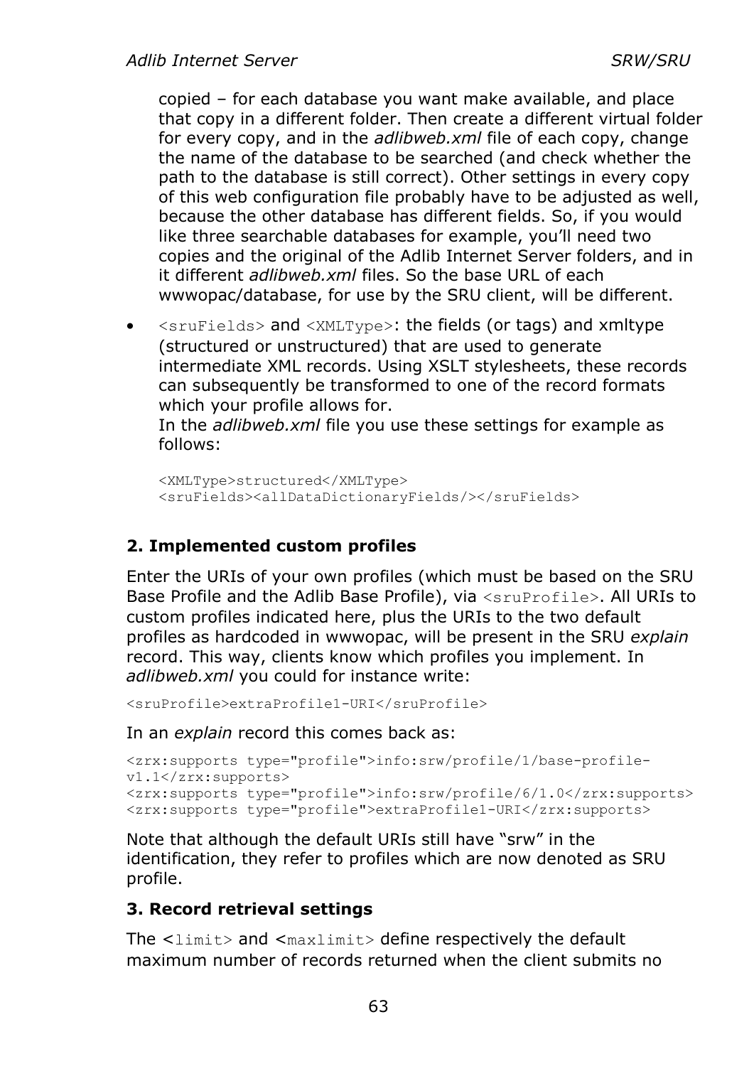copied – for each database you want make available, and place that copy in a different folder. Then create a different virtual folder for every copy, and in the *adlibweb.xml* file of each copy, change the name of the database to be searched (and check whether the path to the database is still correct). Other settings in every copy of this web configuration file probably have to be adjusted as well, because the other database has different fields. So, if you would like three searchable databases for example, you'll need two copies and the original of the Adlib Internet Server folders, and in it different *adlibweb.xml* files. So the base URL of each wwwopac/database, for use by the SRU client, will be different.

- `<sruFields>` and `<XMLType>`: the fields (or tags) and xmltype (structured or unstructured) that are used to generate intermediate XML records. Using XSLT stylesheets, these records can subsequently be transformed to one of the record formats which your profile allows for.
  In the *adlibweb.xml* file you use these settings for example as follows:

  ```
  <XMLType>structured</XMLType>
  <sruFields><allDataDictionaryFields/></sruFields>
  ```

### 2. Implemented custom profiles

Enter the URIs of your own profiles (which must be based on the SRU Base Profile and the Adlib Base Profile), via `<sruProfile>`. All URIs to custom profiles indicated here, plus the URIs to the two default profiles as hardcoded in wwwopac, will be present in the SRU *explain* record. This way, clients know which profiles you implement. In *adlibweb.xml* you could for instance write:

```
<sruProfile>extraProfile1-URI</sruProfile>
```

In an *explain* record this comes back as:

```
<zrx:supports type="profile">info:srw/profile/1/base-profile-v1.1</zrx:supports>
<zrx:supports type="profile">info:srw/profile/6/1.0</zrx:supports>
<zrx:supports type="profile">extraProfile1-URI</zrx:supports>
```

Note that although the default URIs still have "srw" in the identification, they refer to profiles which are now denoted as SRU profile.

### 3. Record retrieval settings

The <`limit`> and <`maxlimit`> define respectively the default maximum number of records returned when the client submits no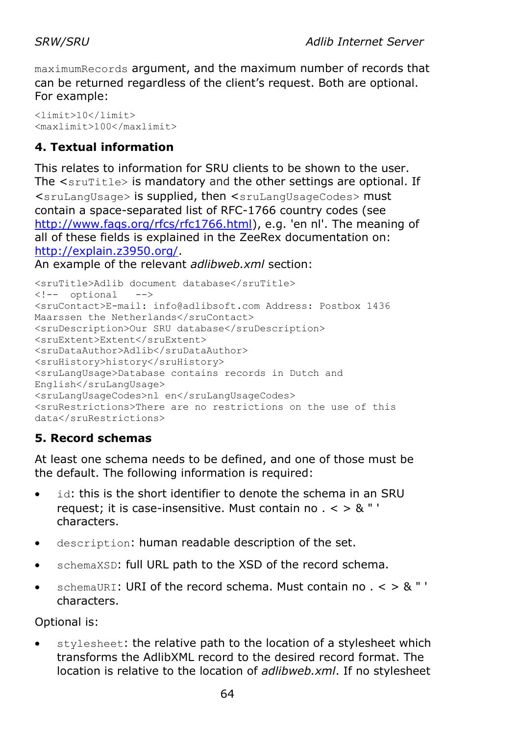maximumRecords argument, and the maximum number of records that can be returned regardless of the client's request. Both are optional. For example:

```
<limit>10</limit>
<maxlimit>100</maxlimit>
```

## 4. Textual information

This relates to information for SRU clients to be shown to the user. The <sruTitle> is mandatory and the other settings are optional. If <sruLangUsage> is supplied, then <sruLangUsageCodes> must contain a space-separated list of RFC-1766 country codes (see http://www.faqs.org/rfcs/rfc1766.html), e.g. 'en nl'. The meaning of all of these fields is explained in the ZeeRex documentation on: http://explain.z3950.org/.
An example of the relevant *adlibweb.xml* section:

```
<sruTitle>Adlib document database</sruTitle>
<!-- optional -->
<sruContact>E-mail: info@adlibsoft.com Address: Postbox 1436
Maarssen the Netherlands</sruContact>
<sruDescription>Our SRU database</sruDescription>
<sruExtent>Extent</sruExtent>
<sruDataAuthor>Adlib</sruDataAuthor>
<sruHistory>history</sruHistory>
<sruLangUsage>Database contains records in Dutch and
English</sruLangUsage>
<sruLangUsageCodes>nl en</sruLangUsageCodes>
<sruRestrictions>There are no restrictions on the use of this
data</sruRestrictions>
```

## 5. Record schemas

At least one schema needs to be defined, and one of those must be the default. The following information is required:

- id: this is the short identifier to denote the schema in an SRU request; it is case-insensitive. Must contain no . < > & " ' characters.
- description: human readable description of the set.
- schemaXSD: full URL path to the XSD of the record schema.
- schemaURI: URI of the record schema. Must contain no . < > & " ' characters.

Optional is:

- stylesheet: the relative path to the location of a stylesheet which transforms the AdlibXML record to the desired record format. The location is relative to the location of *adlibweb.xml*. If no stylesheet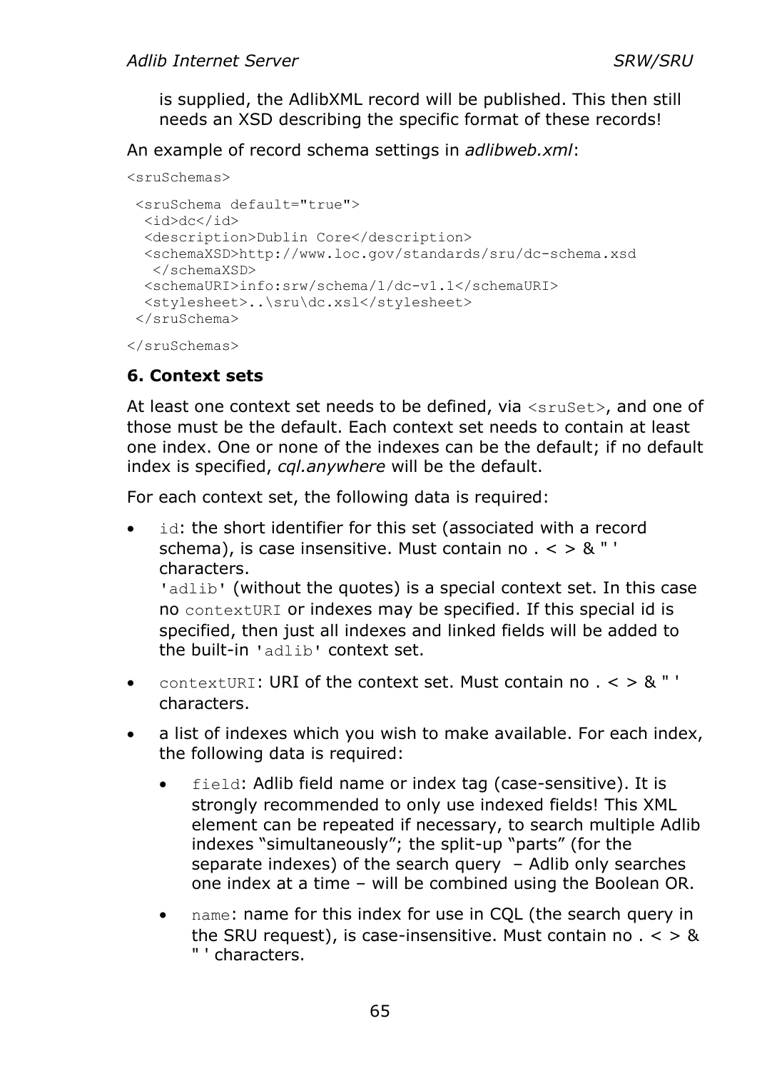is supplied, the AdlibXML record will be published. This then still needs an XSD describing the specific format of these records!

An example of record schema settings in *adlibweb.xml*:

```
<sruSchemas>

 <sruSchema default="true">
  <id>dc</id>
  <description>Dublin Core</description>
  <schemaXSD>http://www.loc.gov/standards/sru/dc-schema.xsd
   </schemaXSD>
  <schemaURI>info:srw/schema/1/dc-v1.1</schemaURI>
  <stylesheet>..\sru\dc.xsl</stylesheet>
 </sruSchema>

</sruSchemas>
```

### 6. Context sets

At least one context set needs to be defined, via `<sruSet>`, and one of those must be the default. Each context set needs to contain at least one index. One or none of the indexes can be the default; if no default index is specified, *cql.anywhere* will be the default.

For each context set, the following data is required:

- `id`: the short identifier for this set (associated with a record schema), is case insensitive. Must contain no . < > & " ' characters.
  `'adlib'` (without the quotes) is a special context set. In this case no `contextURI` or indexes may be specified. If this special id is specified, then just all indexes and linked fields will be added to the built-in `'adlib'` context set.
- `contextURI`: URI of the context set. Must contain no . < > & " ' characters.
- a list of indexes which you wish to make available. For each index, the following data is required:
  - `field`: Adlib field name or index tag (case-sensitive). It is strongly recommended to only use indexed fields! This XML element can be repeated if necessary, to search multiple Adlib indexes "simultaneously"; the split-up "parts" (for the separate indexes) of the search query – Adlib only searches one index at a time – will be combined using the Boolean OR.
  - `name`: name for this index for use in CQL (the search query in the SRU request), is case-insensitive. Must contain no . < > & " ' characters.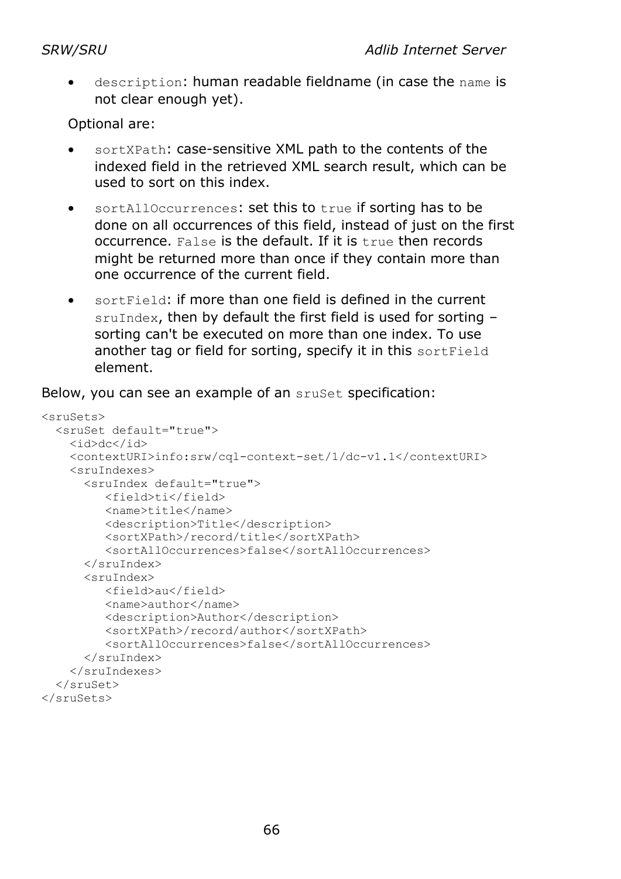- `description`: human readable fieldname (in case the `name` is not clear enough yet).

Optional are:

- `sortXPath`: case-sensitive XML path to the contents of the indexed field in the retrieved XML search result, which can be used to sort on this index.
- `sortAllOccurrences`: set this to `true` if sorting has to be done on all occurrences of this field, instead of just on the first occurrence. `False` is the default. If it is `true` then records might be returned more than once if they contain more than one occurrence of the current field.
- `sortField`: if more than one field is defined in the current `sruIndex`, then by default the first field is used for sorting – sorting can't be executed on more than one index. To use another tag or field for sorting, specify it in this `sortField` element.

Below, you can see an example of an `sruSet` specification:

```
<sruSets>
  <sruSet default="true">
    <id>dc</id>
    <contextURI>info:srw/cql-context-set/1/dc-v1.1</contextURI>
    <sruIndexes>
      <sruIndex default="true">
         <field>ti</field>
         <name>title</name>
         <description>Title</description>
         <sortXPath>/record/title</sortXPath>
         <sortAllOccurrences>false</sortAllOccurrences>
      </sruIndex>
      <sruIndex>
         <field>au</field>
         <name>author</name>
         <description>Author</description>
         <sortXPath>/record/author</sortXPath>
         <sortAllOccurrences>false</sortAllOccurrences>
      </sruIndex>
    </sruIndexes>
  </sruSet>
</sruSets>
```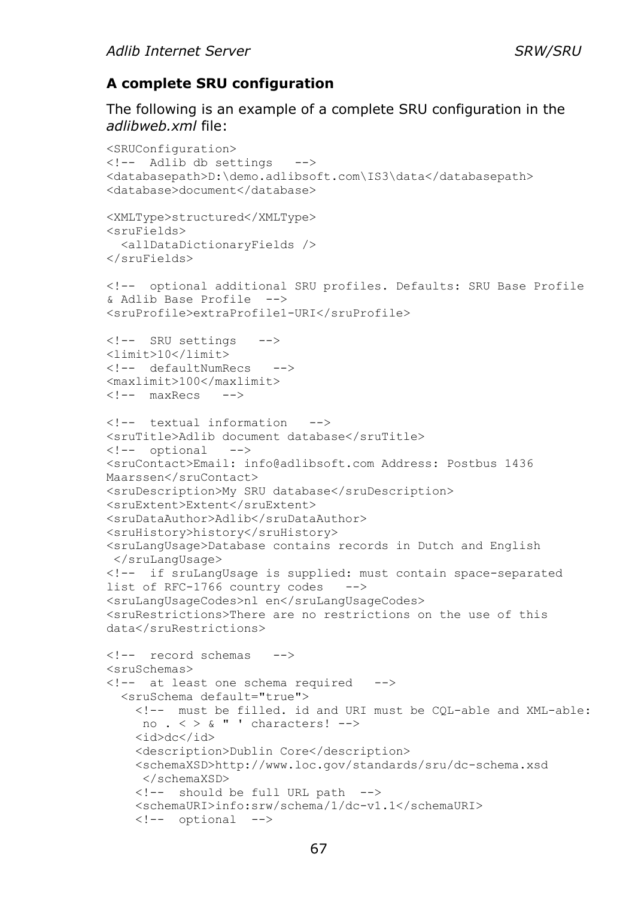### A complete SRU configuration

The following is an example of a complete SRU configuration in the *adlibweb.xml* file:

```
<SRUConfiguration>
<!--  Adlib db settings   -->
<databasepath>D:\demo.adlibsoft.com\IS3\data</databasepath>
<database>document</database>

<XMLType>structured</XMLType>
<sruFields>
  <allDataDictionaryFields />
</sruFields>

<!--  optional additional SRU profiles. Defaults: SRU Base Profile
& Adlib Base Profile  -->
<sruProfile>extraProfile1-URI</sruProfile>

<!--  SRU settings   -->
<limit>10</limit>
<!--  defaultNumRecs   -->
<maxlimit>100</maxlimit>
<!--  maxRecs   -->

<!--  textual information   -->
<sruTitle>Adlib document database</sruTitle>
<!--  optional   -->
<sruContact>Email: info@adlibsoft.com Address: Postbus 1436
Maarssen</sruContact>
<sruDescription>My SRU database</sruDescription>
<sruExtent>Extent</sruExtent>
<sruDataAuthor>Adlib</sruDataAuthor>
<sruHistory>history</sruHistory>
<sruLangUsage>Database contains records in Dutch and English
 </sruLangUsage>
<!--  if sruLangUsage is supplied: must contain space-separated
list of RFC-1766 country codes   -->
<sruLangUsageCodes>nl en</sruLangUsageCodes>
<sruRestrictions>There are no restrictions on the use of this
data</sruRestrictions>

<!--  record schemas   -->
<sruSchemas>
<!--  at least one schema required   -->
  <sruSchema default="true">
    <!--  must be filled. id and URI must be CQL-able and XML-able:
     no . < > & " ' characters! -->
    <id>dc</id>
    <description>Dublin Core</description>
    <schemaXSD>http://www.loc.gov/standards/sru/dc-schema.xsd
     </schemaXSD>
    <!--  should be full URL path  -->
    <schemaURI>info:srw/schema/1/dc-v1.1</schemaURI>
    <!--  optional  -->
```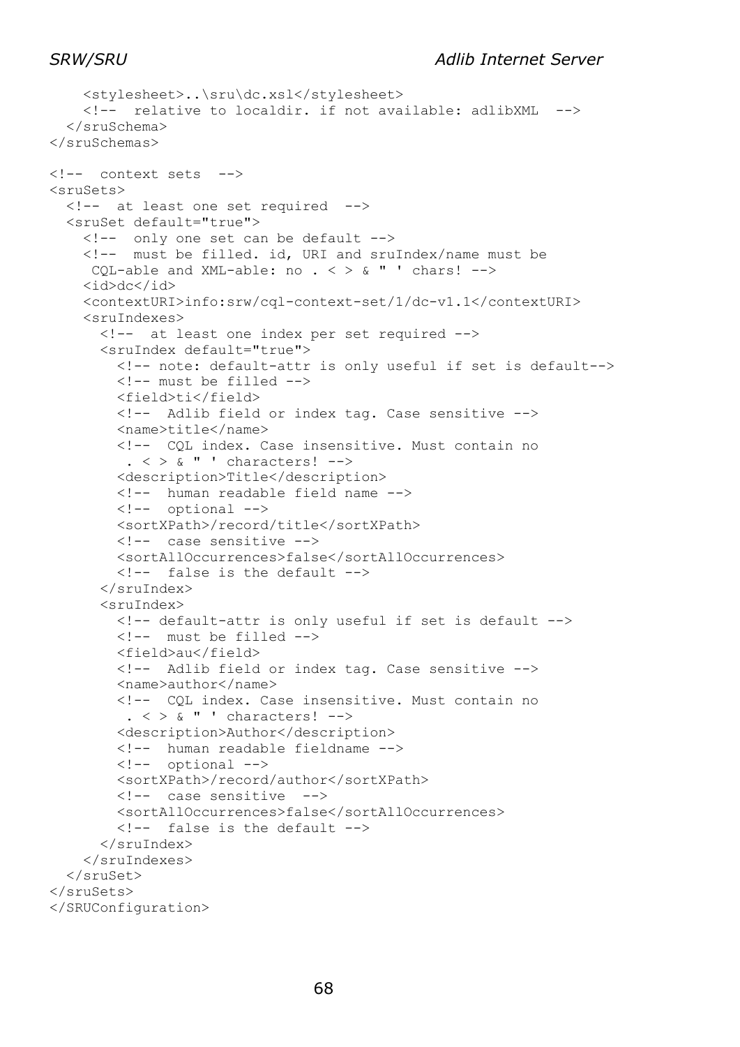```
    <stylesheet>..\sru\dc.xsl</stylesheet>
    <!--  relative to localdir. if not available: adlibXML  -->
  </sruSchema>
</sruSchemas>

<!--  context sets  -->
<sruSets>
  <!--  at least one set required  -->
  <sruSet default="true">
    <!--  only one set can be default -->
    <!--  must be filled. id, URI and sruIndex/name must be
     CQL-able and XML-able: no . < > & " ' chars! -->
    <id>dc</id>
    <contextURI>info:srw/cql-context-set/1/dc-v1.1</contextURI>
    <sruIndexes>
      <!--  at least one index per set required -->
      <sruIndex default="true">
        <!-- note: default-attr is only useful if set is default-->
        <!-- must be filled -->
        <field>ti</field>
        <!--  Adlib field or index tag. Case sensitive -->
        <name>title</name>
        <!--  CQL index. Case insensitive. Must contain no
         . < > & " ' characters! -->
        <description>Title</description>
        <!--  human readable field name -->
        <!--  optional -->
        <sortXPath>/record/title</sortXPath>
        <!--  case sensitive -->
        <sortAllOccurrences>false</sortAllOccurrences>
        <!--  false is the default -->
      </sruIndex>
      <sruIndex>
        <!-- default-attr is only useful if set is default -->
        <!--  must be filled -->
        <field>au</field>
        <!--  Adlib field or index tag. Case sensitive -->
        <name>author</name>
        <!--  CQL index. Case insensitive. Must contain no
         . < > & " ' characters! -->
        <description>Author</description>
        <!--  human readable fieldname -->
        <!--  optional -->
        <sortXPath>/record/author</sortXPath>
        <!--  case sensitive  -->
        <sortAllOccurrences>false</sortAllOccurrences>
        <!--  false is the default -->
      </sruIndex>
    </sruIndexes>
  </sruSet>
</sruSets>
</SRUConfiguration>
```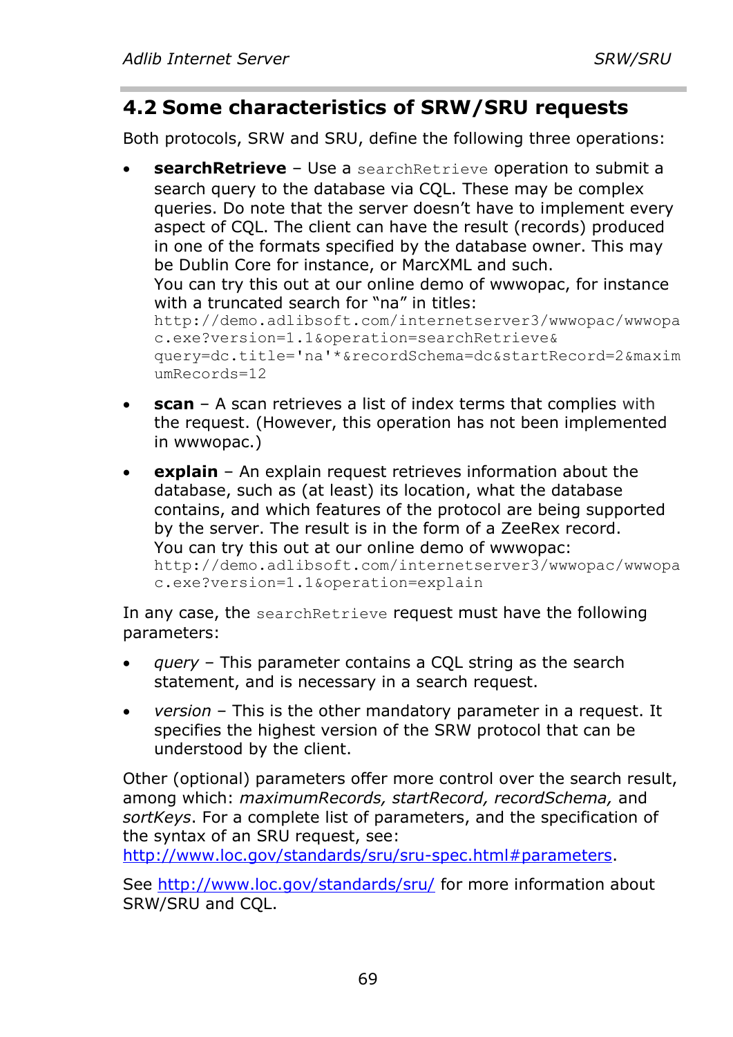## 4.2 Some characteristics of SRW/SRU requests

Both protocols, SRW and SRU, define the following three operations:

- **searchRetrieve** – Use a `searchRetrieve` operation to submit a search query to the database via CQL. These may be complex queries. Do note that the server doesn't have to implement every aspect of CQL. The client can have the result (records) produced in one of the formats specified by the database owner. This may be Dublin Core for instance, or MarcXML and such.
  You can try this out at our online demo of wwwopac, for instance with a truncated search for "na" in titles:
  `http://demo.adlibsoft.com/internetserver3/wwwopac/wwwopac.exe?version=1.1&operation=searchRetrieve&query=dc.title='na'*&recordSchema=dc&startRecord=2&maximumRecords=12`

- **scan** – A scan retrieves a list of index terms that complies with the request. (However, this operation has not been implemented in wwwopac.)

- **explain** – An explain request retrieves information about the database, such as (at least) its location, what the database contains, and which features of the protocol are being supported by the server. The result is in the form of a ZeeRex record.
  You can try this out at our online demo of wwwopac:
  `http://demo.adlibsoft.com/internetserver3/wwwopac/wwwopac.exe?version=1.1&operation=explain`

In any case, the `searchRetrieve` request must have the following parameters:

- *query* – This parameter contains a CQL string as the search statement, and is necessary in a search request.

- *version* – This is the other mandatory parameter in a request. It specifies the highest version of the SRW protocol that can be understood by the client.

Other (optional) parameters offer more control over the search result, among which: *maximumRecords, startRecord, recordSchema,* and *sortKeys*. For a complete list of parameters, and the specification of the syntax of an SRU request, see: http://www.loc.gov/standards/sru/sru-spec.html#parameters.

See http://www.loc.gov/standards/sru/ for more information about SRW/SRU and CQL.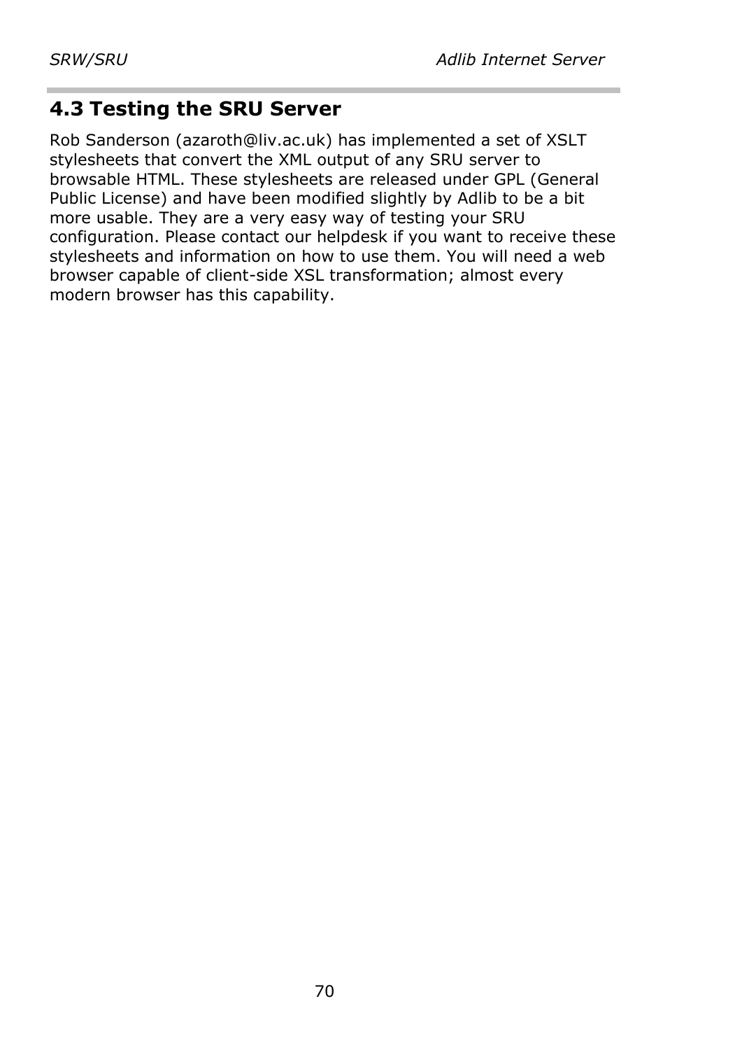## 4.3 Testing the SRU Server

Rob Sanderson (azaroth@liv.ac.uk) has implemented a set of XSLT stylesheets that convert the XML output of any SRU server to browsable HTML. These stylesheets are released under GPL (General Public License) and have been modified slightly by Adlib to be a bit more usable. They are a very easy way of testing your SRU configuration. Please contact our helpdesk if you want to receive these stylesheets and information on how to use them. You will need a web browser capable of client-side XSL transformation; almost every modern browser has this capability.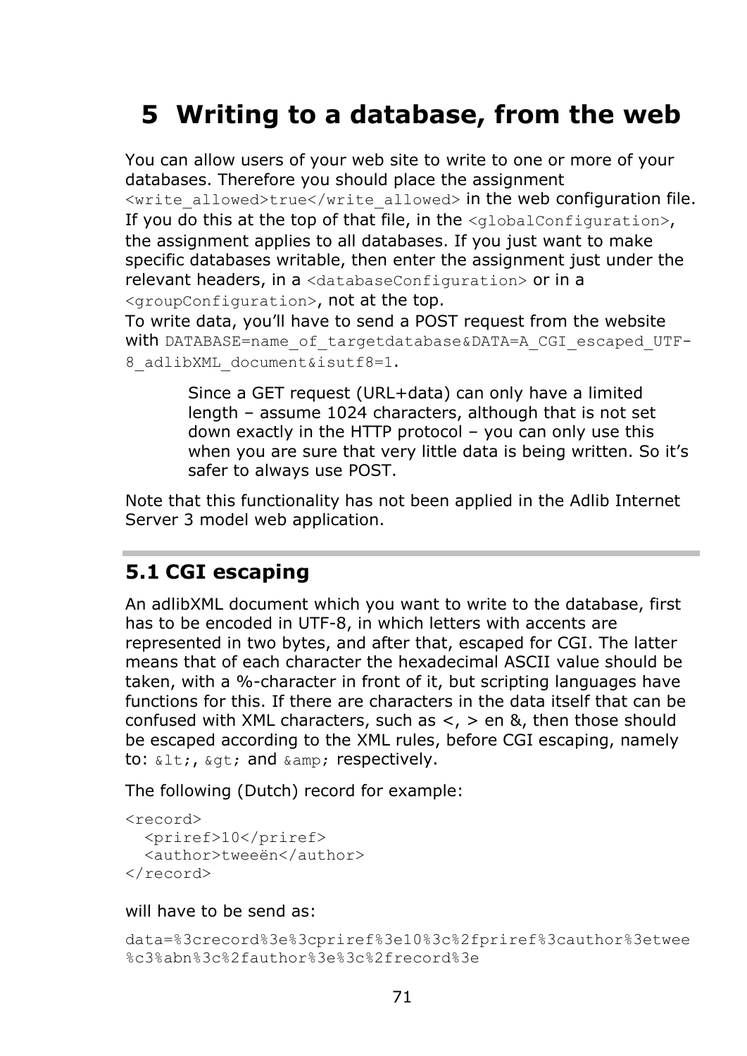# 5 Writing to a database, from the web

You can allow users of your web site to write to one or more of your databases. Therefore you should place the assignment `<write_allowed>true</write_allowed>` in the web configuration file. If you do this at the top of that file, in the `<globalConfiguration>`, the assignment applies to all databases. If you just want to make specific databases writable, then enter the assignment just under the relevant headers, in a `<databaseConfiguration>` or in a `<groupConfiguration>`, not at the top.
To write data, you'll have to send a POST request from the website with `DATABASE=name_of_targetdatabase&DATA=A_CGI_escaped_UTF-8_adlibXML_document&isutf8=1`.

> Since a GET request (URL+data) can only have a limited length – assume 1024 characters, although that is not set down exactly in the HTTP protocol – you can only use this when you are sure that very little data is being written. So it's safer to always use POST.

Note that this functionality has not been applied in the Adlib Internet Server 3 model web application.

## 5.1 CGI escaping

An adlibXML document which you want to write to the database, first has to be encoded in UTF-8, in which letters with accents are represented in two bytes, and after that, escaped for CGI. The latter means that of each character the hexadecimal ASCII value should be taken, with a %-character in front of it, but scripting languages have functions for this. If there are characters in the data itself that can be confused with XML characters, such as <, > en &, then those should be escaped according to the XML rules, before CGI escaping, namely to: `&lt;`, `&gt;` and `&amp;` respectively.

The following (Dutch) record for example:

```
<record>
  <priref>10</priref>
  <author>tweeën</author>
</record>
```

will have to be send as:

```
data=%3crecord%3e%3cpriref%3e10%3c%2fpriref%3cauthor%3etwee
%c3%abn%3c%2fauthor%3e%3c%2frecord%3e
```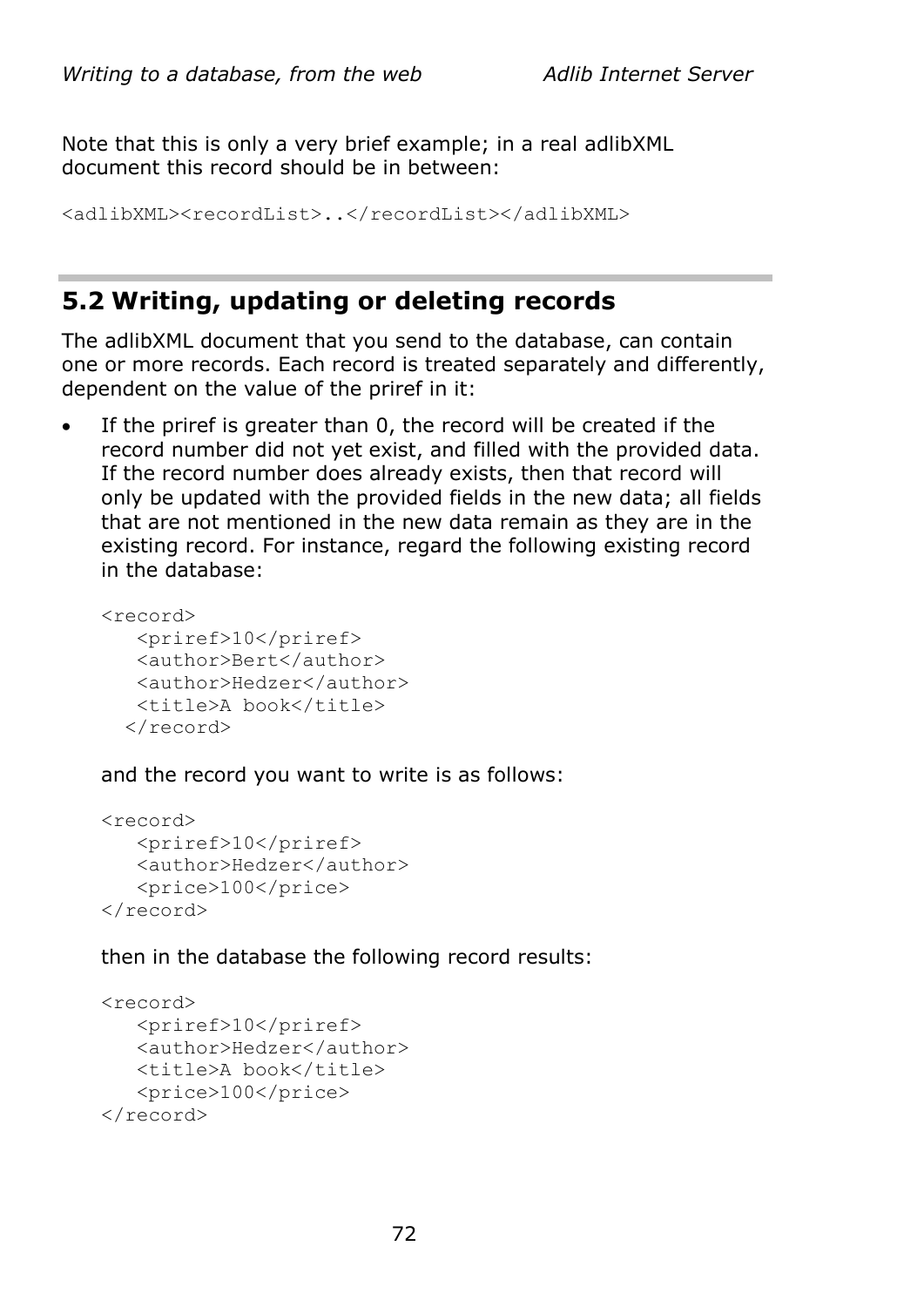Note that this is only a very brief example; in a real adlibXML document this record should be in between:

```
<adlibXML><recordList>..</recordList></adlibXML>
```

## 5.2 Writing, updating or deleting records

The adlibXML document that you send to the database, can contain one or more records. Each record is treated separately and differently, dependent on the value of the priref in it:

- If the priref is greater than 0, the record will be created if the record number did not yet exist, and filled with the provided data. If the record number does already exists, then that record will only be updated with the provided fields in the new data; all fields that are not mentioned in the new data remain as they are in the existing record. For instance, regard the following existing record in the database:

  ```
  <record>
     <priref>10</priref>
     <author>Bert</author>
     <author>Hedzer</author>
     <title>A book</title>
    </record>
  ```

  and the record you want to write is as follows:

  ```
  <record>
     <priref>10</priref>
     <author>Hedzer</author>
     <price>100</price>
  </record>
  ```

  then in the database the following record results:

  ```
  <record>
     <priref>10</priref>
     <author>Hedzer</author>
     <title>A book</title>
     <price>100</price>
  </record>
  ```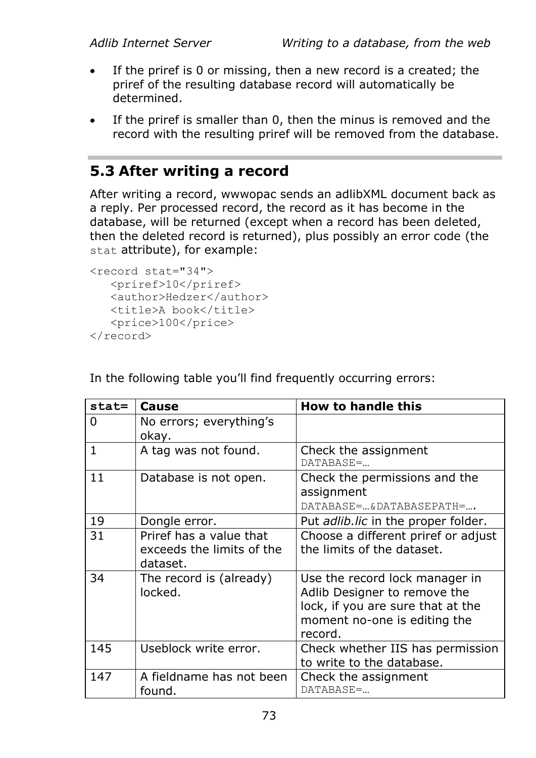- If the priref is 0 or missing, then a new record is a created; the priref of the resulting database record will automatically be determined.
- If the priref is smaller than 0, then the minus is removed and the record with the resulting priref will be removed from the database.

## 5.3 After writing a record

After writing a record, wwwopac sends an adlibXML document back as a reply. Per processed record, the record as it has become in the database, will be returned (except when a record has been deleted, then the deleted record is returned), plus possibly an error code (the `stat` attribute), for example:

```
<record stat="34">
   <priref>10</priref>
   <author>Hedzer</author>
   <title>A book</title>
   <price>100</price>
</record>
```

In the following table you'll find frequently occurring errors:

| **stat=** | **Cause** | **How to handle this** |
|---|---|---|
| 0 | No errors; everything's okay. | |
| 1 | A tag was not found. | Check the assignment `DATABASE=…` |
| 11 | Database is not open. | Check the permissions and the assignment `DATABASE=…&DATABASEPATH=…`. |
| 19 | Dongle error. | Put *adlib.lic* in the proper folder. |
| 31 | Priref has a value that exceeds the limits of the dataset. | Choose a different priref or adjust the limits of the dataset. |
| 34 | The record is (already) locked. | Use the record lock manager in Adlib Designer to remove the lock, if you are sure that at the moment no-one is editing the record. |
| 145 | Useblock write error. | Check whether IIS has permission to write to the database. |
| 147 | A fieldname has not been found. | Check the assignment `DATABASE=…` |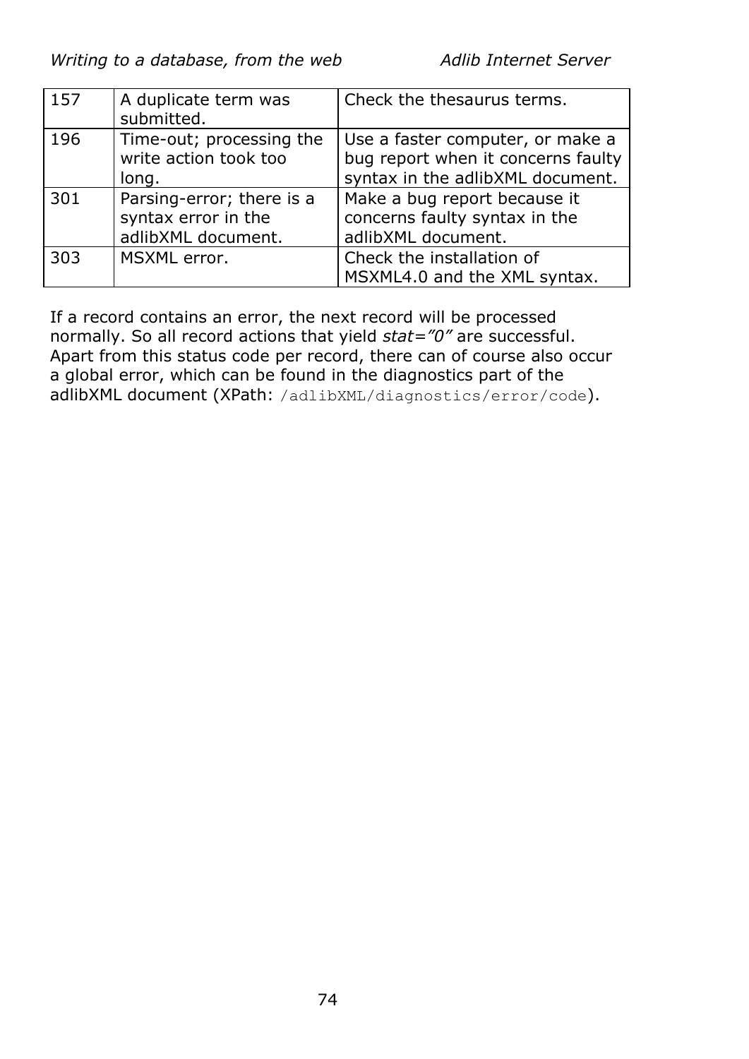| | | |
|---|---|---|
| 157 | A duplicate term was submitted. | Check the thesaurus terms. |
| 196 | Time-out; processing the write action took too long. | Use a faster computer, or make a bug report when it concerns faulty syntax in the adlibXML document. |
| 301 | Parsing-error; there is a syntax error in the adlibXML document. | Make a bug report because it concerns faulty syntax in the adlibXML document. |
| 303 | MSXML error. | Check the installation of MSXML4.0 and the XML syntax. |

If a record contains an error, the next record will be processed normally. So all record actions that yield *stat="0"* are successful. Apart from this status code per record, there can of course also occur a global error, which can be found in the diagnostics part of the adlibXML document (XPath: `/adlibXML/diagnostics/error/code`).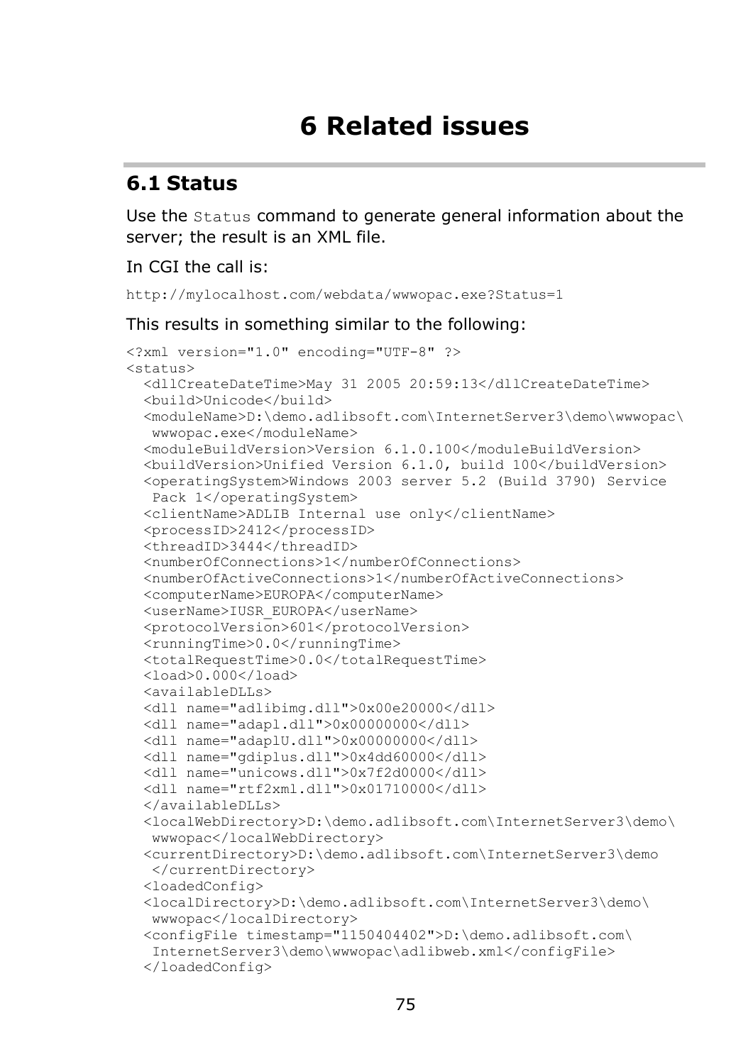# 6 Related issues

## 6.1 Status

Use the `Status` command to generate general information about the server; the result is an XML file.

In CGI the call is:

```
http://mylocalhost.com/webdata/wwwopac.exe?Status=1
```

This results in something similar to the following:

```
<?xml version="1.0" encoding="UTF-8" ?>
<status>
  <dllCreateDateTime>May 31 2005 20:59:13</dllCreateDateTime>
  <build>Unicode</build>
  <moduleName>D:\demo.adlibsoft.com\InternetServer3\demo\wwwopac\
   wwwopac.exe</moduleName>
  <moduleBuildVersion>Version 6.1.0.100</moduleBuildVersion>
  <buildVersion>Unified Version 6.1.0, build 100</buildVersion>
  <operatingSystem>Windows 2003 server 5.2 (Build 3790) Service
   Pack 1</operatingSystem>
  <clientName>ADLIB Internal use only</clientName>
  <processID>2412</processID>
  <threadID>3444</threadID>
  <numberOfConnections>1</numberOfConnections>
  <numberOfActiveConnections>1</numberOfActiveConnections>
  <computerName>EUROPA</computerName>
  <userName>IUSR_EUROPA</userName>
  <protocolVersion>601</protocolVersion>
  <runningTime>0.0</runningTime>
  <totalRequestTime>0.0</totalRequestTime>
  <load>0.000</load>
  <availableDLLs>
  <dll name="adlibimg.dll">0x00e20000</dll>
  <dll name="adapl.dll">0x00000000</dll>
  <dll name="adaplU.dll">0x00000000</dll>
  <dll name="gdiplus.dll">0x4dd60000</dll>
  <dll name="unicows.dll">0x7f2d0000</dll>
  <dll name="rtf2xml.dll">0x01710000</dll>
  </availableDLLs>
  <localWebDirectory>D:\demo.adlibsoft.com\InternetServer3\demo\
   wwwopac</localWebDirectory>
  <currentDirectory>D:\demo.adlibsoft.com\InternetServer3\demo
   </currentDirectory>
  <loadedConfig>
  <localDirectory>D:\demo.adlibsoft.com\InternetServer3\demo\
   wwwopac</localDirectory>
  <configFile timestamp="1150404402">D:\demo.adlibsoft.com\
   InternetServer3\demo\wwwopac\adlibweb.xml</configFile>
  </loadedConfig>
```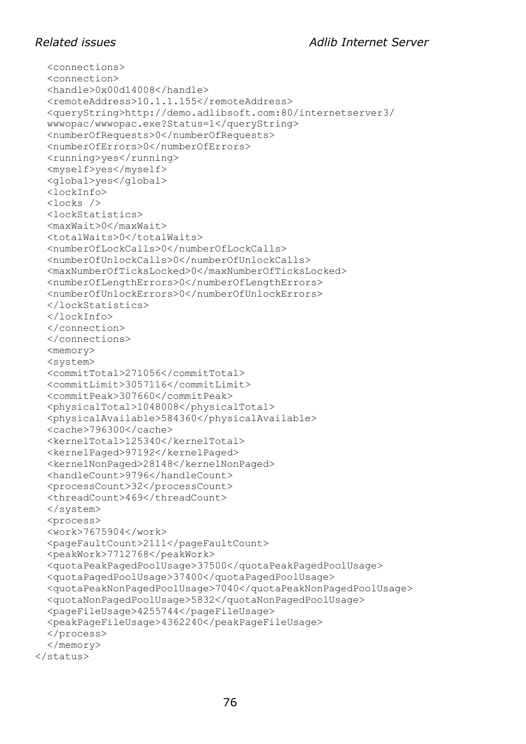```
  <connections>
  <connection>
  <handle>0x00d14008</handle>
  <remoteAddress>10.1.1.155</remoteAddress>
  <queryString>http://demo.adlibsoft.com:80/internetserver3/
  wwwopac/wwwopac.exe?Status=1</queryString>
  <numberOfRequests>0</numberOfRequests>
  <numberOfErrors>0</numberOfErrors>
  <running>yes</running>
  <myself>yes</myself>
  <global>yes</global>
  <lockInfo>
  <locks />
  <lockStatistics>
  <maxWait>0</maxWait>
  <totalWaits>0</totalWaits>
  <numberOfLockCalls>0</numberOfLockCalls>
  <numberOfUnlockCalls>0</numberOfUnlockCalls>
  <maxNumberOfTicksLocked>0</maxNumberOfTicksLocked>
  <numberOfLengthErrors>0</numberOfLengthErrors>
  <numberOfUnlockErrors>0</numberOfUnlockErrors>
  </lockStatistics>
  </lockInfo>
  </connection>
  </connections>
  <memory>
  <system>
  <commitTotal>271056</commitTotal>
  <commitLimit>3057116</commitLimit>
  <commitPeak>307660</commitPeak>
  <physicalTotal>1048008</physicalTotal>
  <physicalAvailable>584360</physicalAvailable>
  <cache>796300</cache>
  <kernelTotal>125340</kernelTotal>
  <kernelPaged>97192</kernelPaged>
  <kernelNonPaged>28148</kernelNonPaged>
  <handleCount>9796</handleCount>
  <processCount>32</processCount>
  <threadCount>469</threadCount>
  </system>
  <process>
  <work>7675904</work>
  <pageFaultCount>2111</pageFaultCount>
  <peakWork>7712768</peakWork>
  <quotaPeakPagedPoolUsage>37500</quotaPeakPagedPoolUsage>
  <quotaPagedPoolUsage>37400</quotaPagedPoolUsage>
  <quotaPeakNonPagedPoolUsage>7040</quotaPeakNonPagedPoolUsage>
  <quotaNonPagedPoolUsage>5832</quotaNonPagedPoolUsage>
  <pageFileUsage>4255744</pageFileUsage>
  <peakPageFileUsage>4362240</peakPageFileUsage>
  </process>
  </memory>
</status>
```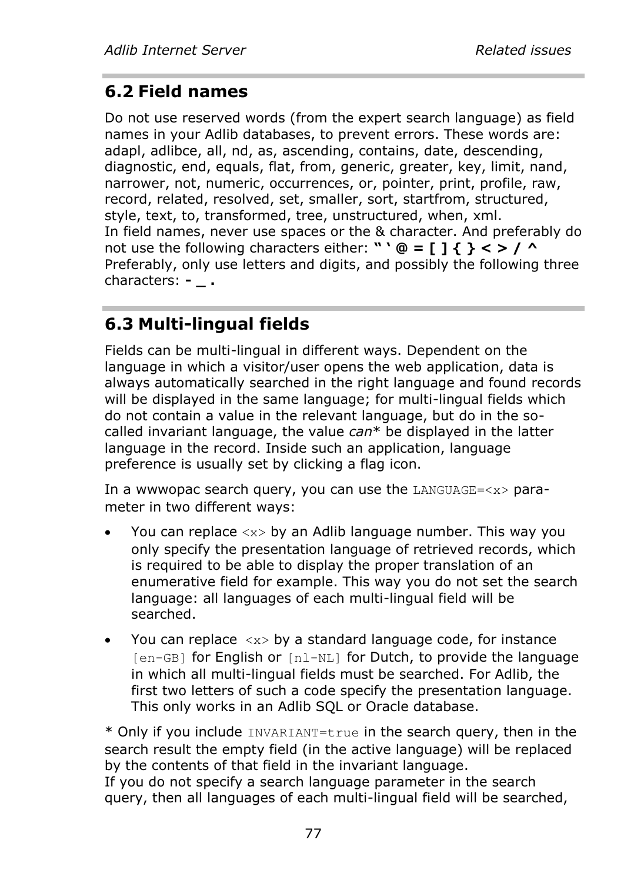## 6.2 Field names

Do not use reserved words (from the expert search language) as field names in your Adlib databases, to prevent errors. These words are: adapl, adlibce, all, nd, as, ascending, contains, date, descending, diagnostic, end, equals, flat, from, generic, greater, key, limit, nand, narrower, not, numeric, occurrences, or, pointer, print, profile, raw, record, related, resolved, set, smaller, sort, startfrom, structured, style, text, to, transformed, tree, unstructured, when, xml.
In field names, never use spaces or the & character. And preferably do not use the following characters either: **" ' @ = [ ] { } < > / ^**
Preferably, only use letters and digits, and possibly the following three characters: **- _ .**

## 6.3 Multi-lingual fields

Fields can be multi-lingual in different ways. Dependent on the language in which a visitor/user opens the web application, data is always automatically searched in the right language and found records will be displayed in the same language; for multi-lingual fields which do not contain a value in the relevant language, but do in the so-called invariant language, the value *can*\* be displayed in the latter language in the record. Inside such an application, language preference is usually set by clicking a flag icon.

In a wwwopac search query, you can use the `LANGUAGE=<x>` parameter in two different ways:

- You can replace `<x>` by an Adlib language number. This way you only specify the presentation language of retrieved records, which is required to be able to display the proper translation of an enumerative field for example. This way you do not set the search language: all languages of each multi-lingual field will be searched.
- You can replace `<x>` by a standard language code, for instance `[en-GB]` for English or `[nl-NL]` for Dutch, to provide the language in which all multi-lingual fields must be searched. For Adlib, the first two letters of such a code specify the presentation language. This only works in an Adlib SQL or Oracle database.

\* Only if you include `INVARIANT=true` in the search query, then in the search result the empty field (in the active language) will be replaced by the contents of that field in the invariant language.
If you do not specify a search language parameter in the search query, then all languages of each multi-lingual field will be searched,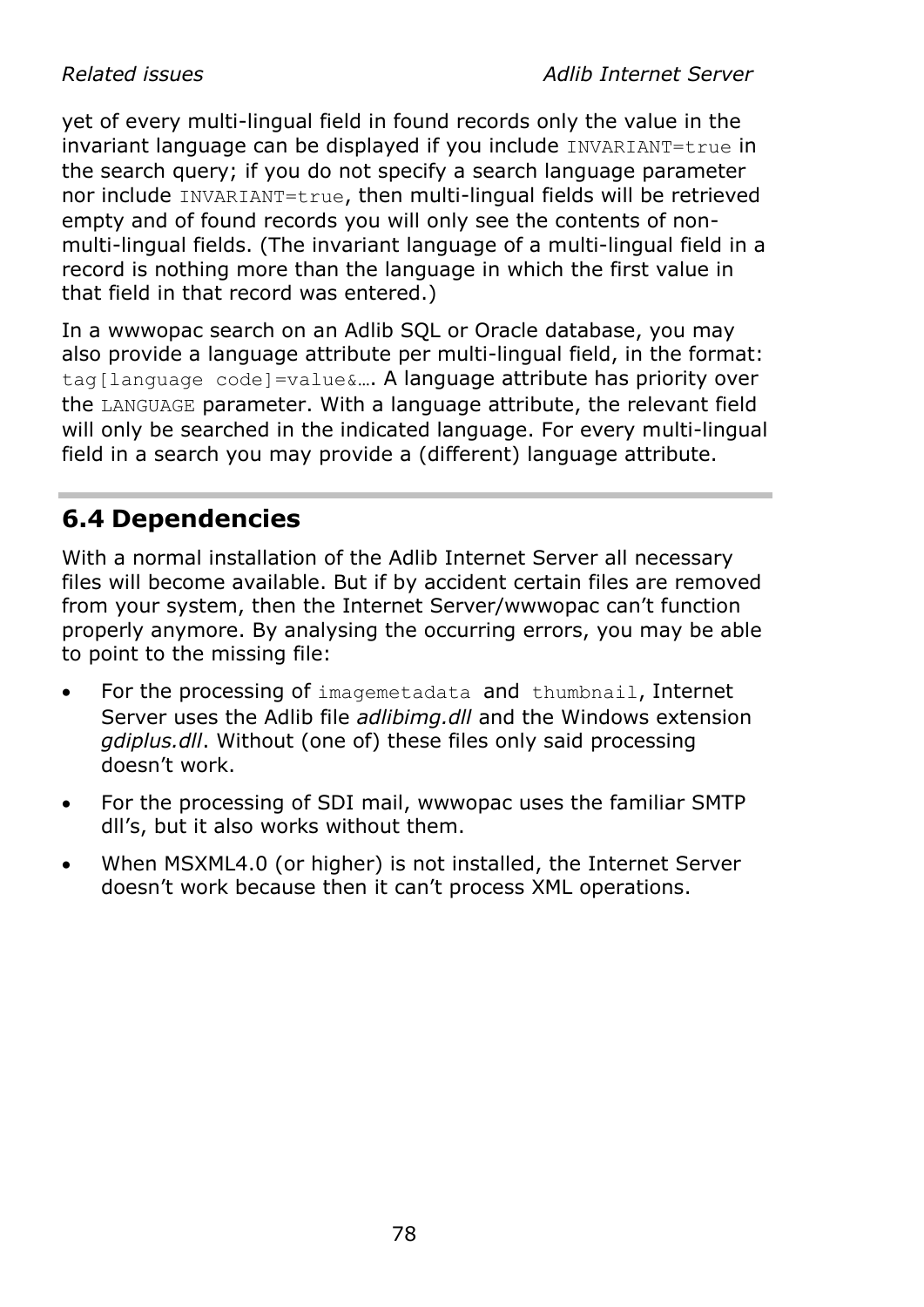yet of every multi-lingual field in found records only the value in the invariant language can be displayed if you include `INVARIANT=true` in the search query; if you do not specify a search language parameter nor include `INVARIANT=true`, then multi-lingual fields will be retrieved empty and of found records you will only see the contents of non-multi-lingual fields. (The invariant language of a multi-lingual field in a record is nothing more than the language in which the first value in that field in that record was entered.)

In a wwwopac search on an Adlib SQL or Oracle database, you may also provide a language attribute per multi-lingual field, in the format: `tag[language code]=value&…`. A language attribute has priority over the `LANGUAGE` parameter. With a language attribute, the relevant field will only be searched in the indicated language. For every multi-lingual field in a search you may provide a (different) language attribute.

## 6.4 Dependencies

With a normal installation of the Adlib Internet Server all necessary files will become available. But if by accident certain files are removed from your system, then the Internet Server/wwwopac can't function properly anymore. By analysing the occurring errors, you may be able to point to the missing file:

- For the processing of `imagemetadata` and `thumbnail`, Internet Server uses the Adlib file *adlibimg.dll* and the Windows extension *gdiplus.dll*. Without (one of) these files only said processing doesn't work.
- For the processing of SDI mail, wwwopac uses the familiar SMTP dll's, but it also works without them.
- When MSXML4.0 (or higher) is not installed, the Internet Server doesn't work because then it can't process XML operations.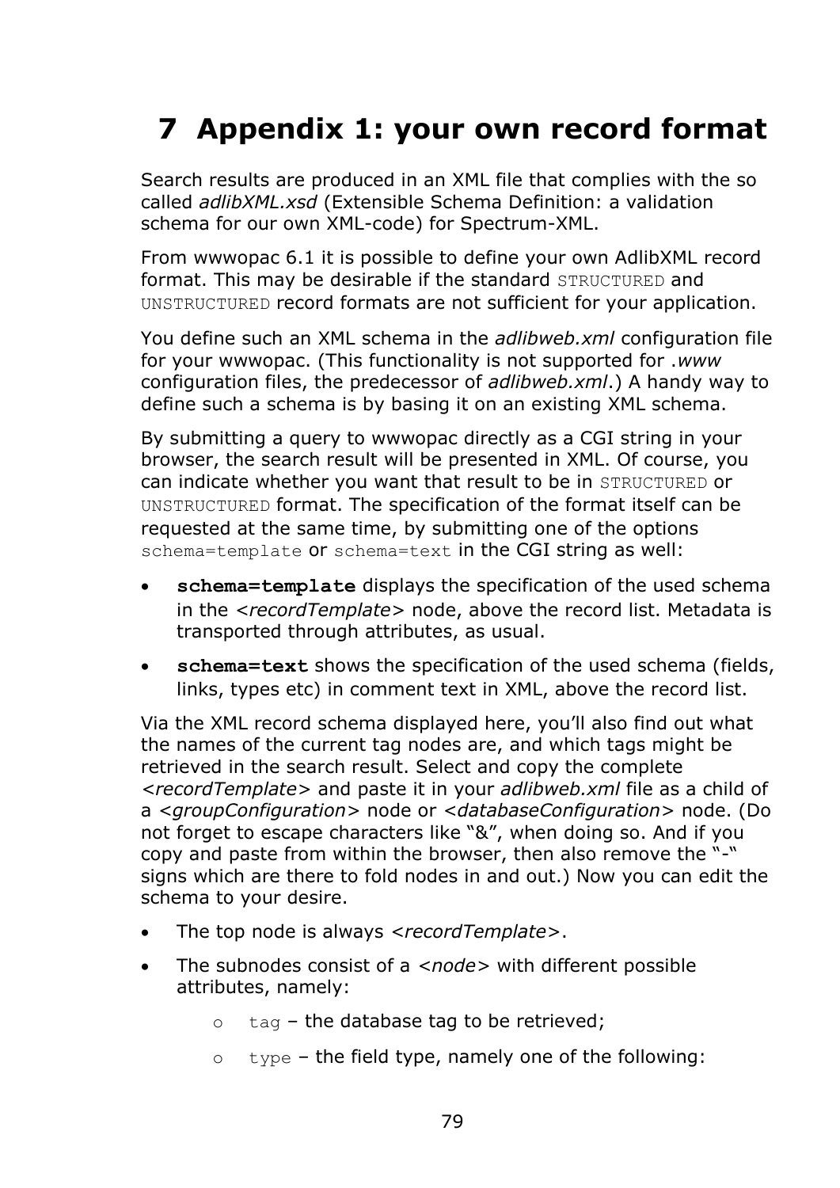# 7 Appendix 1: your own record format

Search results are produced in an XML file that complies with the so called *adlibXML.xsd* (Extensible Schema Definition: a validation schema for our own XML-code) for Spectrum-XML.

From wwwopac 6.1 it is possible to define your own AdlibXML record format. This may be desirable if the standard `STRUCTURED` and `UNSTRUCTURED` record formats are not sufficient for your application.

You define such an XML schema in the *adlibweb.xml* configuration file for your wwwopac. (This functionality is not supported for *.www* configuration files, the predecessor of *adlibweb.xml*.) A handy way to define such a schema is by basing it on an existing XML schema.

By submitting a query to wwwopac directly as a CGI string in your browser, the search result will be presented in XML. Of course, you can indicate whether you want that result to be in `STRUCTURED` or `UNSTRUCTURED` format. The specification of the format itself can be requested at the same time, by submitting one of the options `schema=template` or `schema=text` in the CGI string as well:

- **`schema=template`** displays the specification of the used schema in the *<recordTemplate>* node, above the record list. Metadata is transported through attributes, as usual.
- **`schema=text`** shows the specification of the used schema (fields, links, types etc) in comment text in XML, above the record list.

Via the XML record schema displayed here, you'll also find out what the names of the current tag nodes are, and which tags might be retrieved in the search result. Select and copy the complete *<recordTemplate>* and paste it in your *adlibweb.xml* file as a child of a *<groupConfiguration>* node or *<databaseConfiguration>* node. (Do not forget to escape characters like "&", when doing so. And if you copy and paste from within the browser, then also remove the "-" signs which are there to fold nodes in and out.) Now you can edit the schema to your desire.

- The top node is always *<recordTemplate>*.
- The subnodes consist of a *<node>* with different possible attributes, namely:
    - `tag` – the database tag to be retrieved;
    - `type` – the field type, namely one of the following: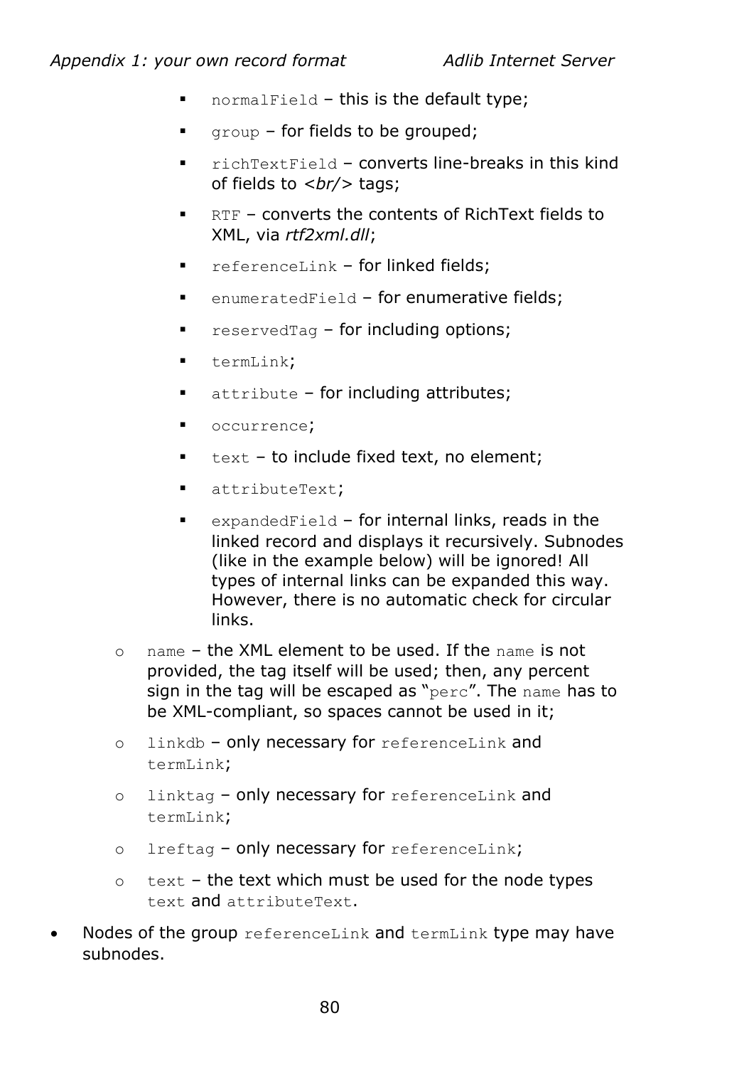- `normalField` – this is the default type;
        - `group` – for fields to be grouped;
        - `richTextField` – converts line-breaks in this kind of fields to *<br/>* tags;
        - `RTF` – converts the contents of RichText fields to XML, via *rtf2xml.dll*;
        - `referenceLink` – for linked fields;
        - `enumeratedField` – for enumerative fields;
        - `reservedTag` – for including options;
        - `termLink`;
        - `attribute` – for including attributes;
        - `occurrence`;
        - `text` – to include fixed text, no element;
        - `attributeText`;
        - `expandedField` – for internal links, reads in the linked record and displays it recursively. Subnodes (like in the example below) will be ignored! All types of internal links can be expanded this way. However, there is no automatic check for circular links.
    - `name` – the XML element to be used. If the `name` is not provided, the tag itself will be used; then, any percent sign in the tag will be escaped as "`perc`". The `name` has to be XML-compliant, so spaces cannot be used in it;
    - `linkdb` – only necessary for `referenceLink` and `termLink`;
    - `linktag` – only necessary for `referenceLink` and `termLink`;
    - `lreftag` – only necessary for `referenceLink`;
    - `text` – the text which must be used for the node types `text` and `attributeText`.
- Nodes of the group `referenceLink` and `termLink` type may have subnodes.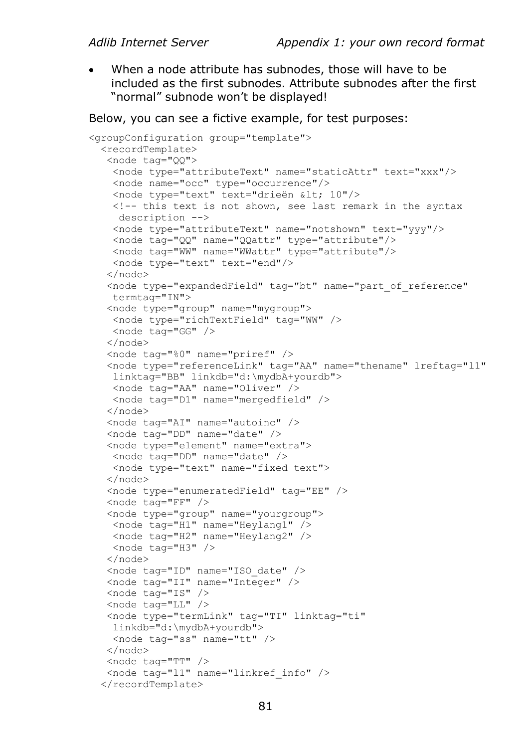- When a node attribute has subnodes, those will have to be included as the first subnodes. Attribute subnodes after the first "normal" subnode won't be displayed!

Below, you can see a fictive example, for test purposes:

```
<groupConfiguration group="template">
  <recordTemplate>
   <node tag="QQ">
    <node type="attributeText" name="staticAttr" text="xxx"/>
    <node name="occ" type="occurrence"/>
    <node type="text" text="drieën &lt; 10"/>
    <!-- this text is not shown, see last remark in the syntax
     description -->
    <node type="attributeText" name="notshown" text="yyy"/>
    <node tag="QQ" name="QQattr" type="attribute"/>
    <node tag="WW" name="WWattr" type="attribute"/>
    <node type="text" text="end"/>
   </node>
   <node type="expandedField" tag="bt" name="part_of_reference"
    termtag="IN">
   <node type="group" name="mygroup">
    <node type="richTextField" tag="WW" />
    <node tag="GG" />
   </node>
   <node tag="%0" name="priref" />
   <node type="referenceLink" tag="AA" name="thename" lreftag="l1"
    linktag="BB" linkdb="d:\mydbA+yourdb">
    <node tag="AA" name="Oliver" />
    <node tag="D1" name="mergedfield" />
   </node>
   <node tag="AI" name="autoinc" />
   <node tag="DD" name="date" />
   <node type="element" name="extra">
    <node tag="DD" name="date" />
    <node type="text" name="fixed text">
   </node>
   <node type="enumeratedField" tag="EE" />
   <node tag="FF" />
   <node type="group" name="yourgroup">
    <node tag="H1" name="Heylang1" />
    <node tag="H2" name="Heylang2" />
    <node tag="H3" />
   </node>
   <node tag="ID" name="ISO_date" />
   <node tag="II" name="Integer" />
   <node tag="IS" />
   <node tag="LL" />
   <node type="termLink" tag="TI" linktag="ti"
    linkdb="d:\mydbA+yourdb">
    <node tag="ss" name="tt" />
   </node>
   <node tag="TT" />
   <node tag="l1" name="linkref_info" />
  </recordTemplate>
```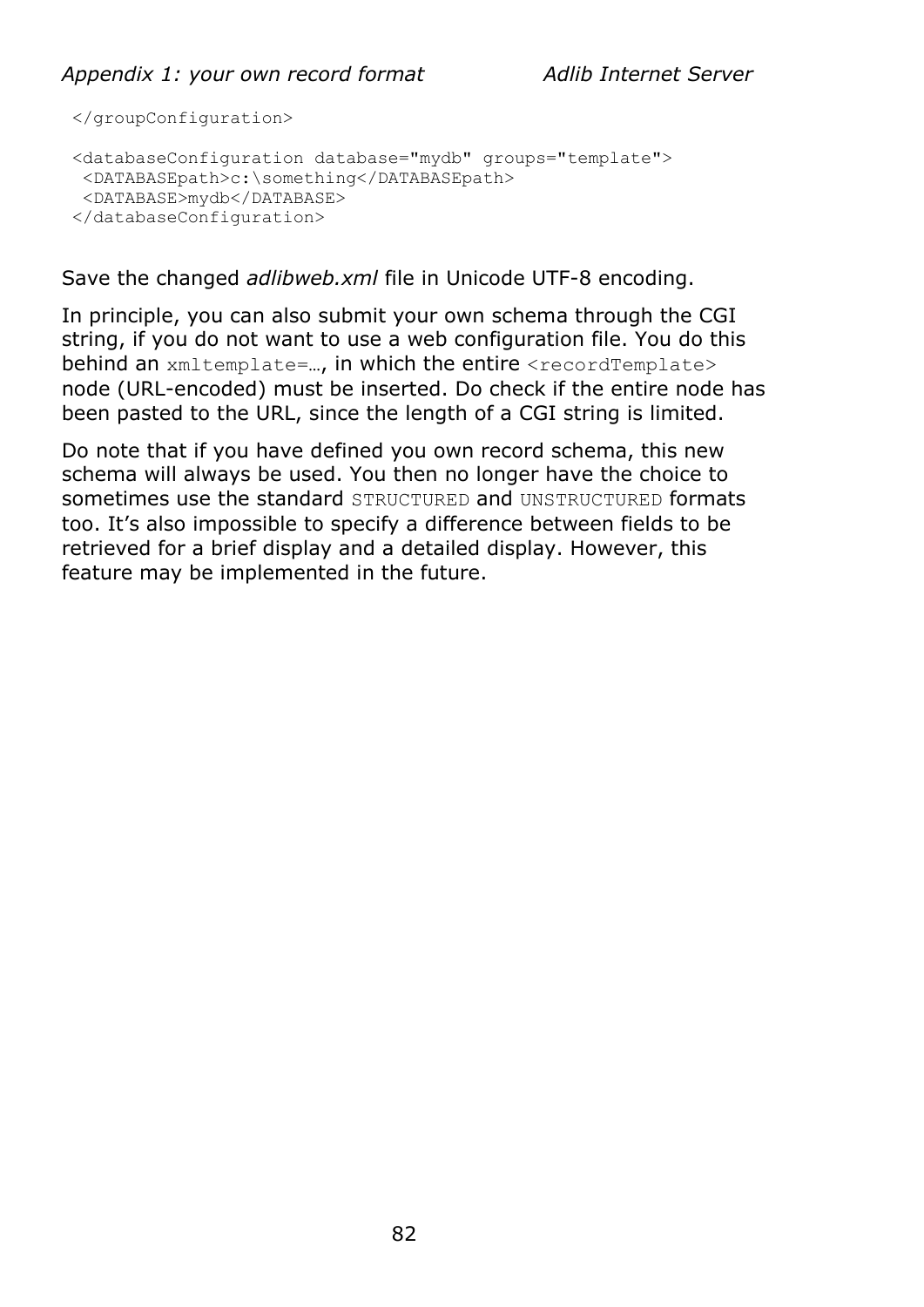```
</groupConfiguration>

<databaseConfiguration database="mydb" groups="template">
 <DATABASEpath>c:\something</DATABASEpath>
 <DATABASE>mydb</DATABASE>
</databaseConfiguration>
```

Save the changed *adlibweb.xml* file in Unicode UTF-8 encoding.

In principle, you can also submit your own schema through the CGI string, if you do not want to use a web configuration file. You do this behind an `xmltemplate=…`, in which the entire `<recordTemplate>` node (URL-encoded) must be inserted. Do check if the entire node has been pasted to the URL, since the length of a CGI string is limited.

Do note that if you have defined you own record schema, this new schema will always be used. You then no longer have the choice to sometimes use the standard `STRUCTURED` and `UNSTRUCTURED` formats too. It's also impossible to specify a difference between fields to be retrieved for a brief display and a detailed display. However, this feature may be implemented in the future.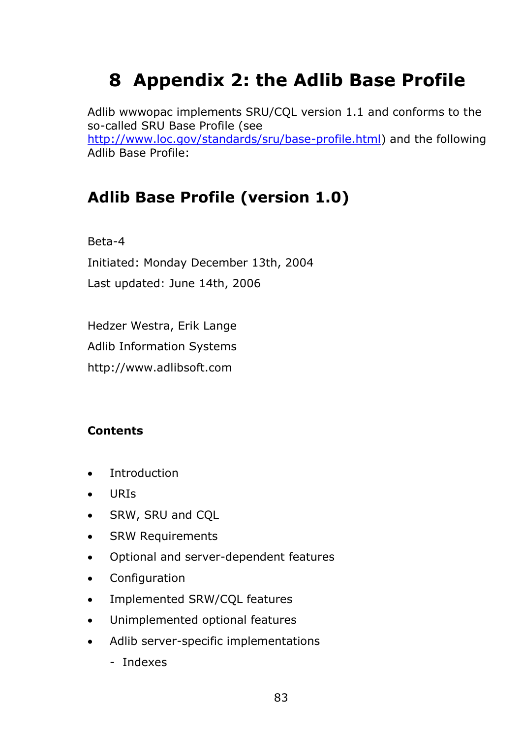# 8 Appendix 2: the Adlib Base Profile

Adlib wwwopac implements SRU/CQL version 1.1 and conforms to the so-called SRU Base Profile (see http://www.loc.gov/standards/sru/base-profile.html) and the following Adlib Base Profile:

## Adlib Base Profile (version 1.0)

Beta-4

Initiated: Monday December 13th, 2004

Last updated: June 14th, 2006

Hedzer Westra, Erik Lange

Adlib Information Systems

http://www.adlibsoft.com

**Contents**

- Introduction
- URIs
- SRW, SRU and CQL
- SRW Requirements
- Optional and server-dependent features
- Configuration
- Implemented SRW/CQL features
- Unimplemented optional features
- Adlib server-specific implementations
  - Indexes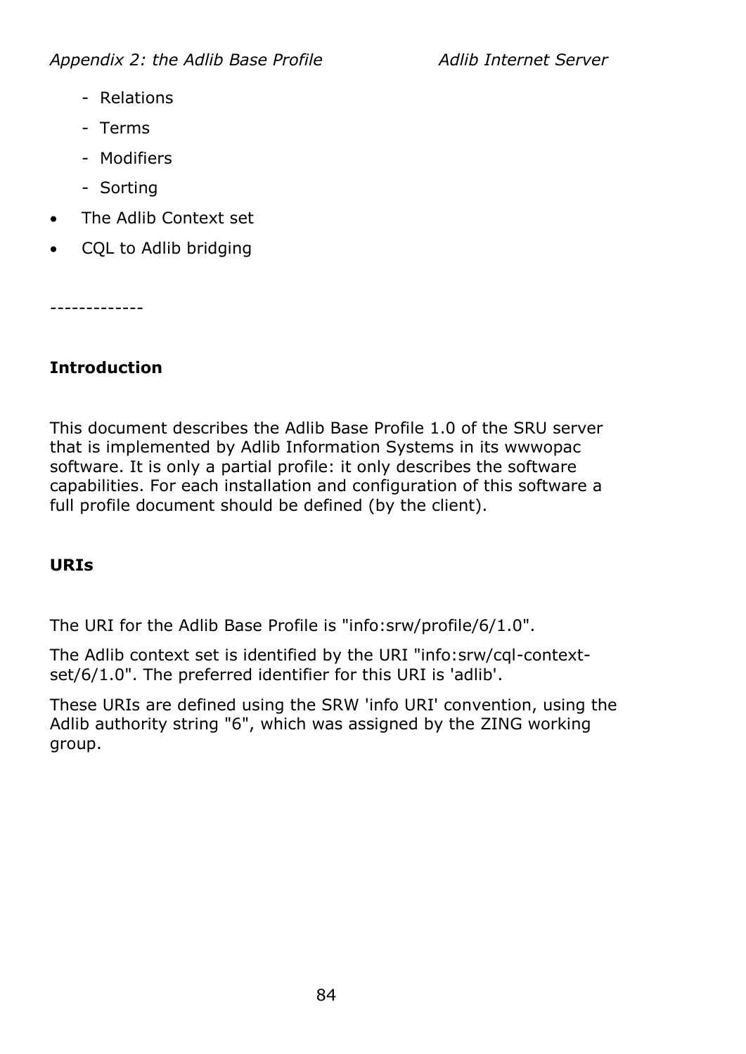- Relations
- Terms
- Modifiers
- Sorting

- The Adlib Context set
- CQL to Adlib bridging

-------------

**Introduction**

This document describes the Adlib Base Profile 1.0 of the SRU server that is implemented by Adlib Information Systems in its wwwopac software. It is only a partial profile: it only describes the software capabilities. For each installation and configuration of this software a full profile document should be defined (by the client).

**URIs**

The URI for the Adlib Base Profile is "info:srw/profile/6/1.0".

The Adlib context set is identified by the URI "info:srw/cql-context-set/6/1.0". The preferred identifier for this URI is 'adlib'.

These URIs are defined using the SRW 'info URI' convention, using the Adlib authority string "6", which was assigned by the ZING working group.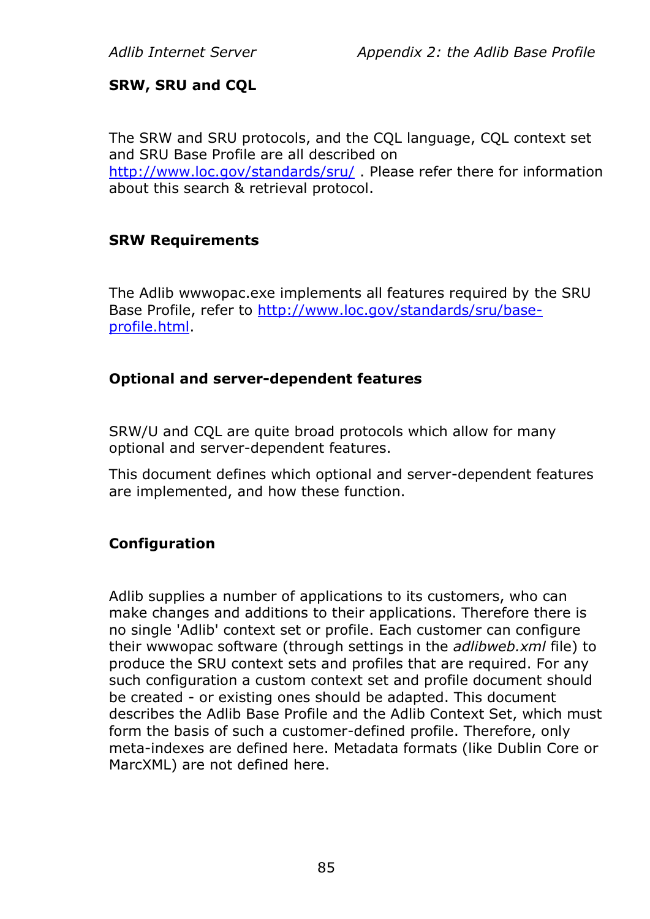## SRW, SRU and CQL

The SRW and SRU protocols, and the CQL language, CQL context set and SRU Base Profile are all described on [http://www.loc.gov/standards/sru/](http://www.loc.gov/standards/sru/) . Please refer there for information about this search & retrieval protocol.

### SRW Requirements

The Adlib wwwopac.exe implements all features required by the SRU Base Profile, refer to [http://www.loc.gov/standards/sru/base-profile.html](http://www.loc.gov/standards/sru/base-profile.html).

### Optional and server-dependent features

SRW/U and CQL are quite broad protocols which allow for many optional and server-dependent features.

This document defines which optional and server-dependent features are implemented, and how these function.

### Configuration

Adlib supplies a number of applications to its customers, who can make changes and additions to their applications. Therefore there is no single 'Adlib' context set or profile. Each customer can configure their wwwopac software (through settings in the *adlibweb.xml* file) to produce the SRU context sets and profiles that are required. For any such configuration a custom context set and profile document should be created - or existing ones should be adapted. This document describes the Adlib Base Profile and the Adlib Context Set, which must form the basis of such a customer-defined profile. Therefore, only meta-indexes are defined here. Metadata formats (like Dublin Core or MarcXML) are not defined here.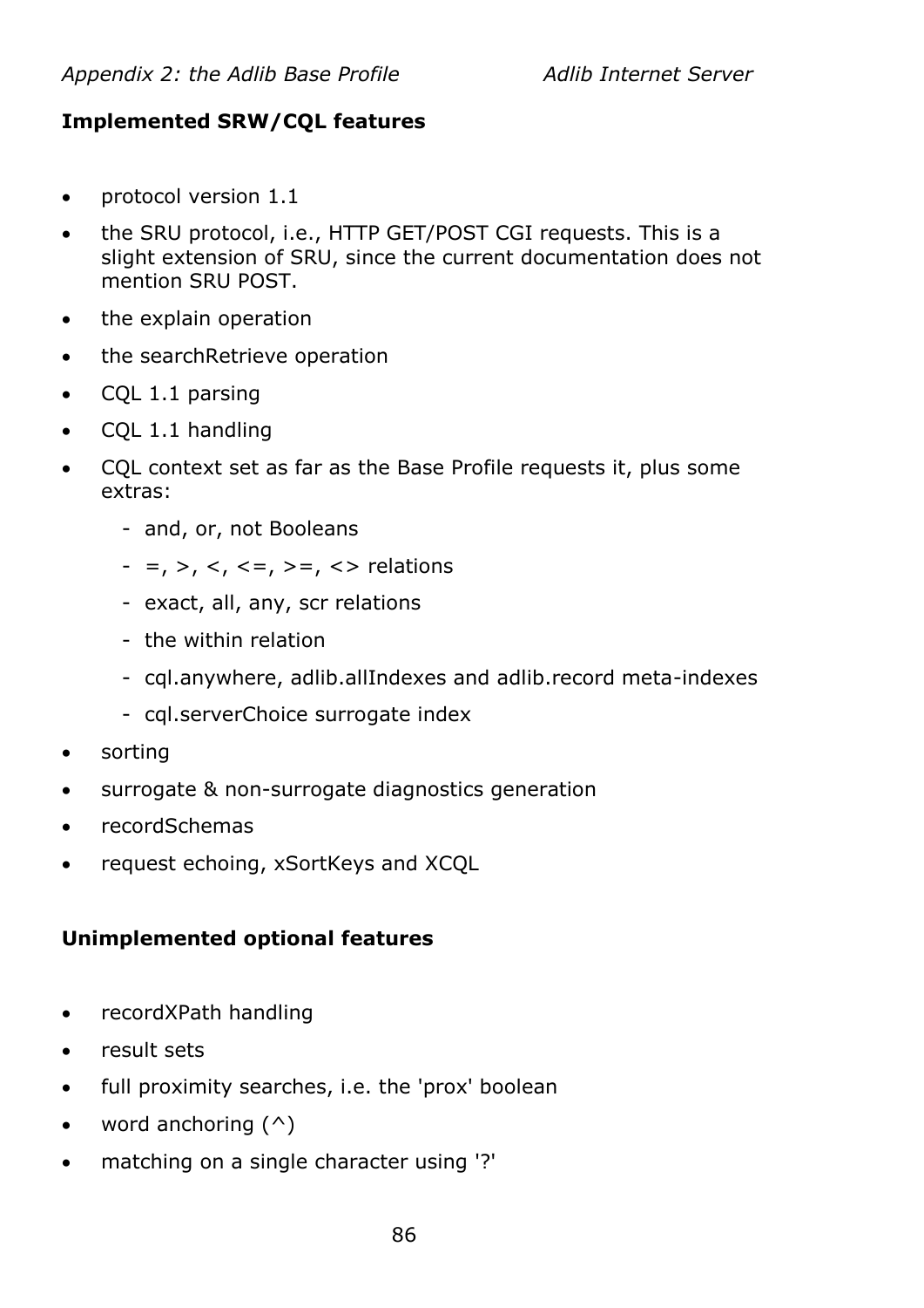**Implemented SRW/CQL features**

- protocol version 1.1
- the SRU protocol, i.e., HTTP GET/POST CGI requests. This is a slight extension of SRU, since the current documentation does not mention SRU POST.
- the explain operation
- the searchRetrieve operation
- CQL 1.1 parsing
- CQL 1.1 handling
- CQL context set as far as the Base Profile requests it, plus some extras:
    - and, or, not Booleans
    - =, >, <, <=, >=, <> relations
    - exact, all, any, scr relations
    - the within relation
    - cql.anywhere, adlib.allIndexes and adlib.record meta-indexes
    - cql.serverChoice surrogate index
- sorting
- surrogate & non-surrogate diagnostics generation
- recordSchemas
- request echoing, xSortKeys and XCQL

**Unimplemented optional features**

- recordXPath handling
- result sets
- full proximity searches, i.e. the 'prox' boolean
- word anchoring (^)
- matching on a single character using '?'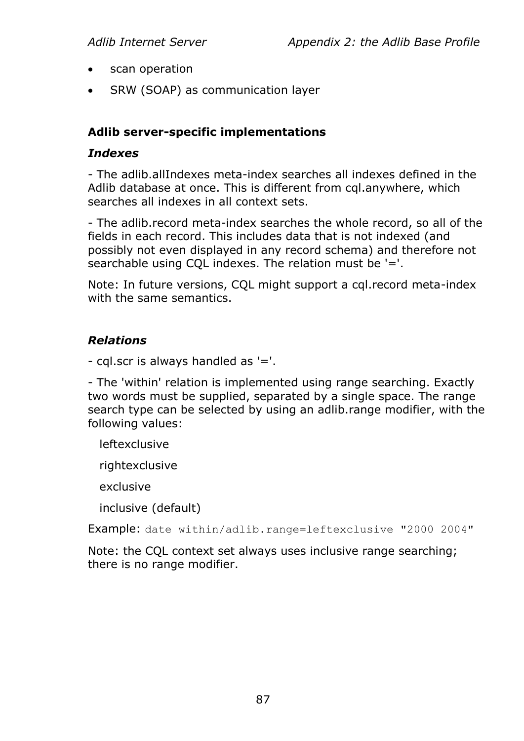- scan operation
- SRW (SOAP) as communication layer

**Adlib server-specific implementations**

***Indexes***

- The adlib.allIndexes meta-index searches all indexes defined in the Adlib database at once. This is different from cql.anywhere, which searches all indexes in all context sets.

- The adlib.record meta-index searches the whole record, so all of the fields in each record. This includes data that is not indexed (and possibly not even displayed in any record schema) and therefore not searchable using CQL indexes. The relation must be '='.

Note: In future versions, CQL might support a cql.record meta-index with the same semantics.

***Relations***

- cql.scr is always handled as '='.

- The 'within' relation is implemented using range searching. Exactly two words must be supplied, separated by a single space. The range search type can be selected by using an adlib.range modifier, with the following values:

leftexclusive

rightexclusive

exclusive

inclusive (default)

Example: `date within/adlib.range=leftexclusive "2000 2004"`

Note: the CQL context set always uses inclusive range searching; there is no range modifier.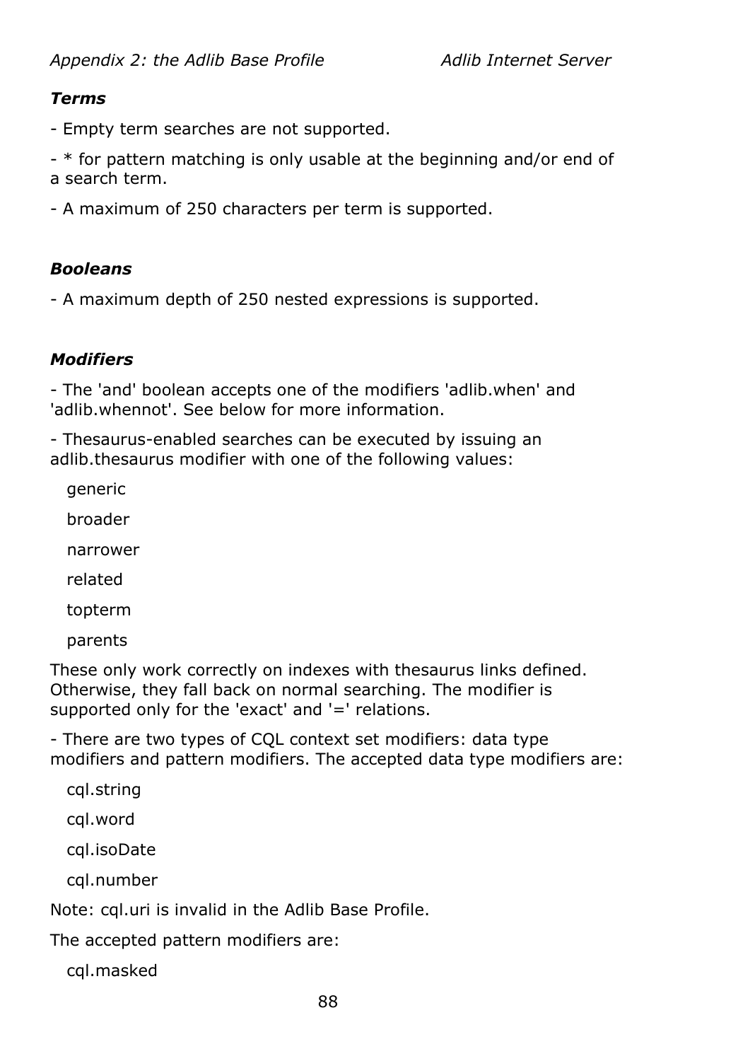### *Terms*

- Empty term searches are not supported.

- * for pattern matching is only usable at the beginning and/or end of a search term.

- A maximum of 250 characters per term is supported.

### *Booleans*

- A maximum depth of 250 nested expressions is supported.

### *Modifiers*

- The 'and' boolean accepts one of the modifiers 'adlib.when' and 'adlib.whennot'. See below for more information.

- Thesaurus-enabled searches can be executed by issuing an adlib.thesaurus modifier with one of the following values:

  generic

  broader

  narrower

  related

  topterm

  parents

These only work correctly on indexes with thesaurus links defined. Otherwise, they fall back on normal searching. The modifier is supported only for the 'exact' and '=' relations.

- There are two types of CQL context set modifiers: data type modifiers and pattern modifiers. The accepted data type modifiers are:

  cql.string

  cql.word

  cql.isoDate

  cql.number

Note: cql.uri is invalid in the Adlib Base Profile.

The accepted pattern modifiers are:

  cql.masked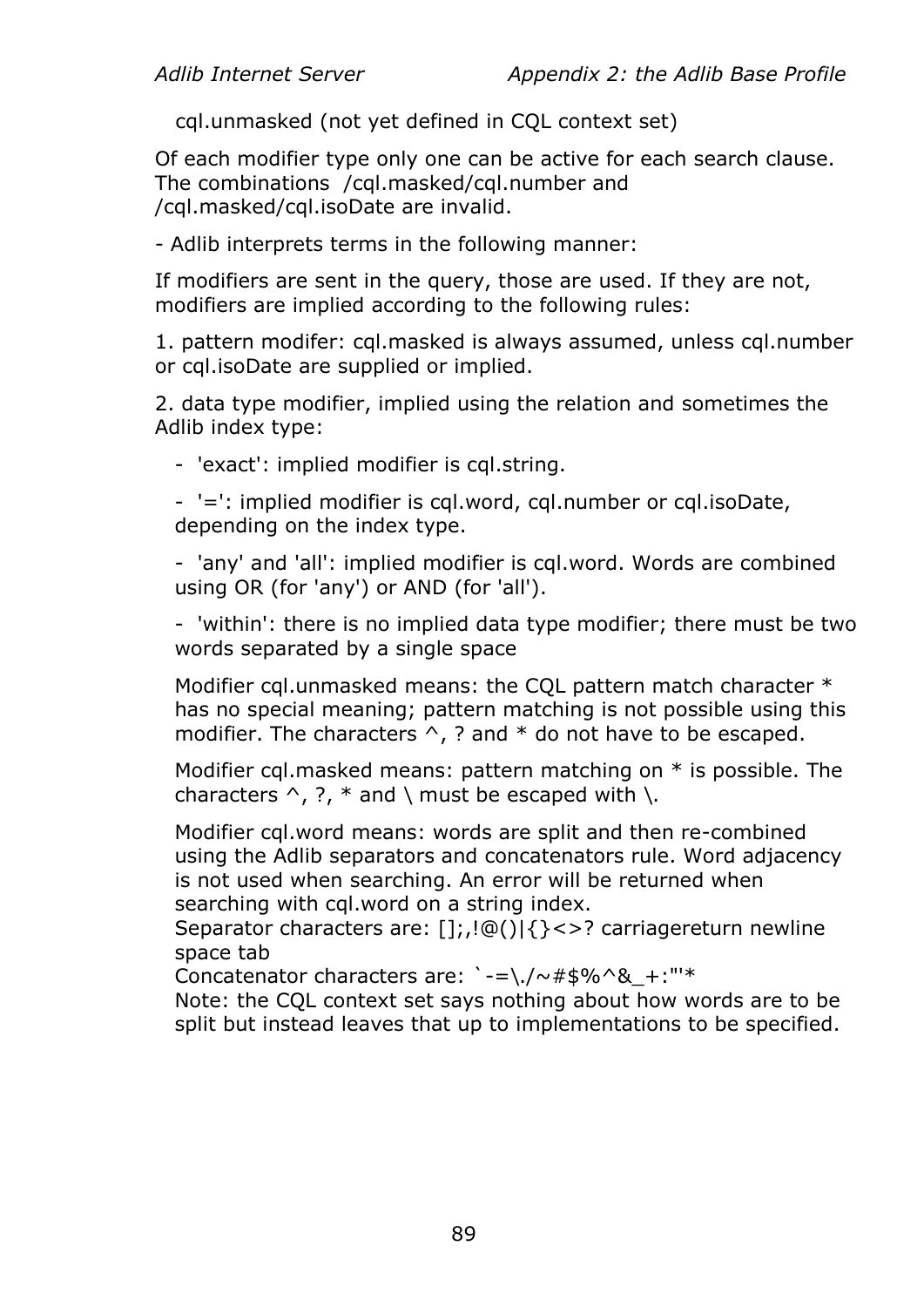cql.unmasked (not yet defined in CQL context set)

Of each modifier type only one can be active for each search clause. The combinations /cql.masked/cql.number and /cql.masked/cql.isoDate are invalid.

- Adlib interprets terms in the following manner:

If modifiers are sent in the query, those are used. If they are not, modifiers are implied according to the following rules:

1. pattern modifer: cql.masked is always assumed, unless cql.number or cql.isoDate are supplied or implied.

2. data type modifier, implied using the relation and sometimes the Adlib index type:

- 'exact': implied modifier is cql.string.
- '=': implied modifier is cql.word, cql.number or cql.isoDate, depending on the index type.
- 'any' and 'all': implied modifier is cql.word. Words are combined using OR (for 'any') or AND (for 'all').
- 'within': there is no implied data type modifier; there must be two words separated by a single space

Modifier cql.unmasked means: the CQL pattern match character * has no special meaning; pattern matching is not possible using this modifier. The characters ^, ? and * do not have to be escaped.

Modifier cql.masked means: pattern matching on * is possible. The characters ^, ?, * and \ must be escaped with \.

Modifier cql.word means: words are split and then re-combined using the Adlib separators and concatenators rule. Word adjacency is not used when searching. An error will be returned when searching with cql.word on a string index.
Separator characters are: [];,!@()|{}<>? carriagereturn newline space tab
Concatenator characters are: `-=\./~#$%^&_+:"'*
Note: the CQL context set says nothing about how words are to be split but instead leaves that up to implementations to be specified.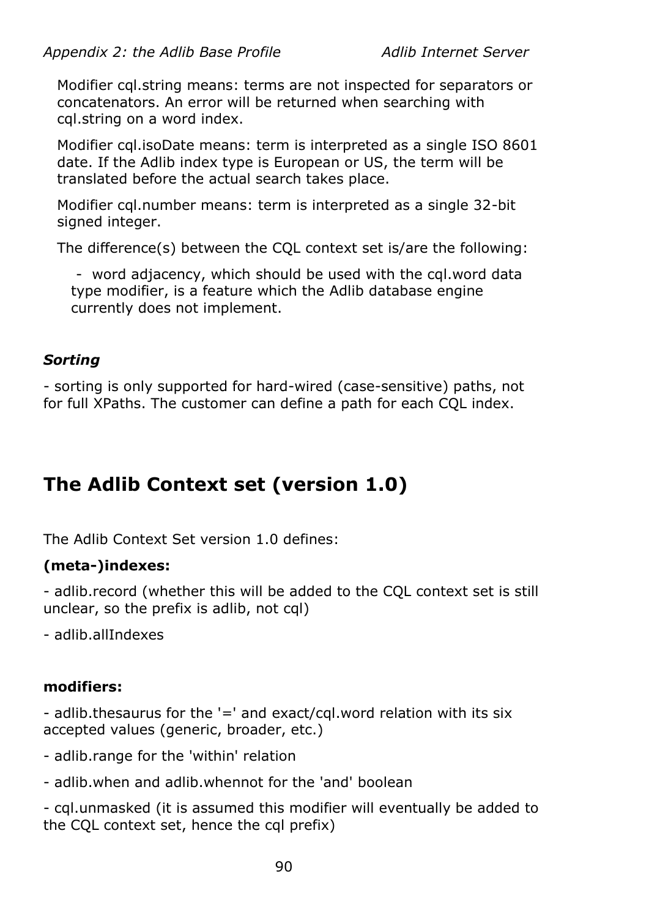Modifier cql.string means: terms are not inspected for separators or concatenators. An error will be returned when searching with cql.string on a word index.

Modifier cql.isoDate means: term is interpreted as a single ISO 8601 date. If the Adlib index type is European or US, the term will be translated before the actual search takes place.

Modifier cql.number means: term is interpreted as a single 32-bit signed integer.

The difference(s) between the CQL context set is/are the following:

- word adjacency, which should be used with the cql.word data type modifier, is a feature which the Adlib database engine currently does not implement.

### *Sorting*

- sorting is only supported for hard-wired (case-sensitive) paths, not for full XPaths. The customer can define a path for each CQL index.

## The Adlib Context set (version 1.0)

The Adlib Context Set version 1.0 defines:

**(meta-)indexes:**

- adlib.record (whether this will be added to the CQL context set is still unclear, so the prefix is adlib, not cql)

- adlib.allIndexes

**modifiers:**

- adlib.thesaurus for the '=' and exact/cql.word relation with its six accepted values (generic, broader, etc.)

- adlib.range for the 'within' relation

- adlib.when and adlib.whennot for the 'and' boolean

- cql.unmasked (it is assumed this modifier will eventually be added to the CQL context set, hence the cql prefix)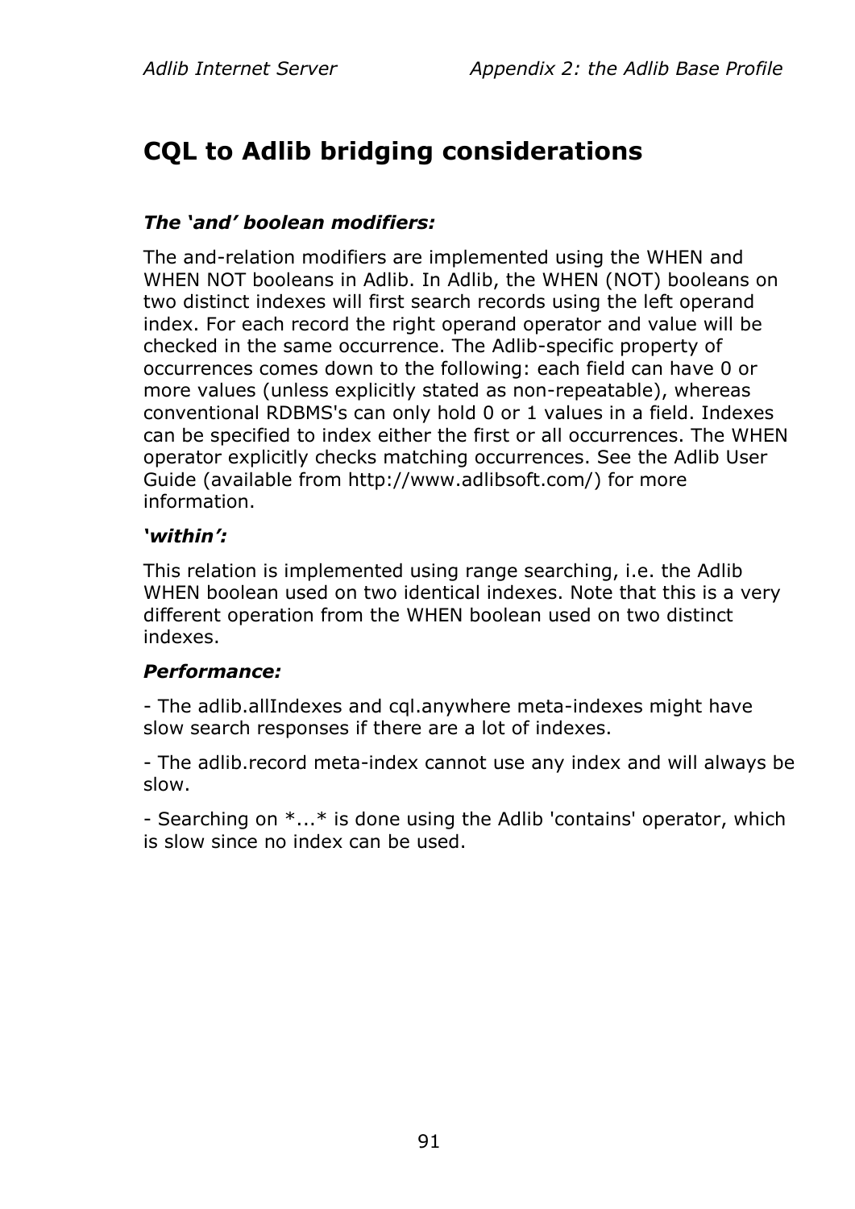# CQL to Adlib bridging considerations

***The 'and' boolean modifiers:***

The and-relation modifiers are implemented using the WHEN and WHEN NOT booleans in Adlib. In Adlib, the WHEN (NOT) booleans on two distinct indexes will first search records using the left operand index. For each record the right operand operator and value will be checked in the same occurrence. The Adlib-specific property of occurrences comes down to the following: each field can have 0 or more values (unless explicitly stated as non-repeatable), whereas conventional RDBMS's can only hold 0 or 1 values in a field. Indexes can be specified to index either the first or all occurrences. The WHEN operator explicitly checks matching occurrences. See the Adlib User Guide (available from http://www.adlibsoft.com/) for more information.

***'within':***

This relation is implemented using range searching, i.e. the Adlib WHEN boolean used on two identical indexes. Note that this is a very different operation from the WHEN boolean used on two distinct indexes.

***Performance:***

- The adlib.allIndexes and cql.anywhere meta-indexes might have slow search responses if there are a lot of indexes.

- The adlib.record meta-index cannot use any index and will always be slow.

- Searching on *...* is done using the Adlib 'contains' operator, which is slow since no index can be used.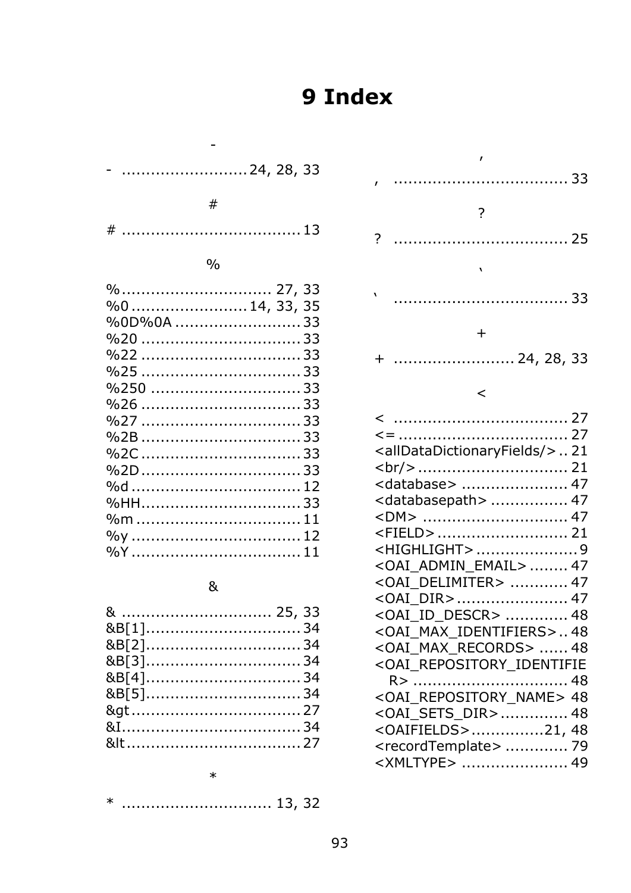# 9 Index

-

- ..........................24, 28, 33

#

# .....................................13

%

%............................... 27, 33
%0 ........................14, 33, 35
%0D%0A ..........................33
%20 ..................................33
%22 ..................................33
%25 ..................................33
%250 ................................33
%26 ..................................33
%27 ..................................33
%2B ..................................33
%2C ..................................33
%2D ..................................33
%d ....................................12
%HH..................................33
%m ...................................11
%y ....................................12
%Y ....................................11

&

& ............................... 25, 33
&B[1]................................34
&B[2]................................34
&B[3]................................34
&B[4]................................34
&B[5]................................34
&gt ...................................27
&I.....................................34
&lt ....................................27

*

* ............................... 13, 32

,

, ....................................33

?

? ....................................25

`

` ....................................33

+

+ ..........................24, 28, 33

<

< ....................................27
<= ..................................27
<allDataDictionaryFields/> .. 21
<br/> ...............................21
<database> ......................47
<databasepath> ................47
<DM> ..............................47
<FIELD> ...........................21
<HIGHLIGHT> .....................9
<OAI_ADMIN_EMAIL> ........47
<OAI_DELIMITER> ............47
<OAI_DIR> .......................47
<OAI_ID_DESCR> .............48
<OAI_MAX_IDENTIFIERS>.. 48
<OAI_MAX_RECORDS> ......48
<OAI_REPOSITORY_IDENTIFIER> ................................48
<OAI_REPOSITORY_NAME> 48
<OAI_SETS_DIR> ..............48
<OAIFIELDS>...............21, 48
<recordTemplate> .............79
<XMLTYPE> ......................49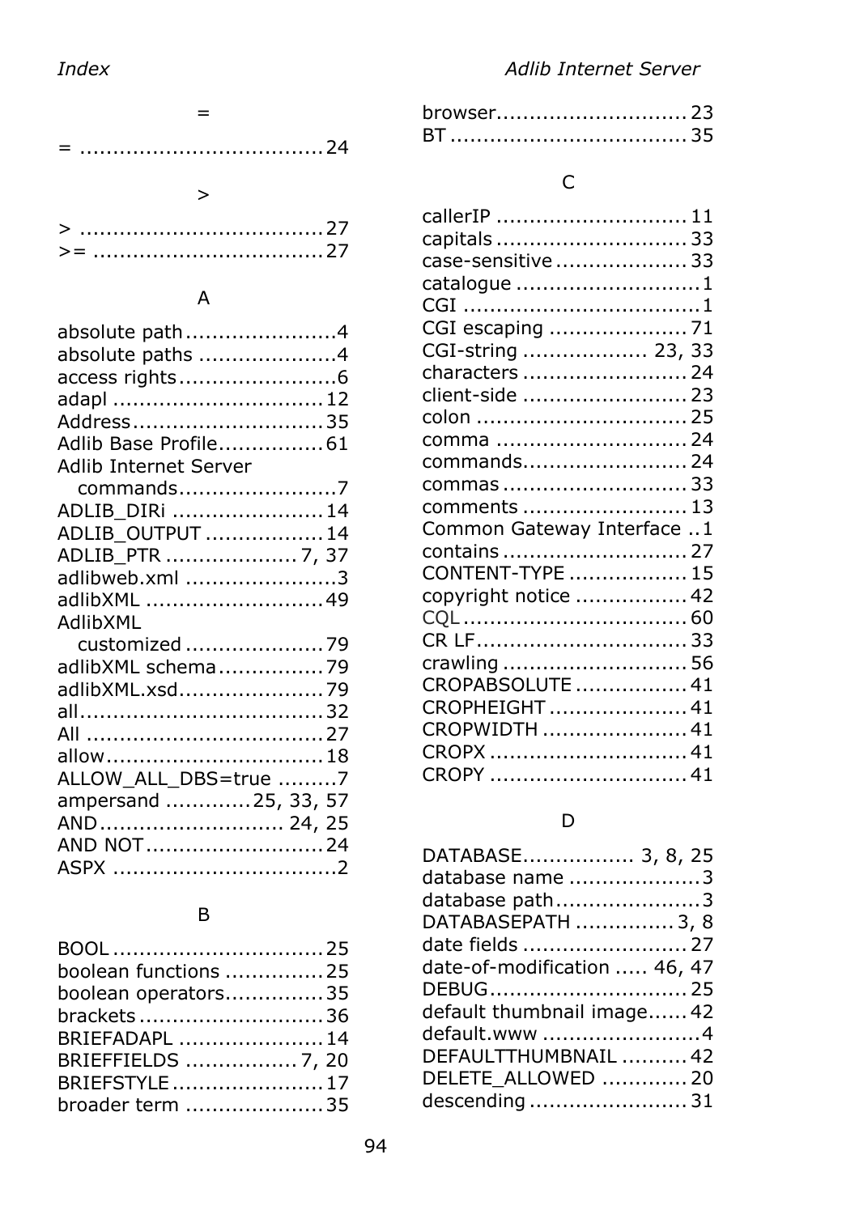## =

= .................................... 24

## >

> .................................... 27
>= .................................. 27

## A

absolute path....................... 4
absolute paths ..................... 4
access rights ........................ 6
adapl ................................ 12
Address ............................. 35
Adlib Base Profile................ 61
Adlib Internet Server
    commands........................ 7
ADLIB_DIRi ....................... 14
ADLIB_OUTPUT .................. 14
ADLIB_PTR .................... 7, 37
adlibweb.xml ....................... 3
adlibXML ........................... 49
AdlibXML
    customized ..................... 79
adlibXML schema ................ 79
adlibXML.xsd...................... 79
all..................................... 32
All .................................... 27
allow................................. 18
ALLOW_ALL_DBS=true ......... 7
ampersand .............25, 33, 57
AND ............................ 24, 25
AND NOT ........................... 24
ASPX .................................. 2

## B

BOOL ................................ 25
boolean functions ............... 25
boolean operators............... 35
brackets ............................ 36
BRIEFADAPL ...................... 14
BRIEFFIELDS ................. 7, 20
BRIEFSTYLE ....................... 17
broader term ..................... 35
browser............................. 23
BT ................................... 35

## C

callerIP ............................ 11
capitals ............................ 33
case-sensitive .................... 33
catalogue ............................ 1
CGI ................................... 1
CGI escaping ..................... 71
CGI-string .................. 23, 33
characters ......................... 24
client-side ......................... 23
colon ................................ 25
comma ............................. 24
commands......................... 24
commas ............................ 33
comments ......................... 13
Common Gateway Interface .. 1
contains ............................ 27
CONTENT-TYPE .................. 15
copyright notice ................. 42
CQL .................................. 60
CR LF................................ 33
crawling ............................ 56
CROPABSOLUTE ................. 41
CROPHEIGHT ..................... 41
CROPWIDTH ...................... 41
CROPX .............................. 41
CROPY .............................. 41

## D

DATABASE................. 3, 8, 25
database name .................... 3
database path...................... 3
DATABASEPATH ............... 3, 8
date fields ......................... 27
date-of-modification ..... 46, 47
DEBUG.............................. 25
default thumbnail image...... 42
default.www ........................ 4
DEFAULTTHUMBNAIL .......... 42
DELETE_ALLOWED ............. 20
descending ........................ 31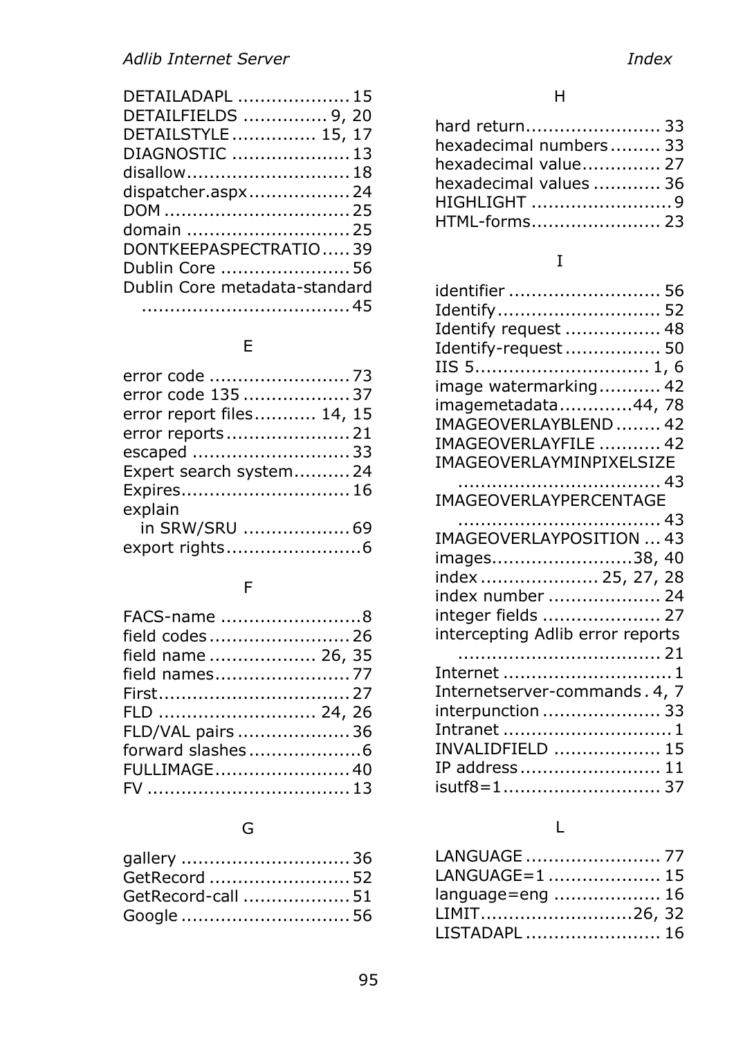DETAILADAPL .................... 15
DETAILFIELDS ............... 9, 20
DETAILSTYLE ............... 15, 17
DIAGNOSTIC ..................... 13
disallow............................. 18
dispatcher.aspx.................. 24
DOM ................................. 25
domain ............................. 25
DONTKEEPASPECTRATIO ..... 39
Dublin Core ....................... 56
Dublin Core metadata-standard
  ..................................... 45

E

error code ......................... 73
error code 135 ................... 37
error report files........... 14, 15
error reports...................... 21
escaped ............................ 33
Expert search system.......... 24
Expires.............................. 16
explain
  in SRW/SRU ................... 69
export rights........................6

F

FACS-name .........................8
field codes ......................... 26
field name ................... 26, 35
field names........................ 77
First.................................. 27
FLD ........................... 24, 26
FLD/VAL pairs .................... 36
forward slashes....................6
FULLIMAGE........................ 40
FV .................................... 13

G

gallery .............................. 36
GetRecord ......................... 52
GetRecord-call ................... 51
Google .............................. 56

H

hard return........................ 33
hexadecimal numbers......... 33
hexadecimal value.............. 27
hexadecimal values ............ 36
HIGHLIGHT .........................9
HTML-forms....................... 23

I

identifier ........................... 56
Identify............................. 52
Identify request ................. 48
Identify-request................. 50
IIS 5.............................. 1, 6
image watermarking........... 42
imagemetadata.............44, 78
IMAGEOVERLAYBLEND ........ 42
IMAGEOVERLAYFILE ........... 42
IMAGEOVERLAYMINPIXELSIZE
  .................................... 43
IMAGEOVERLAYPERCENTAGE
  .................................... 43
IMAGEOVERLAYPOSITION ... 43
images.........................38, 40
index ..................... 25, 27, 28
index number .................... 24
integer fields ..................... 27
intercepting Adlib error reports
  .................................... 21
Internet .............................1
Internetserver-commands . 4, 7
interpunction ..................... 33
Intranet .............................1
INVALIDFIELD ................... 15
IP address......................... 11
isutf8=1........................... 37

L

LANGUAGE ........................ 77
LANGUAGE=1 .................... 15
language=eng ................... 16
LIMIT...........................26, 32
LISTADAPL ........................ 16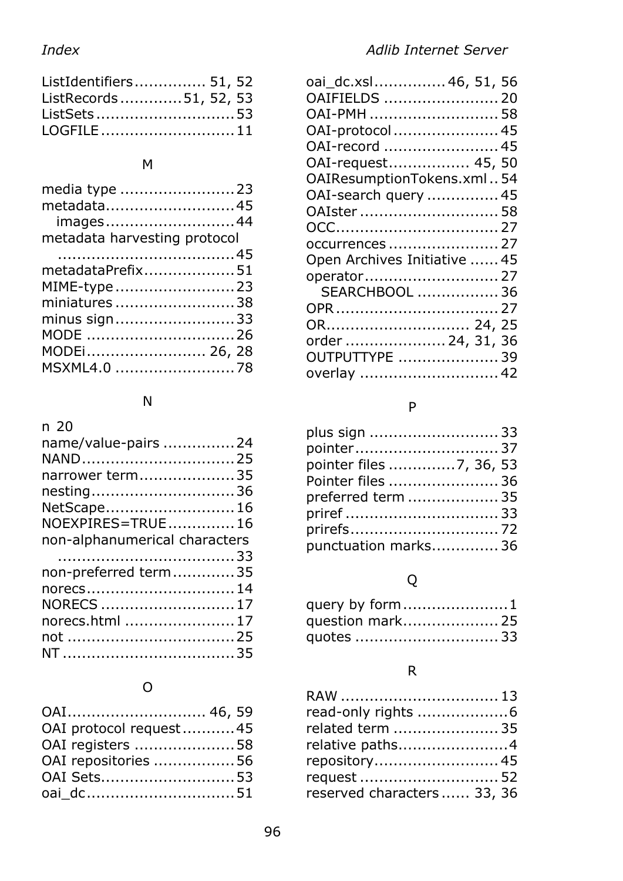ListIdentifiers ............... 51, 52
ListRecords ............ 51, 52, 53
ListSets ............................ 53
LOGFILE ........................... 11

M

media type ........................ 23
metadata .......................... 45
  images .......................... 44
metadata harvesting protocol
  .................................... 45
metadataPrefix ................... 51
MIME-type ......................... 23
miniatures ......................... 38
minus sign ......................... 33
MODE ............................... 26
MODEi ......................... 26, 28
MSXML4.0 ......................... 78

N

n 20
name/value-pairs ............... 24
NAND ................................ 25
narrower term .................... 35
nesting .............................. 36
NetScape ........................... 16
NOEXPIRES=TRUE ............. 16
non-alphanumerical characters
  .................................... 33
non-preferred term ............. 35
norecs ............................... 14
NORECS ............................ 17
norecs.html ....................... 17
not ................................... 25
NT ................................... 35

O

OAI ............................. 46, 59
OAI protocol request ........... 45
OAI registers ..................... 58
OAI repositories ................. 56
OAI Sets ............................ 53
oai_dc ............................... 51
oai_dc.xsl ............... 46, 51, 56
OAIFIELDS ........................ 20
OAI-PMH ........................... 58
OAI-protocol ...................... 45
OAI-record ........................ 45
OAI-request ................ 45, 50
OAIResumptionTokens.xml .. 54
OAI-search query ............... 45
OAIster ............................. 58
OCC .................................. 27
occurrences ....................... 27
Open Archives Initiative ...... 45
operator ............................ 27
  SEARCHBOOL ................. 36
OPR .................................. 27
OR ............................. 24, 25
order ..................... 24, 31, 36
OUTPUTTYPE ..................... 39
overlay ............................. 42

P

plus sign ........................... 33
pointer .............................. 37
pointer files .............7, 36, 53
Pointer files ....................... 36
preferred term ................... 35
priref ................................ 33
prirefs ............................... 72
punctuation marks .............. 36

Q

query by form ......................1
question mark .................... 25
quotes .............................. 33

R

RAW ................................. 13
read-only rights ...................6
related term ...................... 35
relative paths.......................4
repository .......................... 45
request ............................. 52
reserved characters ...... 33, 36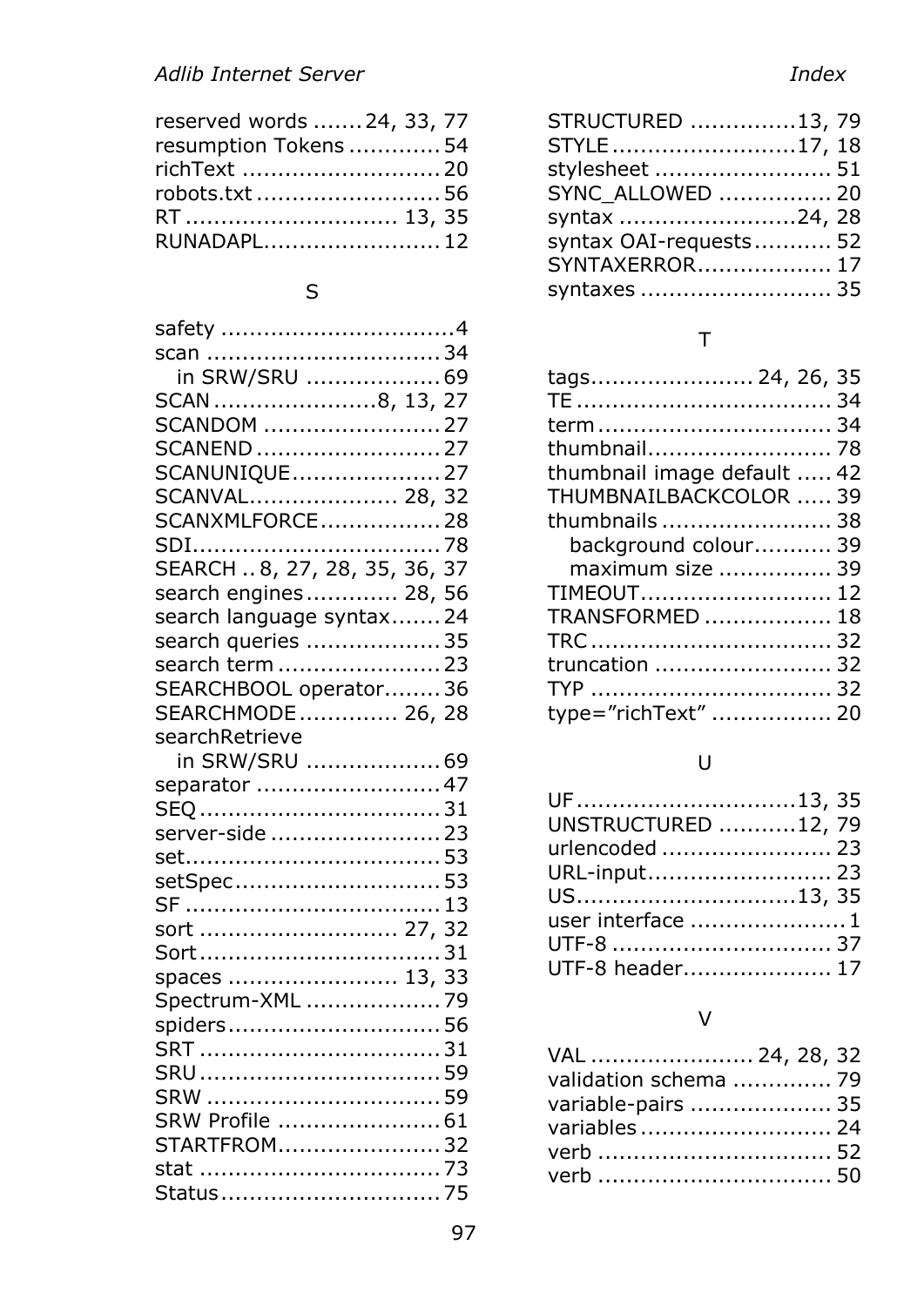reserved words ....... 24, 33, 77
resumption Tokens ............ 54
richText ........................... 20
robots.txt .......................... 56
RT ............................. 13, 35
RUNADAPL......................... 12

S

safety ................................4
scan ................................ 34
  in SRW/SRU .................. 69
SCAN ......................8, 13, 27
SCANDOM ......................... 27
SCANEND .......................... 27
SCANUNIQUE..................... 27
SCANVAL..................... 28, 32
SCANXMLFORCE................. 28
SDI.................................. 78
SEARCH .. 8, 27, 28, 35, 36, 37
search engines............. 28, 56
search language syntax....... 24
search queries ................... 35
search term ....................... 23
SEARCHBOOL operator........ 36
SEARCHMODE ............. 26, 28
searchRetrieve
  in SRW/SRU .................. 69
separator .......................... 47
SEQ ................................. 31
server-side ........................ 23
set................................... 53
setSpec............................ 53
SF ................................... 13
sort ........................... 27, 32
Sort................................. 31
spaces ....................... 13, 33
Spectrum-XML .................. 79
spiders............................. 56
SRT ................................. 31
SRU ................................. 59
SRW ................................ 59
SRW Profile ...................... 61
STARTFROM...................... 32
stat ................................. 73
Status.............................. 75

STRUCTURED ..............13, 79
STYLE .........................17, 18
stylesheet ........................ 51
SYNC_ALLOWED ............... 20
syntax ........................24, 28
syntax OAI-requests........... 52
SYNTAXERROR.................. 17
syntaxes .......................... 35

T

tags...................... 24, 26, 35
TE ................................... 34
term ................................ 34
thumbnail.......................... 78
thumbnail image default ..... 42
THUMBNAILBACKCOLOR ..... 39
thumbnails ........................ 38
  background colour........... 39
  maximum size ................ 39
TIMEOUT........................... 12
TRANSFORMED ................. 18
TRC ................................. 32
truncation ......................... 32
TYP ................................. 32
type=”richText” ................. 20

U

UF ..............................13, 35
UNSTRUCTURED ...........12, 79
urlencoded ........................ 23
URL-input.......................... 23
US..............................13, 35
user interface ......................1
UTF-8 .............................. 37
UTF-8 header..................... 17

V

VAL ....................... 24, 28, 32
validation schema .............. 79
variable-pairs .................... 35
variables ........................... 24
verb ................................ 52
verb ................................ 50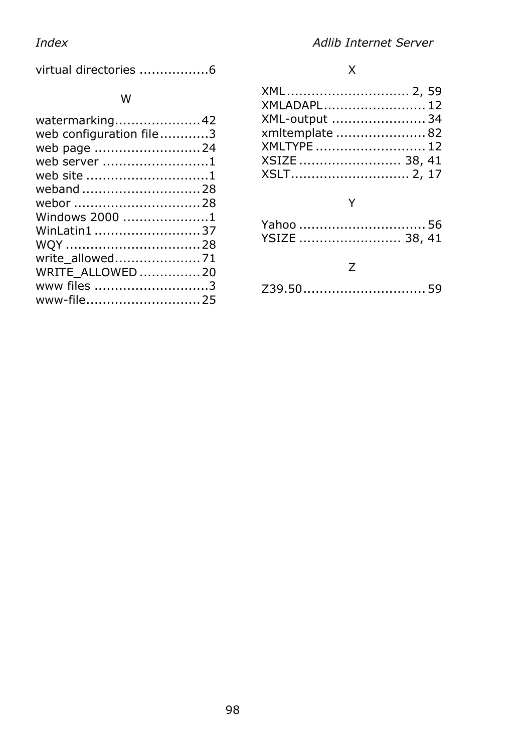virtual directories ................6

W

watermarking.....................42
web configuration file............3
web page ..........................24
web server ..........................1
web site .............................1
weband ............................28
webor ..............................28
Windows 2000 .....................1
WinLatin1 .........................37
WQY ................................28
write_allowed.....................71
WRITE_ALLOWED ...............20
www files ............................3
www-file............................25

X

XML............................. 2, 59
XMLADAPL.........................12
XML-output .......................34
xmltemplate ......................82
XMLTYPE ...........................12
XSIZE ......................... 38, 41
XSLT............................. 2, 17

Y

Yahoo ...............................56
YSIZE ......................... 38, 41

Z

Z39.50..............................59